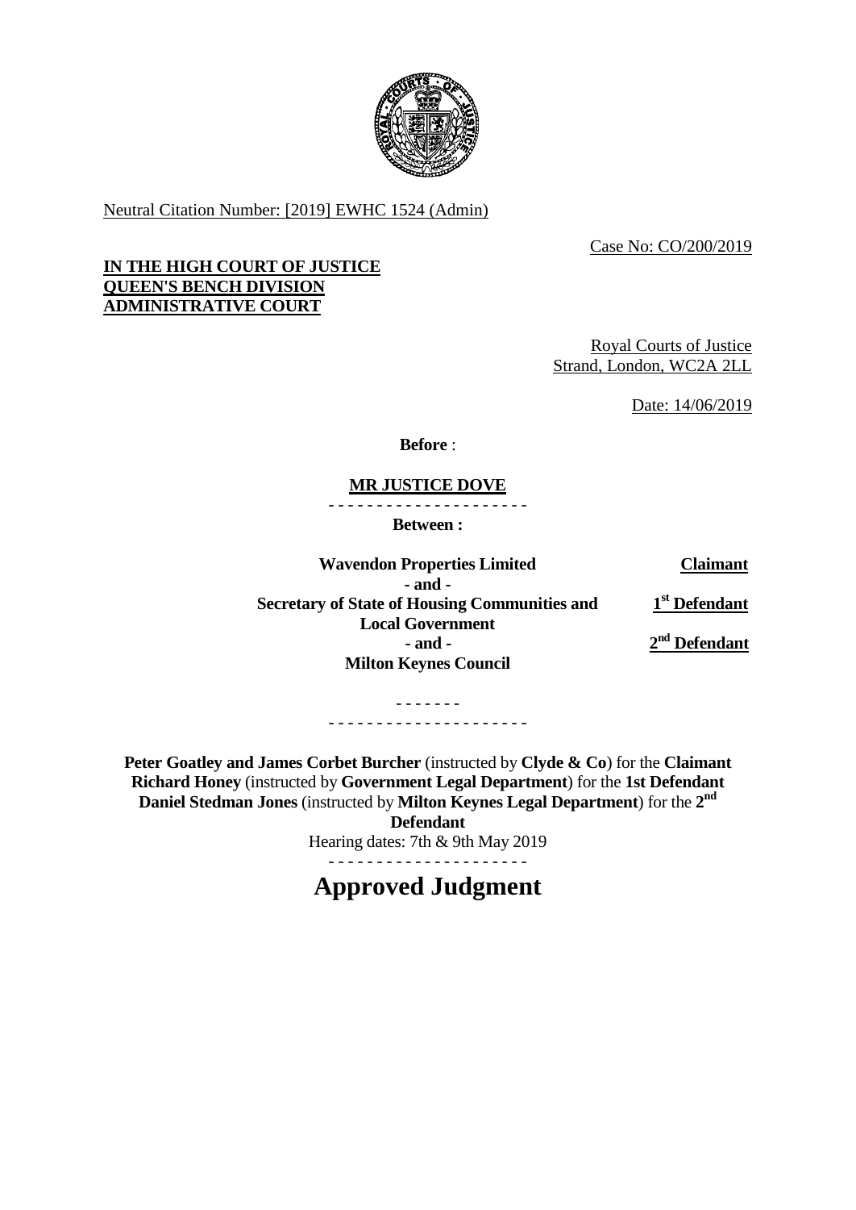Neutral Citation Number: [2019] EWHC 1524 (Admin)

Case No: CO/200/2019

**IN THE HIGH COURT OF JUSTICE**
**QUEEN'S BENCH DIVISION**
**ADMINISTRATIVE COURT**

Royal Courts of Justice
Strand, London, WC2A 2LL

Date: 14/06/2019

**Before** :

**MR JUSTICE DOVE**

- - - - - - - - - - - - - - - - - - - - -

**Between :**

| | |
|---|---|
| **Wavendon Properties Limited** | **Claimant** |
| **- and -** | |
| **Secretary of State of Housing Communities and Local Government** | **1st Defendant** |
| **- and -** | **2nd Defendant** |
| **Milton Keynes Council** | |

- - - - - - -
- - - - - - - - - - - - - - - - - - - - -

**Peter Goatley and James Corbet Burcher** (instructed by **Clyde & Co**) for the **Claimant**
**Richard Honey** (instructed by **Government Legal Department**) for the **1st Defendant**
**Daniel Stedman Jones** (instructed by **Milton Keynes Legal Department**) for the **2nd Defendant**

Hearing dates: 7th & 9th May 2019

- - - - - - - - - - - - - - - - - - - - -

# Approved Judgment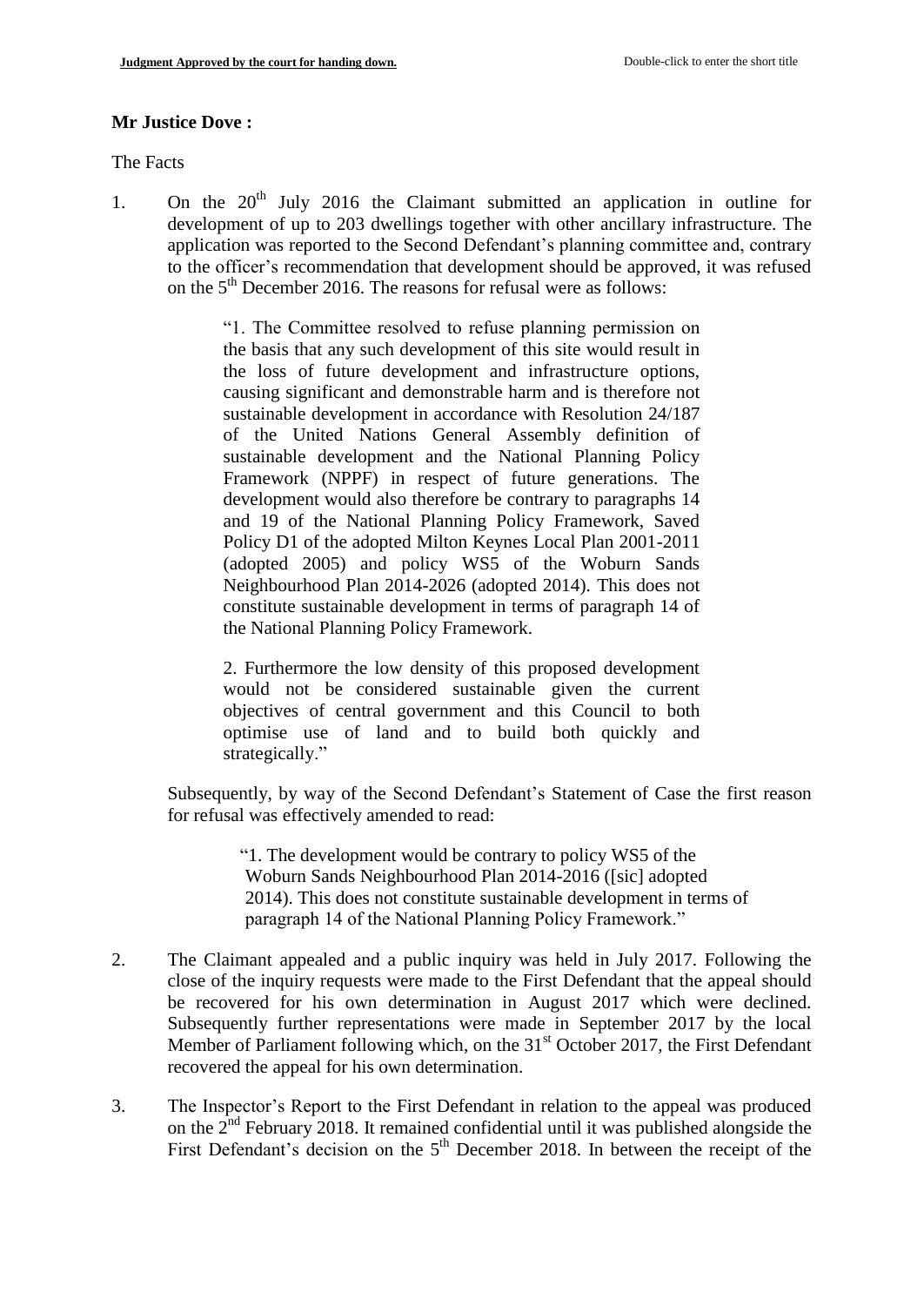**Mr Justice Dove :**

The Facts

1. On the 20th July 2016 the Claimant submitted an application in outline for development of up to 203 dwellings together with other ancillary infrastructure. The application was reported to the Second Defendant's planning committee and, contrary to the officer's recommendation that development should be approved, it was refused on the 5th December 2016. The reasons for refusal were as follows:

   > "1. The Committee resolved to refuse planning permission on the basis that any such development of this site would result in the loss of future development and infrastructure options, causing significant and demonstrable harm and is therefore not sustainable development in accordance with Resolution 24/187 of the United Nations General Assembly definition of sustainable development and the National Planning Policy Framework (NPPF) in respect of future generations. The development would also therefore be contrary to paragraphs 14 and 19 of the National Planning Policy Framework, Saved Policy D1 of the adopted Milton Keynes Local Plan 2001-2011 (adopted 2005) and policy WS5 of the Woburn Sands Neighbourhood Plan 2014-2026 (adopted 2014). This does not constitute sustainable development in terms of paragraph 14 of the National Planning Policy Framework.
   >
   > 2. Furthermore the low density of this proposed development would not be considered sustainable given the current objectives of central government and this Council to both optimise use of land and to build both quickly and strategically."

   Subsequently, by way of the Second Defendant's Statement of Case the first reason for refusal was effectively amended to read:

   > "1. The development would be contrary to policy WS5 of the Woburn Sands Neighbourhood Plan 2014-2016 ([sic] adopted 2014). This does not constitute sustainable development in terms of paragraph 14 of the National Planning Policy Framework."

2. The Claimant appealed and a public inquiry was held in July 2017. Following the close of the inquiry requests were made to the First Defendant that the appeal should be recovered for his own determination in August 2017 which were declined. Subsequently further representations were made in September 2017 by the local Member of Parliament following which, on the 31st October 2017, the First Defendant recovered the appeal for his own determination.

3. The Inspector's Report to the First Defendant in relation to the appeal was produced on the 2nd February 2018. It remained confidential until it was published alongside the First Defendant's decision on the 5th December 2018. In between the receipt of the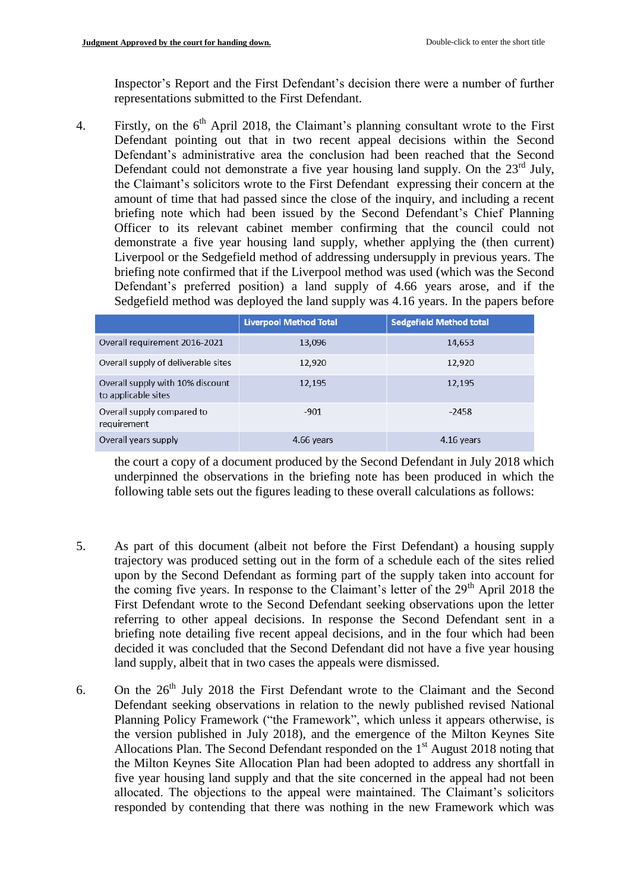Inspector's Report and the First Defendant's decision there were a number of further representations submitted to the First Defendant.

4. Firstly, on the 6th April 2018, the Claimant's planning consultant wrote to the First Defendant pointing out that in two recent appeal decisions within the Second Defendant's administrative area the conclusion had been reached that the Second Defendant could not demonstrate a five year housing land supply. On the 23rd July, the Claimant's solicitors wrote to the First Defendant expressing their concern at the amount of time that had passed since the close of the inquiry, and including a recent briefing note which had been issued by the Second Defendant's Chief Planning Officer to its relevant cabinet member confirming that the council could not demonstrate a five year housing land supply, whether applying the (then current) Liverpool or the Sedgefield method of addressing undersupply in previous years. The briefing note confirmed that if the Liverpool method was used (which was the Second Defendant's preferred position) a land supply of 4.66 years arose, and if the Sedgefield method was deployed the land supply was 4.16 years. In the papers before the court a copy of a document produced by the Second Defendant in July 2018 which underpinned the observations in the briefing note has been produced in which the following table sets out the figures leading to these overall calculations as follows:

| | Liverpool Method Total | Sedgefield Method total |
|---|---|---|
| Overall requirement 2016-2021 | 13,096 | 14,653 |
| Overall supply of deliverable sites | 12,920 | 12,920 |
| Overall supply with 10% discount to applicable sites | 12,195 | 12,195 |
| Overall supply compared to requirement | -901 | -2458 |
| Overall years supply | 4.66 years | 4.16 years |

5. As part of this document (albeit not before the First Defendant) a housing supply trajectory was produced setting out in the form of a schedule each of the sites relied upon by the Second Defendant as forming part of the supply taken into account for the coming five years. In response to the Claimant's letter of the 29th April 2018 the First Defendant wrote to the Second Defendant seeking observations upon the letter referring to other appeal decisions. In response the Second Defendant sent in a briefing note detailing five recent appeal decisions, and in the four which had been decided it was concluded that the Second Defendant did not have a five year housing land supply, albeit that in two cases the appeals were dismissed.

6. On the 26th July 2018 the First Defendant wrote to the Claimant and the Second Defendant seeking observations in relation to the newly published revised National Planning Policy Framework ("the Framework", which unless it appears otherwise, is the version published in July 2018), and the emergence of the Milton Keynes Site Allocations Plan. The Second Defendant responded on the 1st August 2018 noting that the Milton Keynes Site Allocation Plan had been adopted to address any shortfall in five year housing land supply and that the site concerned in the appeal had not been allocated. The objections to the appeal were maintained. The Claimant's solicitors responded by contending that there was nothing in the new Framework which was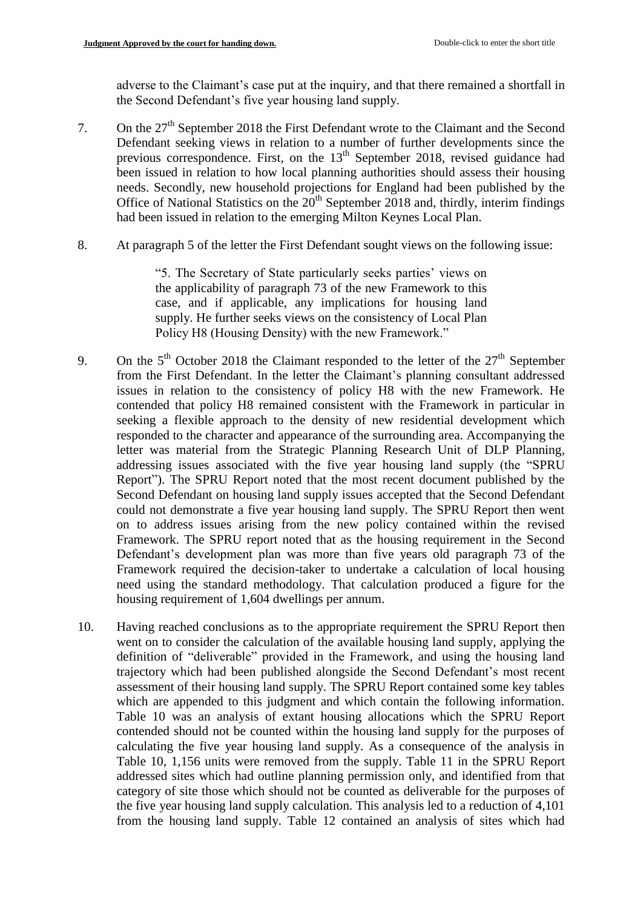adverse to the Claimant's case put at the inquiry, and that there remained a shortfall in the Second Defendant's five year housing land supply.

7. On the 27th September 2018 the First Defendant wrote to the Claimant and the Second Defendant seeking views in relation to a number of further developments since the previous correspondence. First, on the 13th September 2018, revised guidance had been issued in relation to how local planning authorities should assess their housing needs. Secondly, new household projections for England had been published by the Office of National Statistics on the 20th September 2018 and, thirdly, interim findings had been issued in relation to the emerging Milton Keynes Local Plan.

8. At paragraph 5 of the letter the First Defendant sought views on the following issue:

> "5. The Secretary of State particularly seeks parties' views on the applicability of paragraph 73 of the new Framework to this case, and if applicable, any implications for housing land supply. He further seeks views on the consistency of Local Plan Policy H8 (Housing Density) with the new Framework."

9. On the 5th October 2018 the Claimant responded to the letter of the 27th September from the First Defendant. In the letter the Claimant's planning consultant addressed issues in relation to the consistency of policy H8 with the new Framework. He contended that policy H8 remained consistent with the Framework in particular in seeking a flexible approach to the density of new residential development which responded to the character and appearance of the surrounding area. Accompanying the letter was material from the Strategic Planning Research Unit of DLP Planning, addressing issues associated with the five year housing land supply (the "SPRU Report"). The SPRU Report noted that the most recent document published by the Second Defendant on housing land supply issues accepted that the Second Defendant could not demonstrate a five year housing land supply. The SPRU Report then went on to address issues arising from the new policy contained within the revised Framework. The SPRU report noted that as the housing requirement in the Second Defendant's development plan was more than five years old paragraph 73 of the Framework required the decision-taker to undertake a calculation of local housing need using the standard methodology. That calculation produced a figure for the housing requirement of 1,604 dwellings per annum.

10. Having reached conclusions as to the appropriate requirement the SPRU Report then went on to consider the calculation of the available housing land supply, applying the definition of "deliverable" provided in the Framework, and using the housing land trajectory which had been published alongside the Second Defendant's most recent assessment of their housing land supply. The SPRU Report contained some key tables which are appended to this judgment and which contain the following information. Table 10 was an analysis of extant housing allocations which the SPRU Report contended should not be counted within the housing land supply for the purposes of calculating the five year housing land supply. As a consequence of the analysis in Table 10, 1,156 units were removed from the supply. Table 11 in the SPRU Report addressed sites which had outline planning permission only, and identified from that category of site those which should not be counted as deliverable for the purposes of the five year housing land supply calculation. This analysis led to a reduction of 4,101 from the housing land supply. Table 12 contained an analysis of sites which had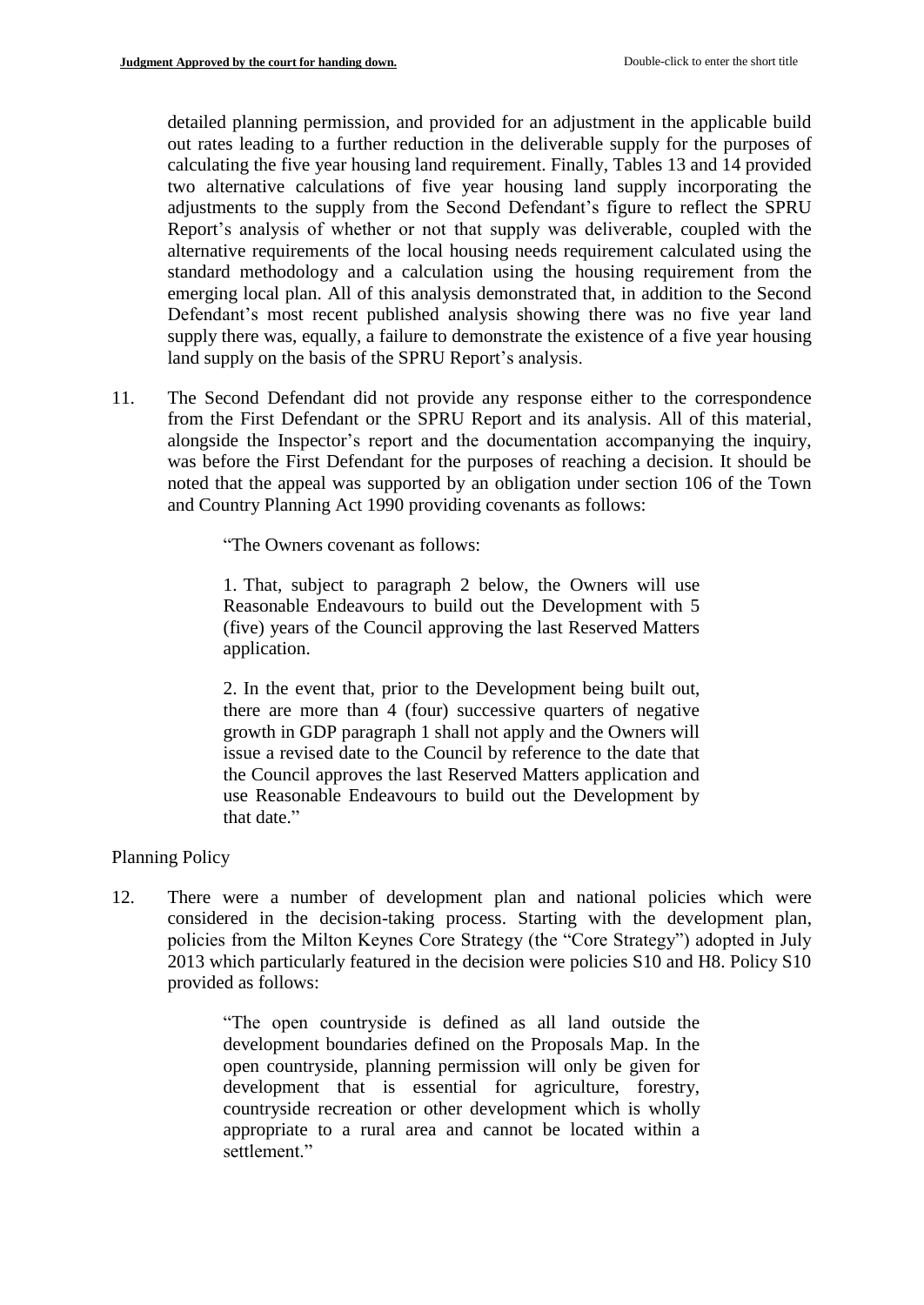detailed planning permission, and provided for an adjustment in the applicable build out rates leading to a further reduction in the deliverable supply for the purposes of calculating the five year housing land requirement. Finally, Tables 13 and 14 provided two alternative calculations of five year housing land supply incorporating the adjustments to the supply from the Second Defendant's figure to reflect the SPRU Report's analysis of whether or not that supply was deliverable, coupled with the alternative requirements of the local housing needs requirement calculated using the standard methodology and a calculation using the housing requirement from the emerging local plan. All of this analysis demonstrated that, in addition to the Second Defendant's most recent published analysis showing there was no five year land supply there was, equally, a failure to demonstrate the existence of a five year housing land supply on the basis of the SPRU Report's analysis.

11. The Second Defendant did not provide any response either to the correspondence from the First Defendant or the SPRU Report and its analysis. All of this material, alongside the Inspector's report and the documentation accompanying the inquiry, was before the First Defendant for the purposes of reaching a decision. It should be noted that the appeal was supported by an obligation under section 106 of the Town and Country Planning Act 1990 providing covenants as follows:

> "The Owners covenant as follows:
>
> 1. That, subject to paragraph 2 below, the Owners will use Reasonable Endeavours to build out the Development with 5 (five) years of the Council approving the last Reserved Matters application.
>
> 2. In the event that, prior to the Development being built out, there are more than 4 (four) successive quarters of negative growth in GDP paragraph 1 shall not apply and the Owners will issue a revised date to the Council by reference to the date that the Council approves the last Reserved Matters application and use Reasonable Endeavours to build out the Development by that date."

Planning Policy

12. There were a number of development plan and national policies which were considered in the decision-taking process. Starting with the development plan, policies from the Milton Keynes Core Strategy (the "Core Strategy") adopted in July 2013 which particularly featured in the decision were policies S10 and H8. Policy S10 provided as follows:

> "The open countryside is defined as all land outside the development boundaries defined on the Proposals Map. In the open countryside, planning permission will only be given for development that is essential for agriculture, forestry, countryside recreation or other development which is wholly appropriate to a rural area and cannot be located within a settlement."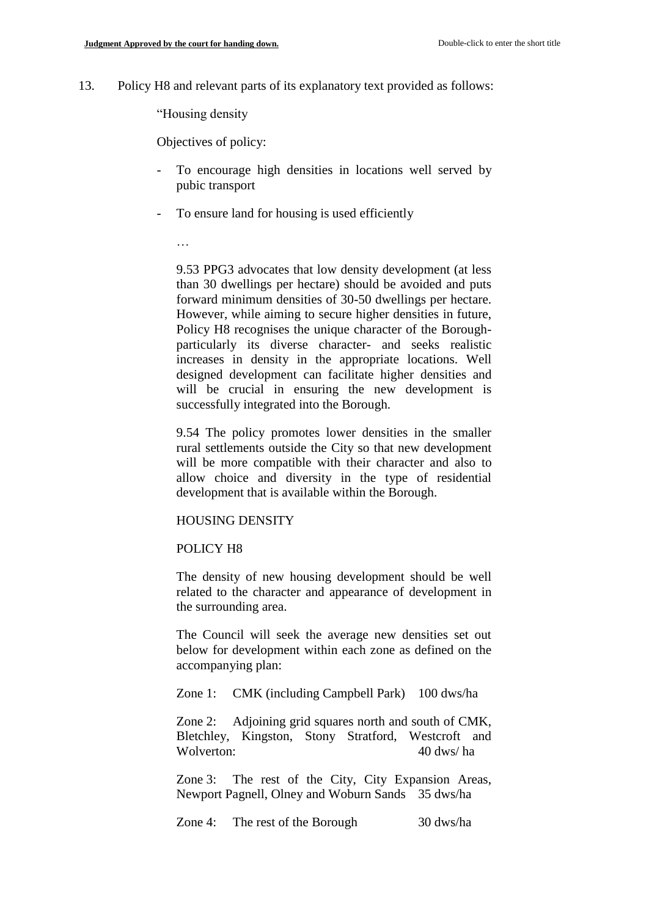13. Policy H8 and relevant parts of its explanatory text provided as follows:

> "Housing density
>
> Objectives of policy:
>
> - To encourage high densities in locations well served by pubic transport
> - To ensure land for housing is used efficiently
>
> …
>
> 9.53 PPG3 advocates that low density development (at less than 30 dwellings per hectare) should be avoided and puts forward minimum densities of 30-50 dwellings per hectare. However, while aiming to secure higher densities in future, Policy H8 recognises the unique character of the Borough- particularly its diverse character- and seeks realistic increases in density in the appropriate locations. Well designed development can facilitate higher densities and will be crucial in ensuring the new development is successfully integrated into the Borough.
>
> 9.54 The policy promotes lower densities in the smaller rural settlements outside the City so that new development will be more compatible with their character and also to allow choice and diversity in the type of residential development that is available within the Borough.
>
> HOUSING DENSITY
>
> POLICY H8
>
> The density of new housing development should be well related to the character and appearance of development in the surrounding area.
>
> The Council will seek the average new densities set out below for development within each zone as defined on the accompanying plan:
>
> Zone 1: CMK (including Campbell Park) 100 dws/ha
>
> Zone 2: Adjoining grid squares north and south of CMK, Bletchley, Kingston, Stony Stratford, Westcroft and Wolverton: 40 dws/ ha
>
> Zone 3: The rest of the City, City Expansion Areas, Newport Pagnell, Olney and Woburn Sands 35 dws/ha
>
> Zone 4: The rest of the Borough 30 dws/ha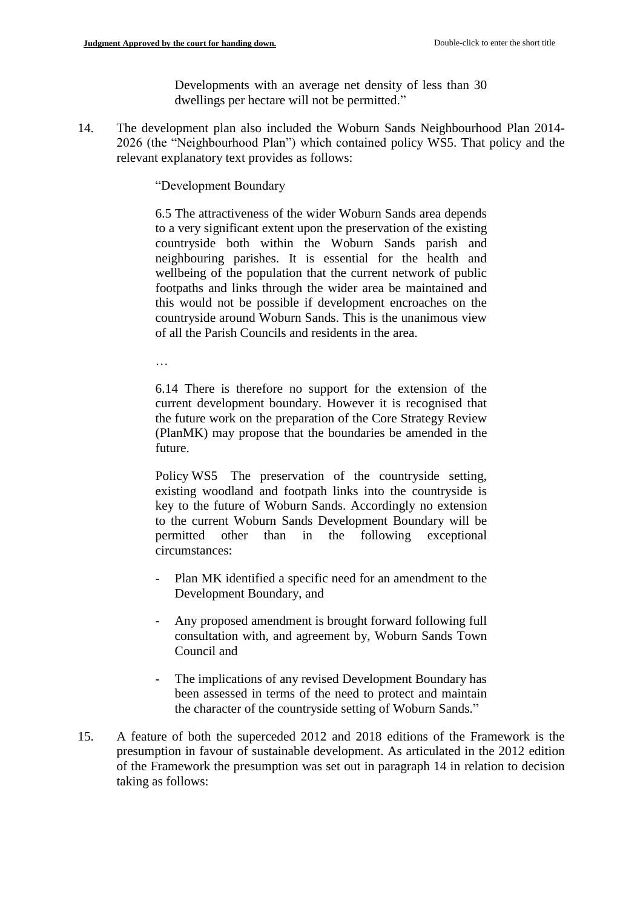Developments with an average net density of less than 30 dwellings per hectare will not be permitted."

14. The development plan also included the Woburn Sands Neighbourhood Plan 2014-2026 (the "Neighbourhood Plan") which contained policy WS5. That policy and the relevant explanatory text provides as follows:

> "Development Boundary
>
> 6.5 The attractiveness of the wider Woburn Sands area depends to a very significant extent upon the preservation of the existing countryside both within the Woburn Sands parish and neighbouring parishes. It is essential for the health and wellbeing of the population that the current network of public footpaths and links through the wider area be maintained and this would not be possible if development encroaches on the countryside around Woburn Sands. This is the unanimous view of all the Parish Councils and residents in the area.
>
> …
>
> 6.14 There is therefore no support for the extension of the current development boundary. However it is recognised that the future work on the preparation of the Core Strategy Review (PlanMK) may propose that the boundaries be amended in the future.
>
> Policy WS5 The preservation of the countryside setting, existing woodland and footpath links into the countryside is key to the future of Woburn Sands. Accordingly no extension to the current Woburn Sands Development Boundary will be permitted other than in the following exceptional circumstances:
>
> - Plan MK identified a specific need for an amendment to the Development Boundary, and
> - Any proposed amendment is brought forward following full consultation with, and agreement by, Woburn Sands Town Council and
> - The implications of any revised Development Boundary has been assessed in terms of the need to protect and maintain the character of the countryside setting of Woburn Sands."

15. A feature of both the superceded 2012 and 2018 editions of the Framework is the presumption in favour of sustainable development. As articulated in the 2012 edition of the Framework the presumption was set out in paragraph 14 in relation to decision taking as follows: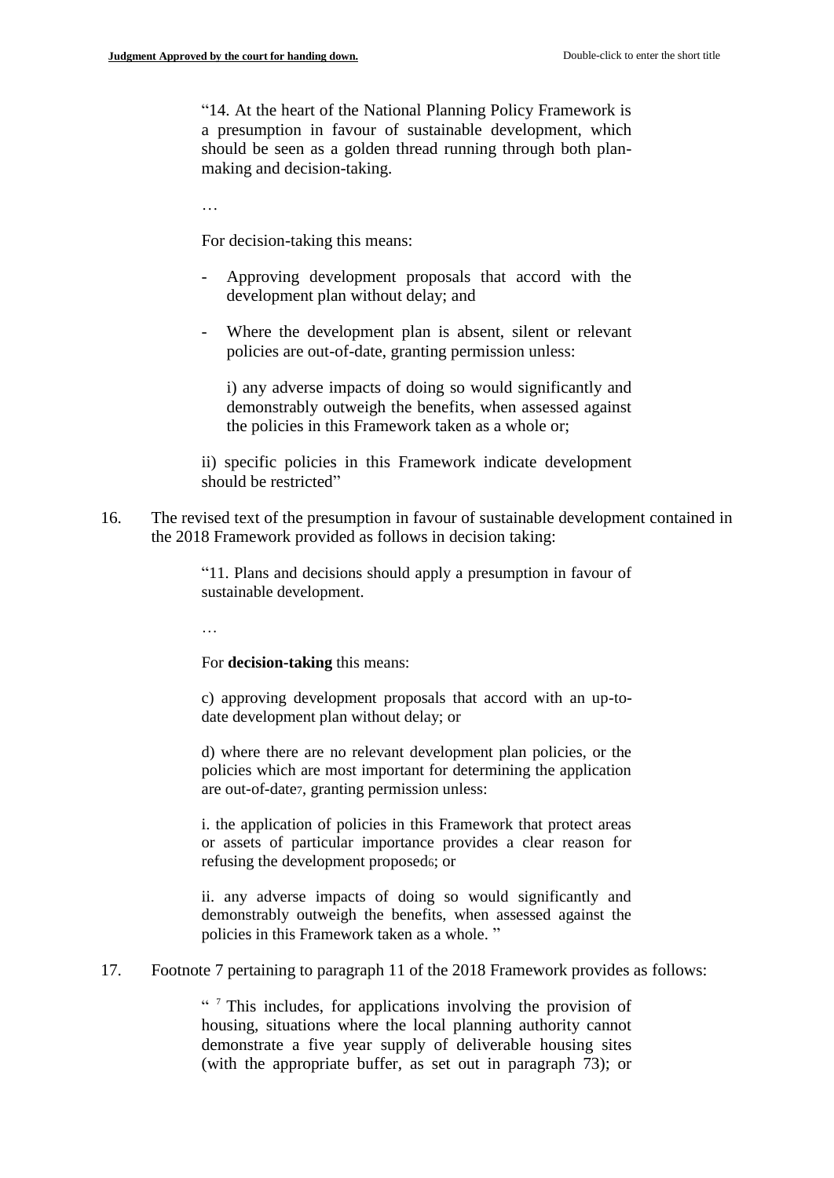> "14. At the heart of the National Planning Policy Framework is a presumption in favour of sustainable development, which should be seen as a golden thread running through both plan-making and decision-taking.
>
> …
>
> For decision-taking this means:
>
> - Approving development proposals that accord with the development plan without delay; and
>
> - Where the development plan is absent, silent or relevant policies are out-of-date, granting permission unless:
>
>   i) any adverse impacts of doing so would significantly and demonstrably outweigh the benefits, when assessed against the policies in this Framework taken as a whole or;
>
> ii) specific policies in this Framework indicate development should be restricted"

16. The revised text of the presumption in favour of sustainable development contained in the 2018 Framework provided as follows in decision taking:

> "11. Plans and decisions should apply a presumption in favour of sustainable development.
>
> …
>
> For **decision-taking** this means:
>
> c) approving development proposals that accord with an up-to-date development plan without delay; or
>
> d) where there are no relevant development plan policies, or the policies which are most important for determining the application are out-of-date[7], granting permission unless:
>
> i. the application of policies in this Framework that protect areas or assets of particular importance provides a clear reason for refusing the development proposed[6]; or
>
> ii. any adverse impacts of doing so would significantly and demonstrably outweigh the benefits, when assessed against the policies in this Framework taken as a whole. "

17. Footnote 7 pertaining to paragraph 11 of the 2018 Framework provides as follows:

> " [7] This includes, for applications involving the provision of housing, situations where the local planning authority cannot demonstrate a five year supply of deliverable housing sites (with the appropriate buffer, as set out in paragraph 73); or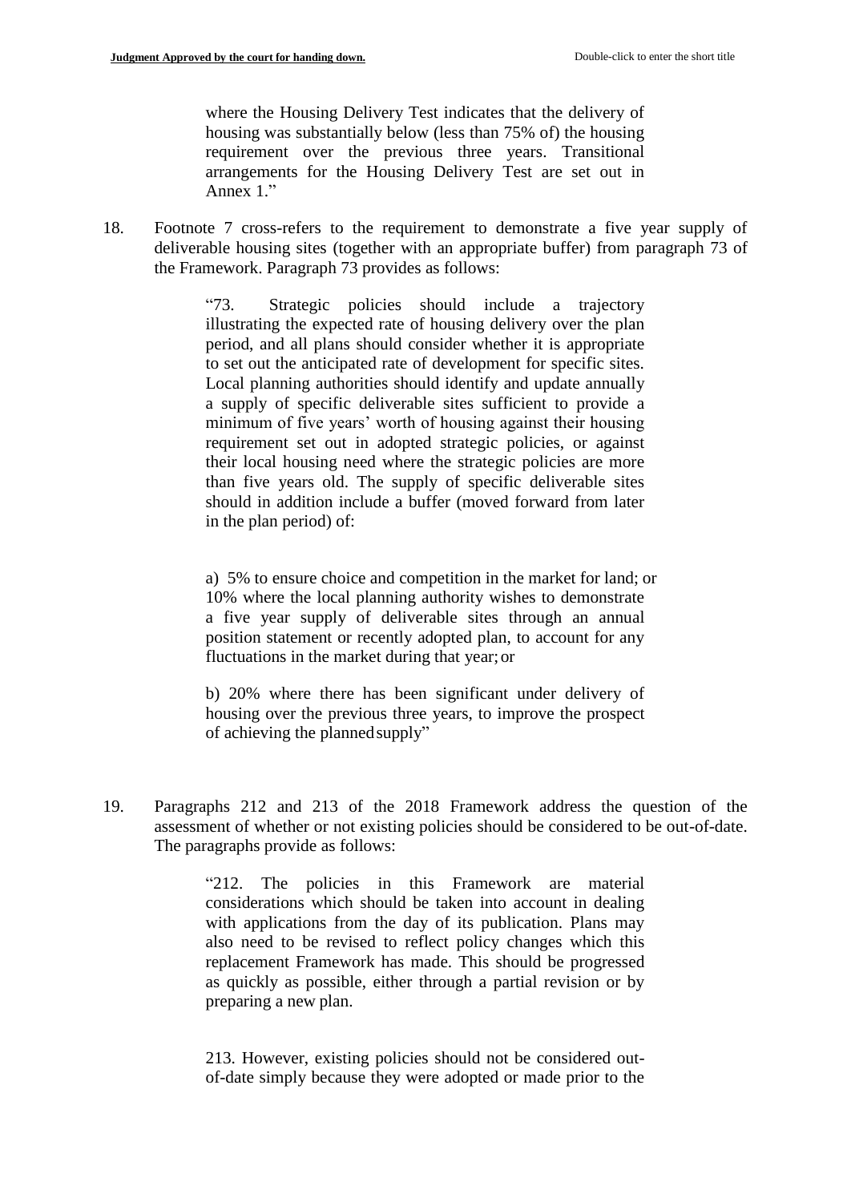> where the Housing Delivery Test indicates that the delivery of housing was substantially below (less than 75% of) the housing requirement over the previous three years. Transitional arrangements for the Housing Delivery Test are set out in Annex 1."

18. Footnote 7 cross-refers to the requirement to demonstrate a five year supply of deliverable housing sites (together with an appropriate buffer) from paragraph 73 of the Framework. Paragraph 73 provides as follows:

> "73. Strategic policies should include a trajectory illustrating the expected rate of housing delivery over the plan period, and all plans should consider whether it is appropriate to set out the anticipated rate of development for specific sites. Local planning authorities should identify and update annually a supply of specific deliverable sites sufficient to provide a minimum of five years' worth of housing against their housing requirement set out in adopted strategic policies, or against their local housing need where the strategic policies are more than five years old. The supply of specific deliverable sites should in addition include a buffer (moved forward from later in the plan period) of:
>
> a) 5% to ensure choice and competition in the market for land; or 10% where the local planning authority wishes to demonstrate a five year supply of deliverable sites through an annual position statement or recently adopted plan, to account for any fluctuations in the market during that year; or
>
> b) 20% where there has been significant under delivery of housing over the previous three years, to improve the prospect of achieving the planned supply"

19. Paragraphs 212 and 213 of the 2018 Framework address the question of the assessment of whether or not existing policies should be considered to be out-of-date. The paragraphs provide as follows:

> "212. The policies in this Framework are material considerations which should be taken into account in dealing with applications from the day of its publication. Plans may also need to be revised to reflect policy changes which this replacement Framework has made. This should be progressed as quickly as possible, either through a partial revision or by preparing a new plan.
>
> 213. However, existing policies should not be considered out-of-date simply because they were adopted or made prior to the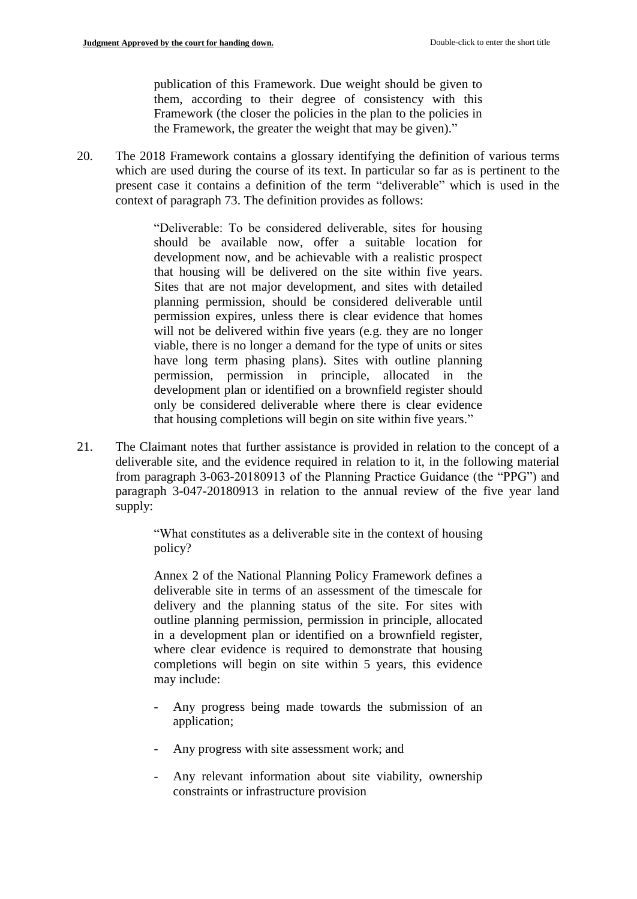> publication of this Framework. Due weight should be given to them, according to their degree of consistency with this Framework (the closer the policies in the plan to the policies in the Framework, the greater the weight that may be given)."

20. The 2018 Framework contains a glossary identifying the definition of various terms which are used during the course of its text. In particular so far as is pertinent to the present case it contains a definition of the term "deliverable" which is used in the context of paragraph 73. The definition provides as follows:

> "Deliverable: To be considered deliverable, sites for housing should be available now, offer a suitable location for development now, and be achievable with a realistic prospect that housing will be delivered on the site within five years. Sites that are not major development, and sites with detailed planning permission, should be considered deliverable until permission expires, unless there is clear evidence that homes will not be delivered within five years (e.g. they are no longer viable, there is no longer a demand for the type of units or sites have long term phasing plans). Sites with outline planning permission, permission in principle, allocated in the development plan or identified on a brownfield register should only be considered deliverable where there is clear evidence that housing completions will begin on site within five years."

21. The Claimant notes that further assistance is provided in relation to the concept of a deliverable site, and the evidence required in relation to it, in the following material from paragraph 3-063-20180913 of the Planning Practice Guidance (the "PPG") and paragraph 3-047-20180913 in relation to the annual review of the five year land supply:

> "What constitutes as a deliverable site in the context of housing policy?
>
> Annex 2 of the National Planning Policy Framework defines a deliverable site in terms of an assessment of the timescale for delivery and the planning status of the site. For sites with outline planning permission, permission in principle, allocated in a development plan or identified on a brownfield register, where clear evidence is required to demonstrate that housing completions will begin on site within 5 years, this evidence may include:
>
> - Any progress being made towards the submission of an application;
> - Any progress with site assessment work; and
> - Any relevant information about site viability, ownership constraints or infrastructure provision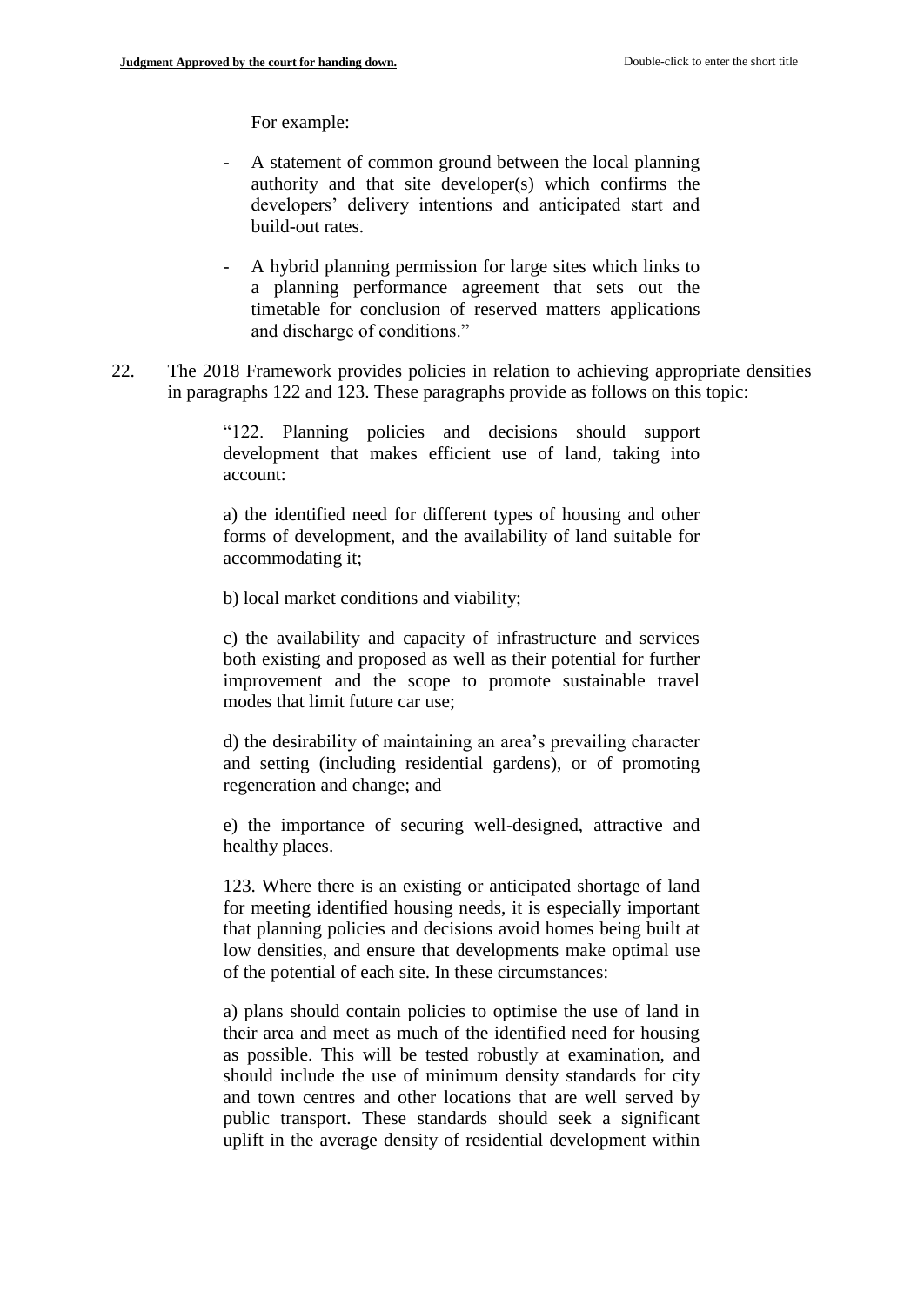For example:

- A statement of common ground between the local planning authority and that site developer(s) which confirms the developers' delivery intentions and anticipated start and build-out rates.

- A hybrid planning permission for large sites which links to a planning performance agreement that sets out the timetable for conclusion of reserved matters applications and discharge of conditions."

22. The 2018 Framework provides policies in relation to achieving appropriate densities in paragraphs 122 and 123. These paragraphs provide as follows on this topic:

> "122. Planning policies and decisions should support development that makes efficient use of land, taking into account:
>
> a) the identified need for different types of housing and other forms of development, and the availability of land suitable for accommodating it;
>
> b) local market conditions and viability;
>
> c) the availability and capacity of infrastructure and services both existing and proposed as well as their potential for further improvement and the scope to promote sustainable travel modes that limit future car use;
>
> d) the desirability of maintaining an area's prevailing character and setting (including residential gardens), or of promoting regeneration and change; and
>
> e) the importance of securing well-designed, attractive and healthy places.
>
> 123. Where there is an existing or anticipated shortage of land for meeting identified housing needs, it is especially important that planning policies and decisions avoid homes being built at low densities, and ensure that developments make optimal use of the potential of each site. In these circumstances:
>
> a) plans should contain policies to optimise the use of land in their area and meet as much of the identified need for housing as possible. This will be tested robustly at examination, and should include the use of minimum density standards for city and town centres and other locations that are well served by public transport. These standards should seek a significant uplift in the average density of residential development within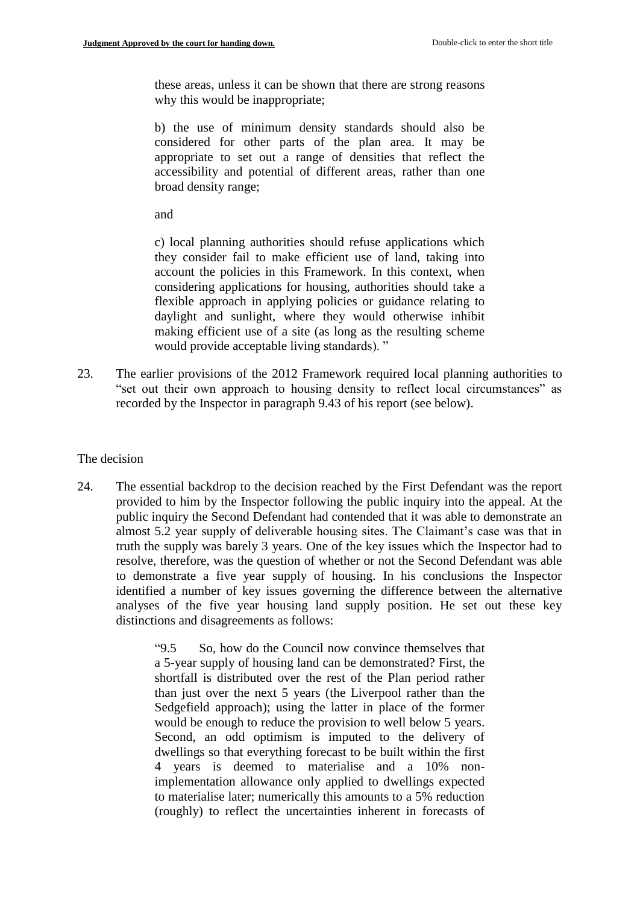> these areas, unless it can be shown that there are strong reasons why this would be inappropriate;
>
> b) the use of minimum density standards should also be considered for other parts of the plan area. It may be appropriate to set out a range of densities that reflect the accessibility and potential of different areas, rather than one broad density range;
>
> and
>
> c) local planning authorities should refuse applications which they consider fail to make efficient use of land, taking into account the policies in this Framework. In this context, when considering applications for housing, authorities should take a flexible approach in applying policies or guidance relating to daylight and sunlight, where they would otherwise inhibit making efficient use of a site (as long as the resulting scheme would provide acceptable living standards). "

23. The earlier provisions of the 2012 Framework required local planning authorities to "set out their own approach to housing density to reflect local circumstances" as recorded by the Inspector in paragraph 9.43 of his report (see below).

The decision

24. The essential backdrop to the decision reached by the First Defendant was the report provided to him by the Inspector following the public inquiry into the appeal. At the public inquiry the Second Defendant had contended that it was able to demonstrate an almost 5.2 year supply of deliverable housing sites. The Claimant's case was that in truth the supply was barely 3 years. One of the key issues which the Inspector had to resolve, therefore, was the question of whether or not the Second Defendant was able to demonstrate a five year supply of housing. In his conclusions the Inspector identified a number of key issues governing the difference between the alternative analyses of the five year housing land supply position. He set out these key distinctions and disagreements as follows:

> "9.5 So, how do the Council now convince themselves that a 5-year supply of housing land can be demonstrated? First, the shortfall is distributed over the rest of the Plan period rather than just over the next 5 years (the Liverpool rather than the Sedgefield approach); using the latter in place of the former would be enough to reduce the provision to well below 5 years. Second, an odd optimism is imputed to the delivery of dwellings so that everything forecast to be built within the first 4 years is deemed to materialise and a 10% non-implementation allowance only applied to dwellings expected to materialise later; numerically this amounts to a 5% reduction (roughly) to reflect the uncertainties inherent in forecasts of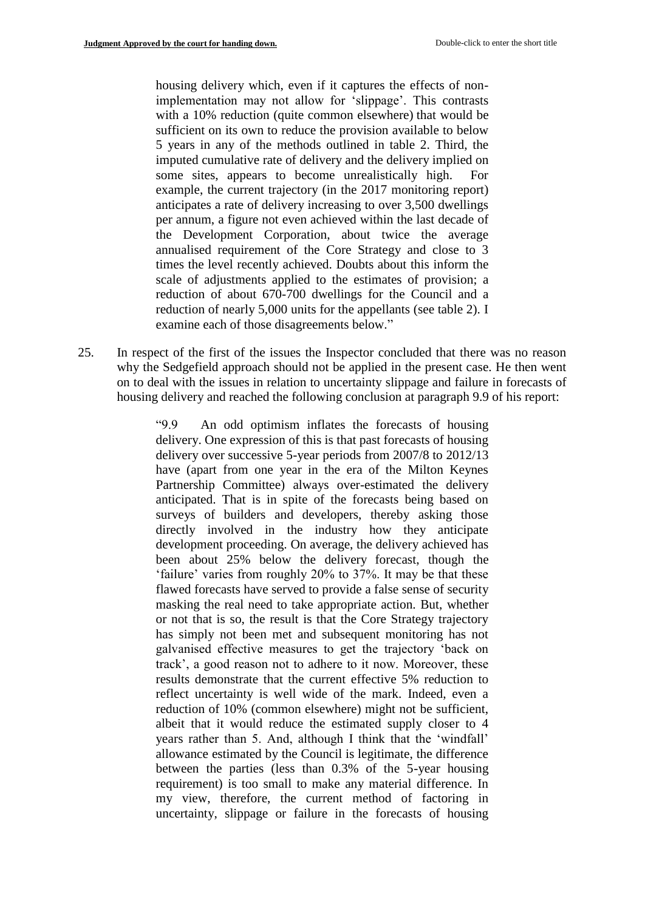> housing delivery which, even if it captures the effects of non-implementation may not allow for 'slippage'. This contrasts with a 10% reduction (quite common elsewhere) that would be sufficient on its own to reduce the provision available to below 5 years in any of the methods outlined in table 2. Third, the imputed cumulative rate of delivery and the delivery implied on some sites, appears to become unrealistically high. For example, the current trajectory (in the 2017 monitoring report) anticipates a rate of delivery increasing to over 3,500 dwellings per annum, a figure not even achieved within the last decade of the Development Corporation, about twice the average annualised requirement of the Core Strategy and close to 3 times the level recently achieved. Doubts about this inform the scale of adjustments applied to the estimates of provision; a reduction of about 670-700 dwellings for the Council and a reduction of nearly 5,000 units for the appellants (see table 2). I examine each of those disagreements below."

25. In respect of the first of the issues the Inspector concluded that there was no reason why the Sedgefield approach should not be applied in the present case. He then went on to deal with the issues in relation to uncertainty slippage and failure in forecasts of housing delivery and reached the following conclusion at paragraph 9.9 of his report:

> "9.9 An odd optimism inflates the forecasts of housing delivery. One expression of this is that past forecasts of housing delivery over successive 5-year periods from 2007/8 to 2012/13 have (apart from one year in the era of the Milton Keynes Partnership Committee) always over-estimated the delivery anticipated. That is in spite of the forecasts being based on surveys of builders and developers, thereby asking those directly involved in the industry how they anticipate development proceeding. On average, the delivery achieved has been about 25% below the delivery forecast, though the 'failure' varies from roughly 20% to 37%. It may be that these flawed forecasts have served to provide a false sense of security masking the real need to take appropriate action. But, whether or not that is so, the result is that the Core Strategy trajectory has simply not been met and subsequent monitoring has not galvanised effective measures to get the trajectory 'back on track', a good reason not to adhere to it now. Moreover, these results demonstrate that the current effective 5% reduction to reflect uncertainty is well wide of the mark. Indeed, even a reduction of 10% (common elsewhere) might not be sufficient, albeit that it would reduce the estimated supply closer to 4 years rather than 5. And, although I think that the 'windfall' allowance estimated by the Council is legitimate, the difference between the parties (less than 0.3% of the 5-year housing requirement) is too small to make any material difference. In my view, therefore, the current method of factoring in uncertainty, slippage or failure in the forecasts of housing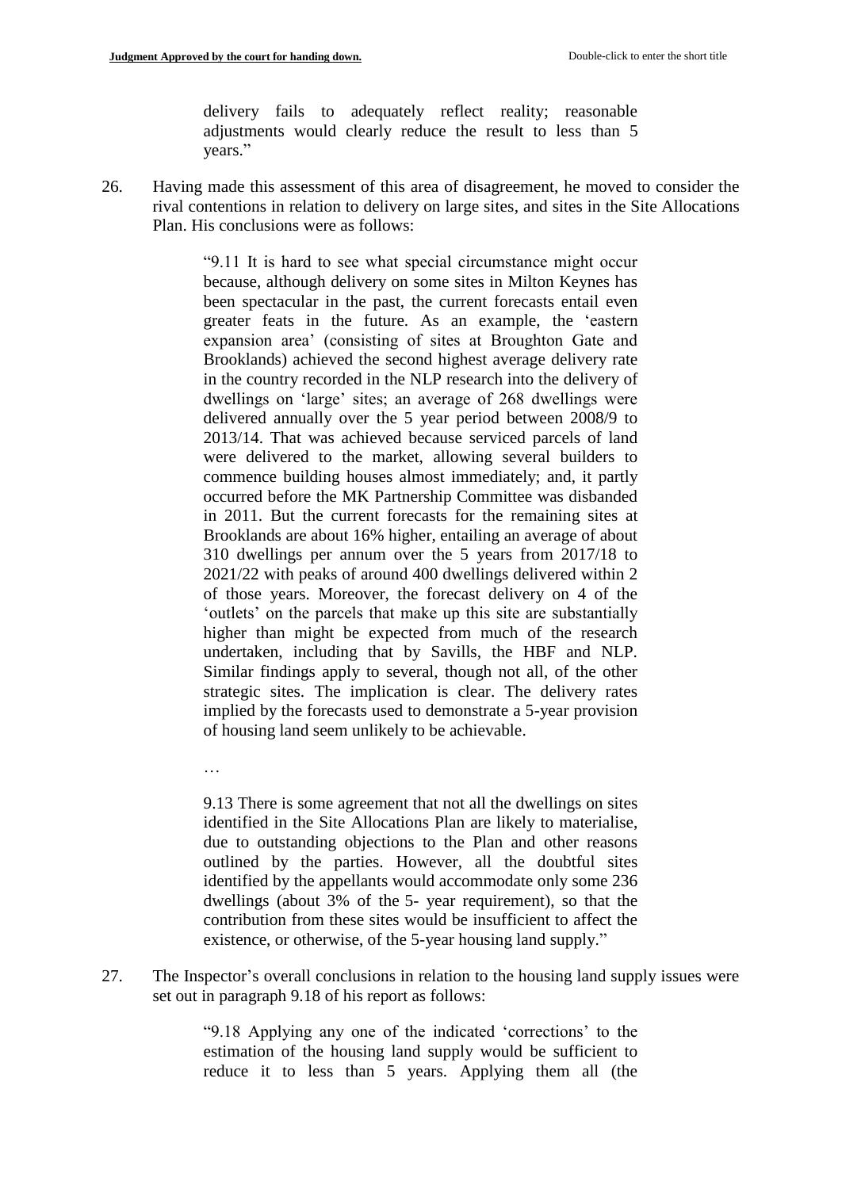> delivery fails to adequately reflect reality; reasonable adjustments would clearly reduce the result to less than 5 years."

26. Having made this assessment of this area of disagreement, he moved to consider the rival contentions in relation to delivery on large sites, and sites in the Site Allocations Plan. His conclusions were as follows:

> "9.11 It is hard to see what special circumstance might occur because, although delivery on some sites in Milton Keynes has been spectacular in the past, the current forecasts entail even greater feats in the future. As an example, the 'eastern expansion area' (consisting of sites at Broughton Gate and Brooklands) achieved the second highest average delivery rate in the country recorded in the NLP research into the delivery of dwellings on 'large' sites; an average of 268 dwellings were delivered annually over the 5 year period between 2008/9 to 2013/14. That was achieved because serviced parcels of land were delivered to the market, allowing several builders to commence building houses almost immediately; and, it partly occurred before the MK Partnership Committee was disbanded in 2011. But the current forecasts for the remaining sites at Brooklands are about 16% higher, entailing an average of about 310 dwellings per annum over the 5 years from 2017/18 to 2021/22 with peaks of around 400 dwellings delivered within 2 of those years. Moreover, the forecast delivery on 4 of the 'outlets' on the parcels that make up this site are substantially higher than might be expected from much of the research undertaken, including that by Savills, the HBF and NLP. Similar findings apply to several, though not all, of the other strategic sites. The implication is clear. The delivery rates implied by the forecasts used to demonstrate a 5-year provision of housing land seem unlikely to be achievable.
>
> …
>
> 9.13 There is some agreement that not all the dwellings on sites identified in the Site Allocations Plan are likely to materialise, due to outstanding objections to the Plan and other reasons outlined by the parties. However, all the doubtful sites identified by the appellants would accommodate only some 236 dwellings (about 3% of the 5- year requirement), so that the contribution from these sites would be insufficient to affect the existence, or otherwise, of the 5-year housing land supply."

27. The Inspector's overall conclusions in relation to the housing land supply issues were set out in paragraph 9.18 of his report as follows:

> "9.18 Applying any one of the indicated 'corrections' to the estimation of the housing land supply would be sufficient to reduce it to less than 5 years. Applying them all (the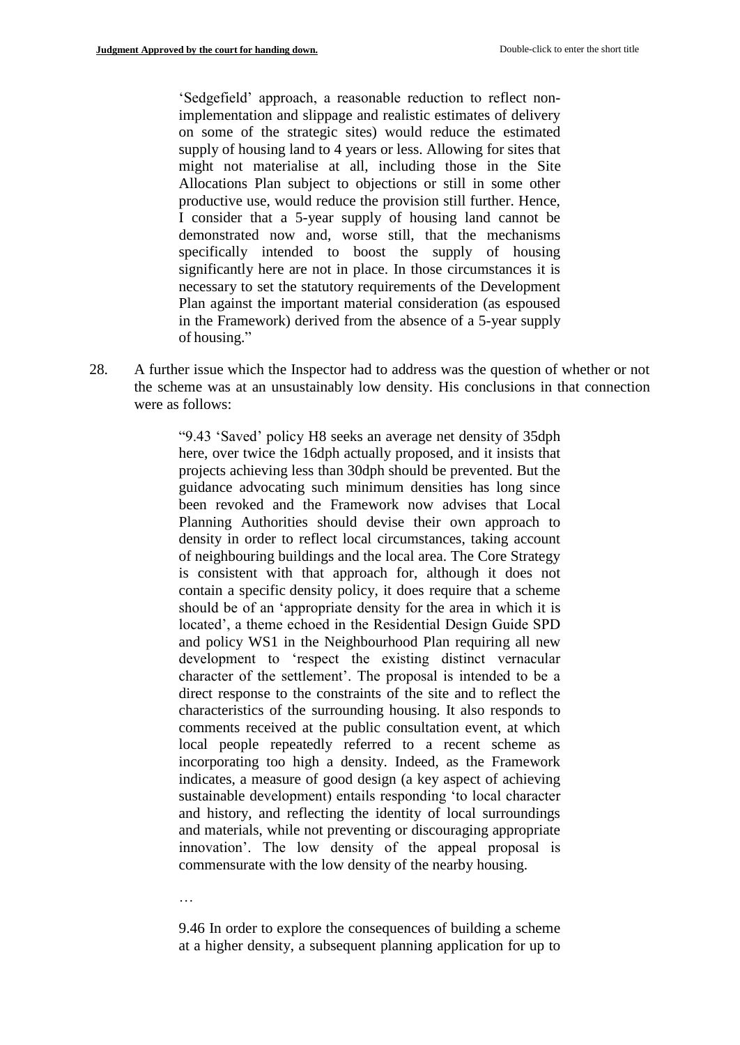> 'Sedgefield' approach, a reasonable reduction to reflect non-implementation and slippage and realistic estimates of delivery on some of the strategic sites) would reduce the estimated supply of housing land to 4 years or less. Allowing for sites that might not materialise at all, including those in the Site Allocations Plan subject to objections or still in some other productive use, would reduce the provision still further. Hence, I consider that a 5-year supply of housing land cannot be demonstrated now and, worse still, that the mechanisms specifically intended to boost the supply of housing significantly here are not in place. In those circumstances it is necessary to set the statutory requirements of the Development Plan against the important material consideration (as espoused in the Framework) derived from the absence of a 5-year supply of housing."

28. A further issue which the Inspector had to address was the question of whether or not the scheme was at an unsustainably low density. His conclusions in that connection were as follows:

> "9.43 'Saved' policy H8 seeks an average net density of 35dph here, over twice the 16dph actually proposed, and it insists that projects achieving less than 30dph should be prevented. But the guidance advocating such minimum densities has long since been revoked and the Framework now advises that Local Planning Authorities should devise their own approach to density in order to reflect local circumstances, taking account of neighbouring buildings and the local area. The Core Strategy is consistent with that approach for, although it does not contain a specific density policy, it does require that a scheme should be of an 'appropriate density for the area in which it is located', a theme echoed in the Residential Design Guide SPD and policy WS1 in the Neighbourhood Plan requiring all new development to 'respect the existing distinct vernacular character of the settlement'. The proposal is intended to be a direct response to the constraints of the site and to reflect the characteristics of the surrounding housing. It also responds to comments received at the public consultation event, at which local people repeatedly referred to a recent scheme as incorporating too high a density. Indeed, as the Framework indicates, a measure of good design (a key aspect of achieving sustainable development) entails responding 'to local character and history, and reflecting the identity of local surroundings and materials, while not preventing or discouraging appropriate innovation'. The low density of the appeal proposal is commensurate with the low density of the nearby housing.
>
> …
>
> 9.46 In order to explore the consequences of building a scheme at a higher density, a subsequent planning application for up to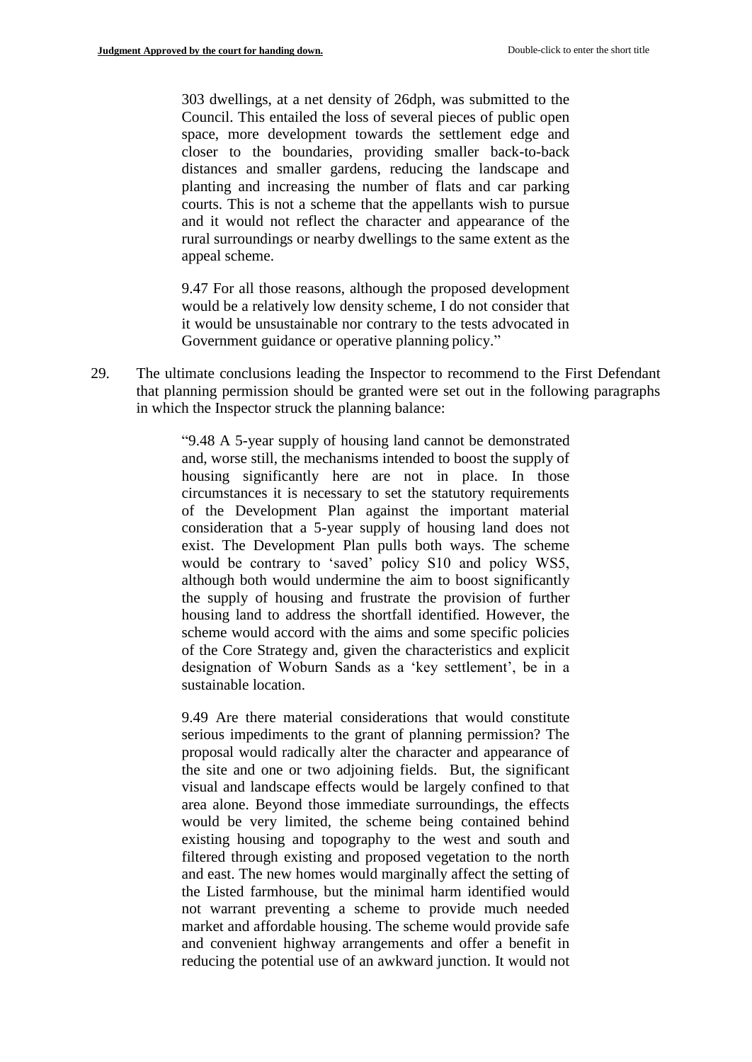303 dwellings, at a net density of 26dph, was submitted to the Council. This entailed the loss of several pieces of public open space, more development towards the settlement edge and closer to the boundaries, providing smaller back-to-back distances and smaller gardens, reducing the landscape and planting and increasing the number of flats and car parking courts. This is not a scheme that the appellants wish to pursue and it would not reflect the character and appearance of the rural surroundings or nearby dwellings to the same extent as the appeal scheme.

> 9.47 For all those reasons, although the proposed development would be a relatively low density scheme, I do not consider that it would be unsustainable nor contrary to the tests advocated in Government guidance or operative planning policy."

29. The ultimate conclusions leading the Inspector to recommend to the First Defendant that planning permission should be granted were set out in the following paragraphs in which the Inspector struck the planning balance:

> "9.48 A 5-year supply of housing land cannot be demonstrated and, worse still, the mechanisms intended to boost the supply of housing significantly here are not in place. In those circumstances it is necessary to set the statutory requirements of the Development Plan against the important material consideration that a 5-year supply of housing land does not exist. The Development Plan pulls both ways. The scheme would be contrary to 'saved' policy S10 and policy WS5, although both would undermine the aim to boost significantly the supply of housing and frustrate the provision of further housing land to address the shortfall identified. However, the scheme would accord with the aims and some specific policies of the Core Strategy and, given the characteristics and explicit designation of Woburn Sands as a 'key settlement', be in a sustainable location.
>
> 9.49 Are there material considerations that would constitute serious impediments to the grant of planning permission? The proposal would radically alter the character and appearance of the site and one or two adjoining fields. But, the significant visual and landscape effects would be largely confined to that area alone. Beyond those immediate surroundings, the effects would be very limited, the scheme being contained behind existing housing and topography to the west and south and filtered through existing and proposed vegetation to the north and east. The new homes would marginally affect the setting of the Listed farmhouse, but the minimal harm identified would not warrant preventing a scheme to provide much needed market and affordable housing. The scheme would provide safe and convenient highway arrangements and offer a benefit in reducing the potential use of an awkward junction. It would not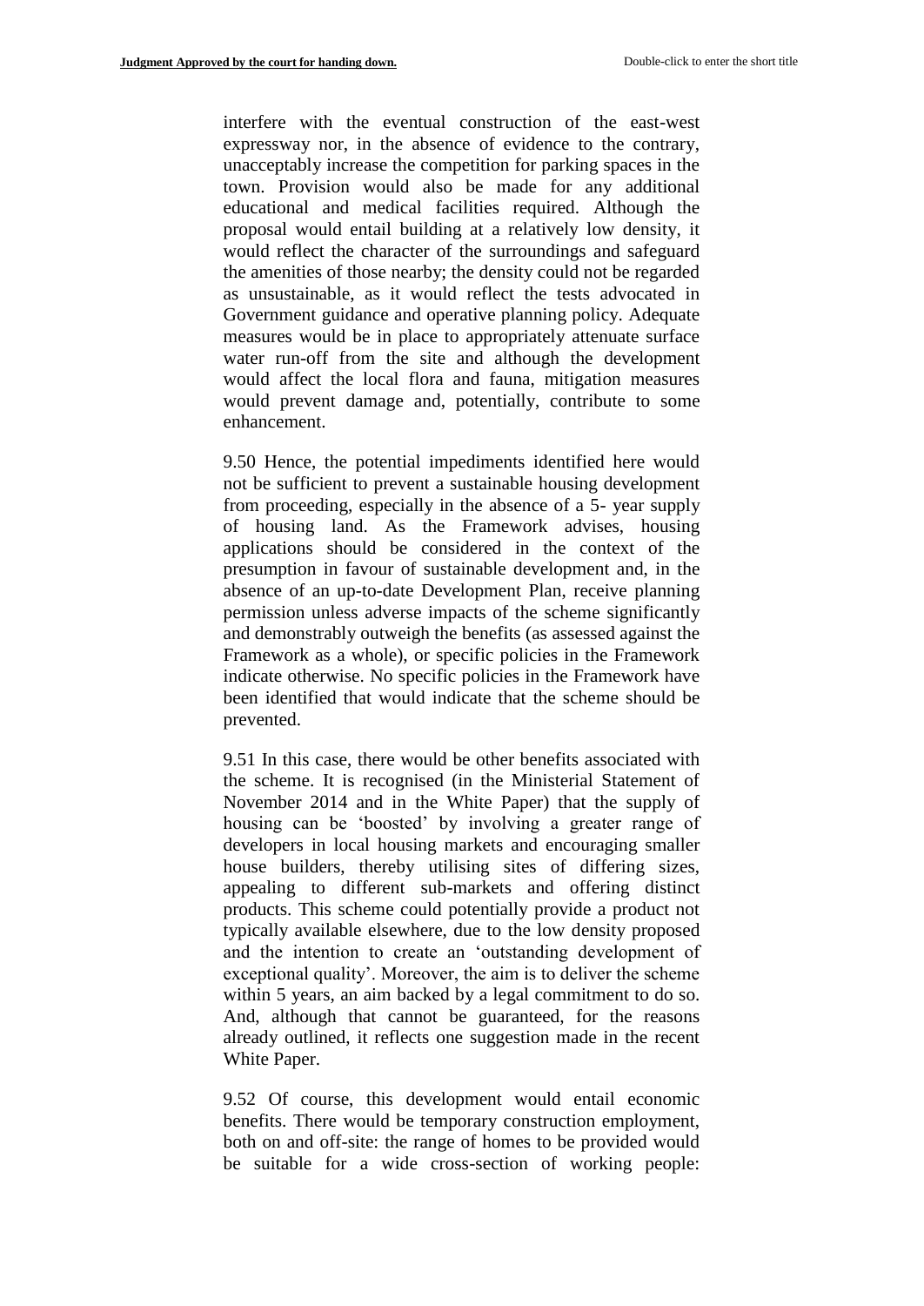interfere with the eventual construction of the east-west expressway nor, in the absence of evidence to the contrary, unacceptably increase the competition for parking spaces in the town. Provision would also be made for any additional educational and medical facilities required. Although the proposal would entail building at a relatively low density, it would reflect the character of the surroundings and safeguard the amenities of those nearby; the density could not be regarded as unsustainable, as it would reflect the tests advocated in Government guidance and operative planning policy. Adequate measures would be in place to appropriately attenuate surface water run-off from the site and although the development would affect the local flora and fauna, mitigation measures would prevent damage and, potentially, contribute to some enhancement.

9.50 Hence, the potential impediments identified here would not be sufficient to prevent a sustainable housing development from proceeding, especially in the absence of a 5- year supply of housing land. As the Framework advises, housing applications should be considered in the context of the presumption in favour of sustainable development and, in the absence of an up-to-date Development Plan, receive planning permission unless adverse impacts of the scheme significantly and demonstrably outweigh the benefits (as assessed against the Framework as a whole), or specific policies in the Framework indicate otherwise. No specific policies in the Framework have been identified that would indicate that the scheme should be prevented.

9.51 In this case, there would be other benefits associated with the scheme. It is recognised (in the Ministerial Statement of November 2014 and in the White Paper) that the supply of housing can be 'boosted' by involving a greater range of developers in local housing markets and encouraging smaller house builders, thereby utilising sites of differing sizes, appealing to different sub-markets and offering distinct products. This scheme could potentially provide a product not typically available elsewhere, due to the low density proposed and the intention to create an 'outstanding development of exceptional quality'. Moreover, the aim is to deliver the scheme within 5 years, an aim backed by a legal commitment to do so. And, although that cannot be guaranteed, for the reasons already outlined, it reflects one suggestion made in the recent White Paper.

9.52 Of course, this development would entail economic benefits. There would be temporary construction employment, both on and off-site: the range of homes to be provided would be suitable for a wide cross-section of working people: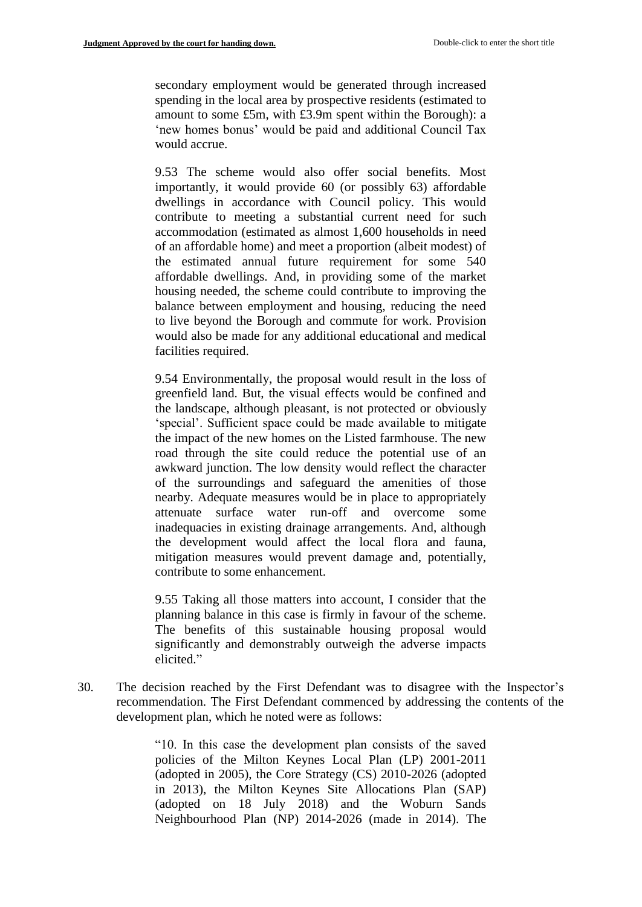secondary employment would be generated through increased spending in the local area by prospective residents (estimated to amount to some £5m, with £3.9m spent within the Borough): a 'new homes bonus' would be paid and additional Council Tax would accrue.

9.53 The scheme would also offer social benefits. Most importantly, it would provide 60 (or possibly 63) affordable dwellings in accordance with Council policy. This would contribute to meeting a substantial current need for such accommodation (estimated as almost 1,600 households in need of an affordable home) and meet a proportion (albeit modest) of the estimated annual future requirement for some 540 affordable dwellings. And, in providing some of the market housing needed, the scheme could contribute to improving the balance between employment and housing, reducing the need to live beyond the Borough and commute for work. Provision would also be made for any additional educational and medical facilities required.

9.54 Environmentally, the proposal would result in the loss of greenfield land. But, the visual effects would be confined and the landscape, although pleasant, is not protected or obviously 'special'. Sufficient space could be made available to mitigate the impact of the new homes on the Listed farmhouse. The new road through the site could reduce the potential use of an awkward junction. The low density would reflect the character of the surroundings and safeguard the amenities of those nearby. Adequate measures would be in place to appropriately attenuate surface water run-off and overcome some inadequacies in existing drainage arrangements. And, although the development would affect the local flora and fauna, mitigation measures would prevent damage and, potentially, contribute to some enhancement.

9.55 Taking all those matters into account, I consider that the planning balance in this case is firmly in favour of the scheme. The benefits of this sustainable housing proposal would significantly and demonstrably outweigh the adverse impacts elicited."

30. The decision reached by the First Defendant was to disagree with the Inspector's recommendation. The First Defendant commenced by addressing the contents of the development plan, which he noted were as follows:

"10. In this case the development plan consists of the saved policies of the Milton Keynes Local Plan (LP) 2001-2011 (adopted in 2005), the Core Strategy (CS) 2010-2026 (adopted in 2013), the Milton Keynes Site Allocations Plan (SAP) (adopted on 18 July 2018) and the Woburn Sands Neighbourhood Plan (NP) 2014-2026 (made in 2014). The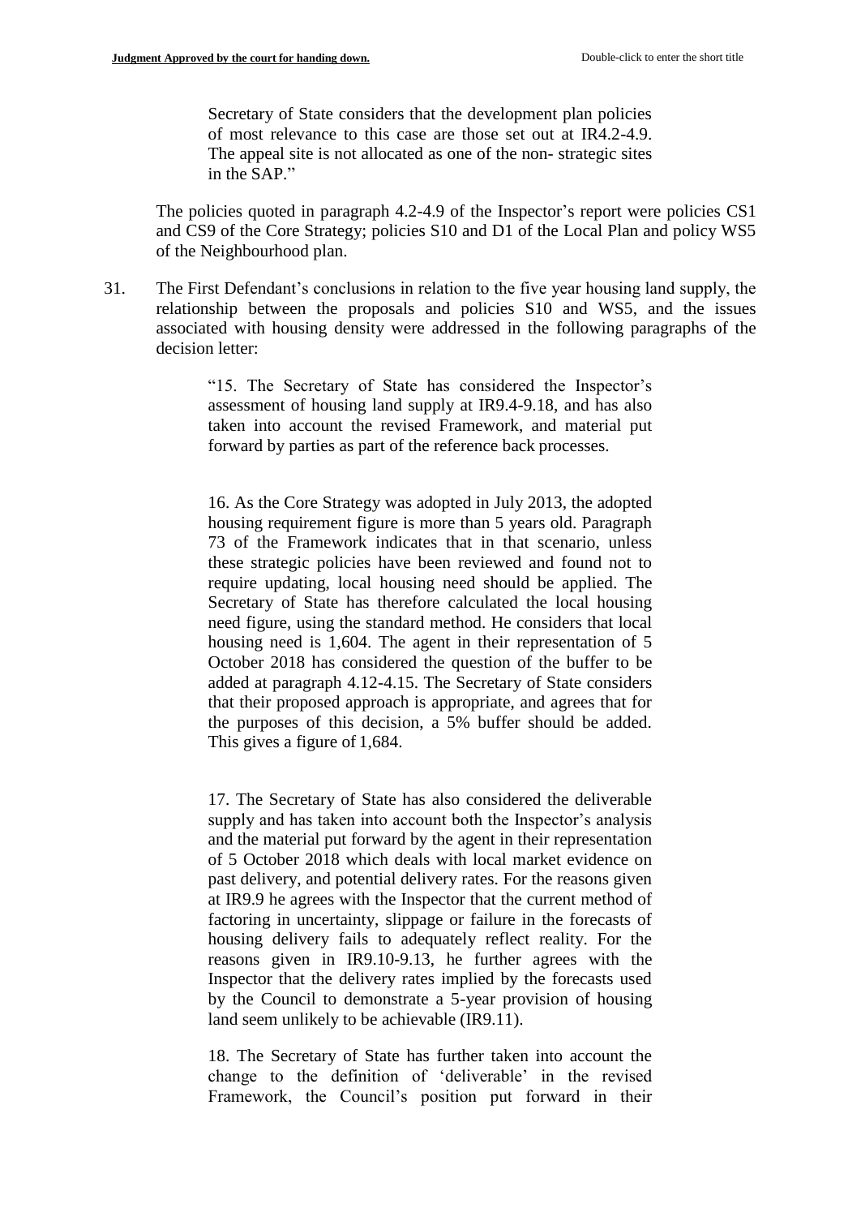> Secretary of State considers that the development plan policies of most relevance to this case are those set out at IR4.2-4.9. The appeal site is not allocated as one of the non- strategic sites in the SAP."

The policies quoted in paragraph 4.2-4.9 of the Inspector's report were policies CS1 and CS9 of the Core Strategy; policies S10 and D1 of the Local Plan and policy WS5 of the Neighbourhood plan.

31. The First Defendant's conclusions in relation to the five year housing land supply, the relationship between the proposals and policies S10 and WS5, and the issues associated with housing density were addressed in the following paragraphs of the decision letter:

> "15. The Secretary of State has considered the Inspector's assessment of housing land supply at IR9.4-9.18, and has also taken into account the revised Framework, and material put forward by parties as part of the reference back processes.
>
> 16. As the Core Strategy was adopted in July 2013, the adopted housing requirement figure is more than 5 years old. Paragraph 73 of the Framework indicates that in that scenario, unless these strategic policies have been reviewed and found not to require updating, local housing need should be applied. The Secretary of State has therefore calculated the local housing need figure, using the standard method. He considers that local housing need is 1,604. The agent in their representation of 5 October 2018 has considered the question of the buffer to be added at paragraph 4.12-4.15. The Secretary of State considers that their proposed approach is appropriate, and agrees that for the purposes of this decision, a 5% buffer should be added. This gives a figure of 1,684.
>
> 17. The Secretary of State has also considered the deliverable supply and has taken into account both the Inspector's analysis and the material put forward by the agent in their representation of 5 October 2018 which deals with local market evidence on past delivery, and potential delivery rates. For the reasons given at IR9.9 he agrees with the Inspector that the current method of factoring in uncertainty, slippage or failure in the forecasts of housing delivery fails to adequately reflect reality. For the reasons given in IR9.10-9.13, he further agrees with the Inspector that the delivery rates implied by the forecasts used by the Council to demonstrate a 5-year provision of housing land seem unlikely to be achievable (IR9.11).
>
> 18. The Secretary of State has further taken into account the change to the definition of 'deliverable' in the revised Framework, the Council's position put forward in their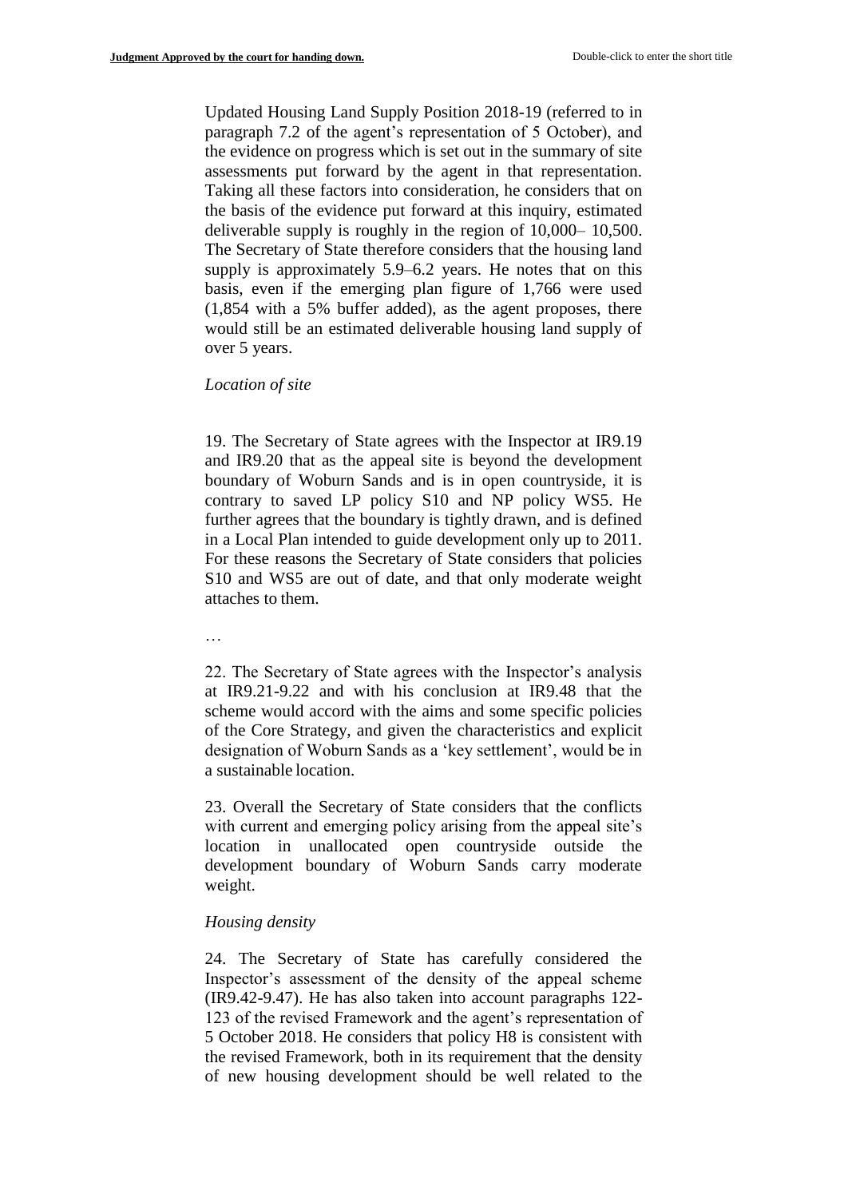Updated Housing Land Supply Position 2018-19 (referred to in paragraph 7.2 of the agent's representation of 5 October), and the evidence on progress which is set out in the summary of site assessments put forward by the agent in that representation. Taking all these factors into consideration, he considers that on the basis of the evidence put forward at this inquiry, estimated deliverable supply is roughly in the region of 10,000– 10,500. The Secretary of State therefore considers that the housing land supply is approximately 5.9–6.2 years. He notes that on this basis, even if the emerging plan figure of 1,766 were used (1,854 with a 5% buffer added), as the agent proposes, there would still be an estimated deliverable housing land supply of over 5 years.

*Location of site*

19. The Secretary of State agrees with the Inspector at IR9.19 and IR9.20 that as the appeal site is beyond the development boundary of Woburn Sands and is in open countryside, it is contrary to saved LP policy S10 and NP policy WS5. He further agrees that the boundary is tightly drawn, and is defined in a Local Plan intended to guide development only up to 2011. For these reasons the Secretary of State considers that policies S10 and WS5 are out of date, and that only moderate weight attaches to them.

…

22. The Secretary of State agrees with the Inspector's analysis at IR9.21-9.22 and with his conclusion at IR9.48 that the scheme would accord with the aims and some specific policies of the Core Strategy, and given the characteristics and explicit designation of Woburn Sands as a 'key settlement', would be in a sustainable location.

23. Overall the Secretary of State considers that the conflicts with current and emerging policy arising from the appeal site's location in unallocated open countryside outside the development boundary of Woburn Sands carry moderate weight.

*Housing density*

24. The Secretary of State has carefully considered the Inspector's assessment of the density of the appeal scheme (IR9.42-9.47). He has also taken into account paragraphs 122-123 of the revised Framework and the agent's representation of 5 October 2018. He considers that policy H8 is consistent with the revised Framework, both in its requirement that the density of new housing development should be well related to the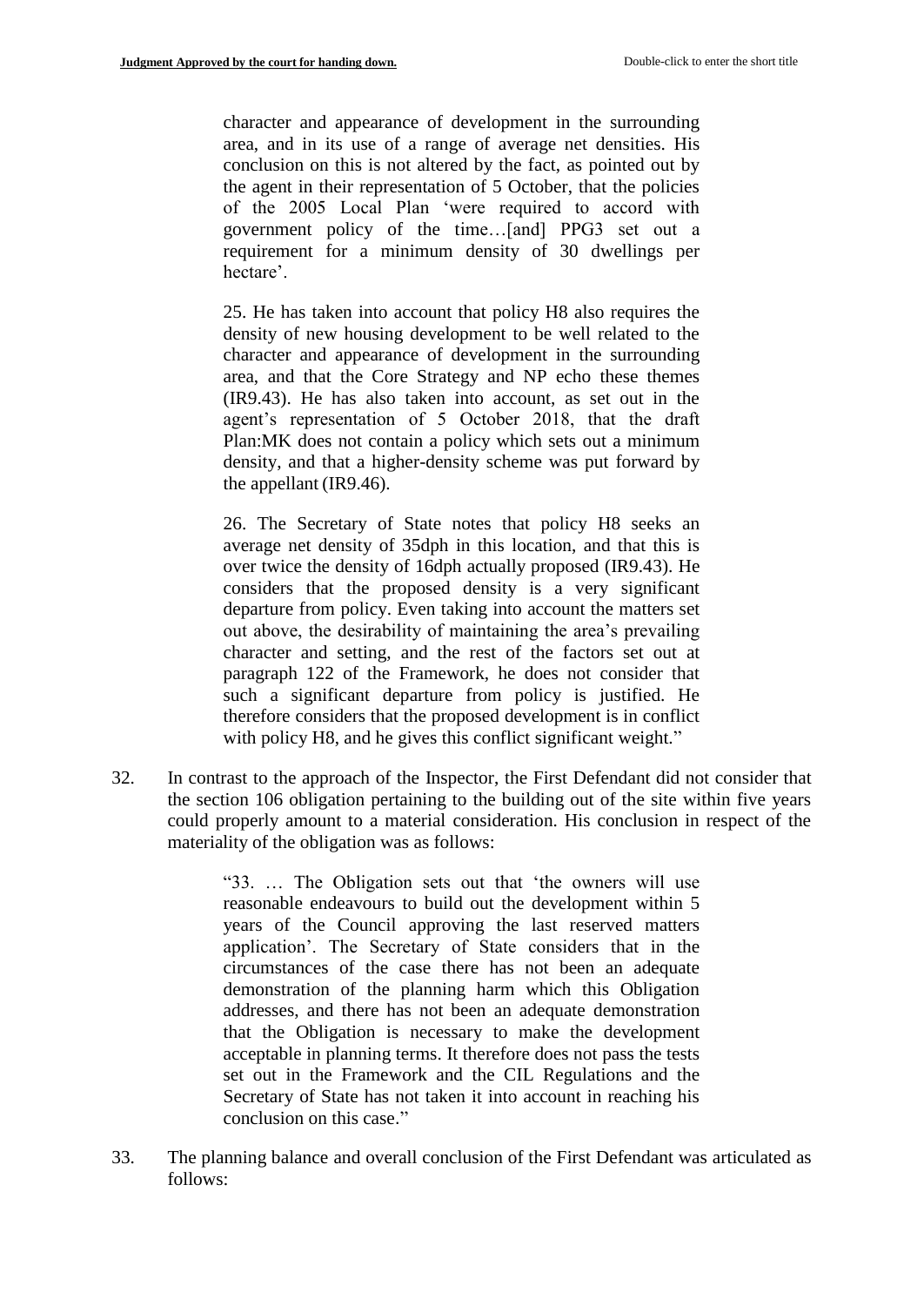> character and appearance of development in the surrounding area, and in its use of a range of average net densities. His conclusion on this is not altered by the fact, as pointed out by the agent in their representation of 5 October, that the policies of the 2005 Local Plan 'were required to accord with government policy of the time…[and] PPG3 set out a requirement for a minimum density of 30 dwellings per hectare'.
>
> 25. He has taken into account that policy H8 also requires the density of new housing development to be well related to the character and appearance of development in the surrounding area, and that the Core Strategy and NP echo these themes (IR9.43). He has also taken into account, as set out in the agent's representation of 5 October 2018, that the draft Plan:MK does not contain a policy which sets out a minimum density, and that a higher-density scheme was put forward by the appellant (IR9.46).
>
> 26. The Secretary of State notes that policy H8 seeks an average net density of 35dph in this location, and that this is over twice the density of 16dph actually proposed (IR9.43). He considers that the proposed density is a very significant departure from policy. Even taking into account the matters set out above, the desirability of maintaining the area's prevailing character and setting, and the rest of the factors set out at paragraph 122 of the Framework, he does not consider that such a significant departure from policy is justified. He therefore considers that the proposed development is in conflict with policy H8, and he gives this conflict significant weight."

32. In contrast to the approach of the Inspector, the First Defendant did not consider that the section 106 obligation pertaining to the building out of the site within five years could properly amount to a material consideration. His conclusion in respect of the materiality of the obligation was as follows:

> "33. … The Obligation sets out that 'the owners will use reasonable endeavours to build out the development within 5 years of the Council approving the last reserved matters application'. The Secretary of State considers that in the circumstances of the case there has not been an adequate demonstration of the planning harm which this Obligation addresses, and there has not been an adequate demonstration that the Obligation is necessary to make the development acceptable in planning terms. It therefore does not pass the tests set out in the Framework and the CIL Regulations and the Secretary of State has not taken it into account in reaching his conclusion on this case."

33. The planning balance and overall conclusion of the First Defendant was articulated as follows: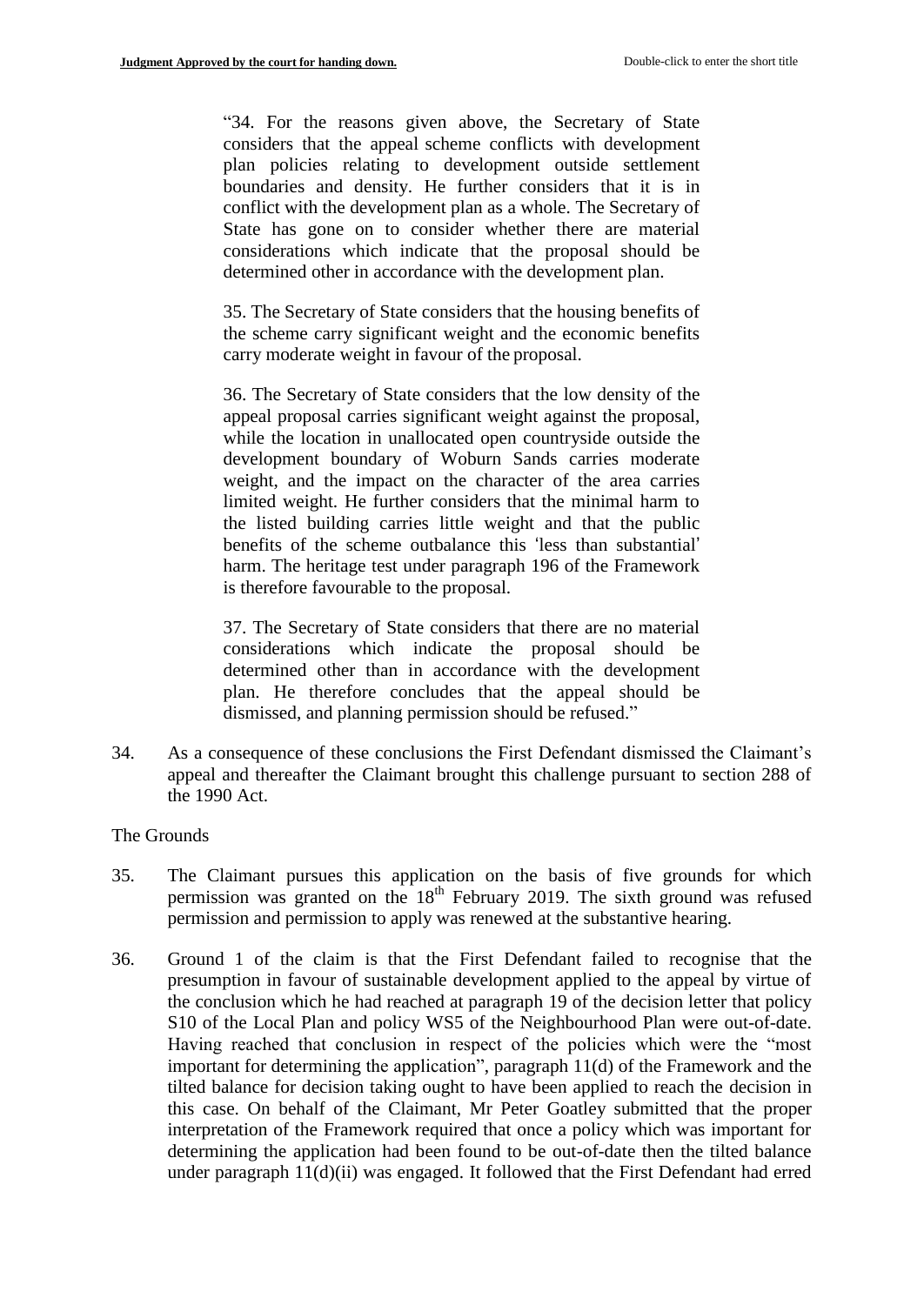> "34. For the reasons given above, the Secretary of State considers that the appeal scheme conflicts with development plan policies relating to development outside settlement boundaries and density. He further considers that it is in conflict with the development plan as a whole. The Secretary of State has gone on to consider whether there are material considerations which indicate that the proposal should be determined other in accordance with the development plan.
>
> 35. The Secretary of State considers that the housing benefits of the scheme carry significant weight and the economic benefits carry moderate weight in favour of the proposal.
>
> 36. The Secretary of State considers that the low density of the appeal proposal carries significant weight against the proposal, while the location in unallocated open countryside outside the development boundary of Woburn Sands carries moderate weight, and the impact on the character of the area carries limited weight. He further considers that the minimal harm to the listed building carries little weight and that the public benefits of the scheme outbalance this 'less than substantial' harm. The heritage test under paragraph 196 of the Framework is therefore favourable to the proposal.
>
> 37. The Secretary of State considers that there are no material considerations which indicate the proposal should be determined other than in accordance with the development plan. He therefore concludes that the appeal should be dismissed, and planning permission should be refused."

34. As a consequence of these conclusions the First Defendant dismissed the Claimant's appeal and thereafter the Claimant brought this challenge pursuant to section 288 of the 1990 Act.

The Grounds

35. The Claimant pursues this application on the basis of five grounds for which permission was granted on the 18th February 2019. The sixth ground was refused permission and permission to apply was renewed at the substantive hearing.

36. Ground 1 of the claim is that the First Defendant failed to recognise that the presumption in favour of sustainable development applied to the appeal by virtue of the conclusion which he had reached at paragraph 19 of the decision letter that policy S10 of the Local Plan and policy WS5 of the Neighbourhood Plan were out-of-date. Having reached that conclusion in respect of the policies which were the "most important for determining the application", paragraph 11(d) of the Framework and the tilted balance for decision taking ought to have been applied to reach the decision in this case. On behalf of the Claimant, Mr Peter Goatley submitted that the proper interpretation of the Framework required that once a policy which was important for determining the application had been found to be out-of-date then the tilted balance under paragraph 11(d)(ii) was engaged. It followed that the First Defendant had erred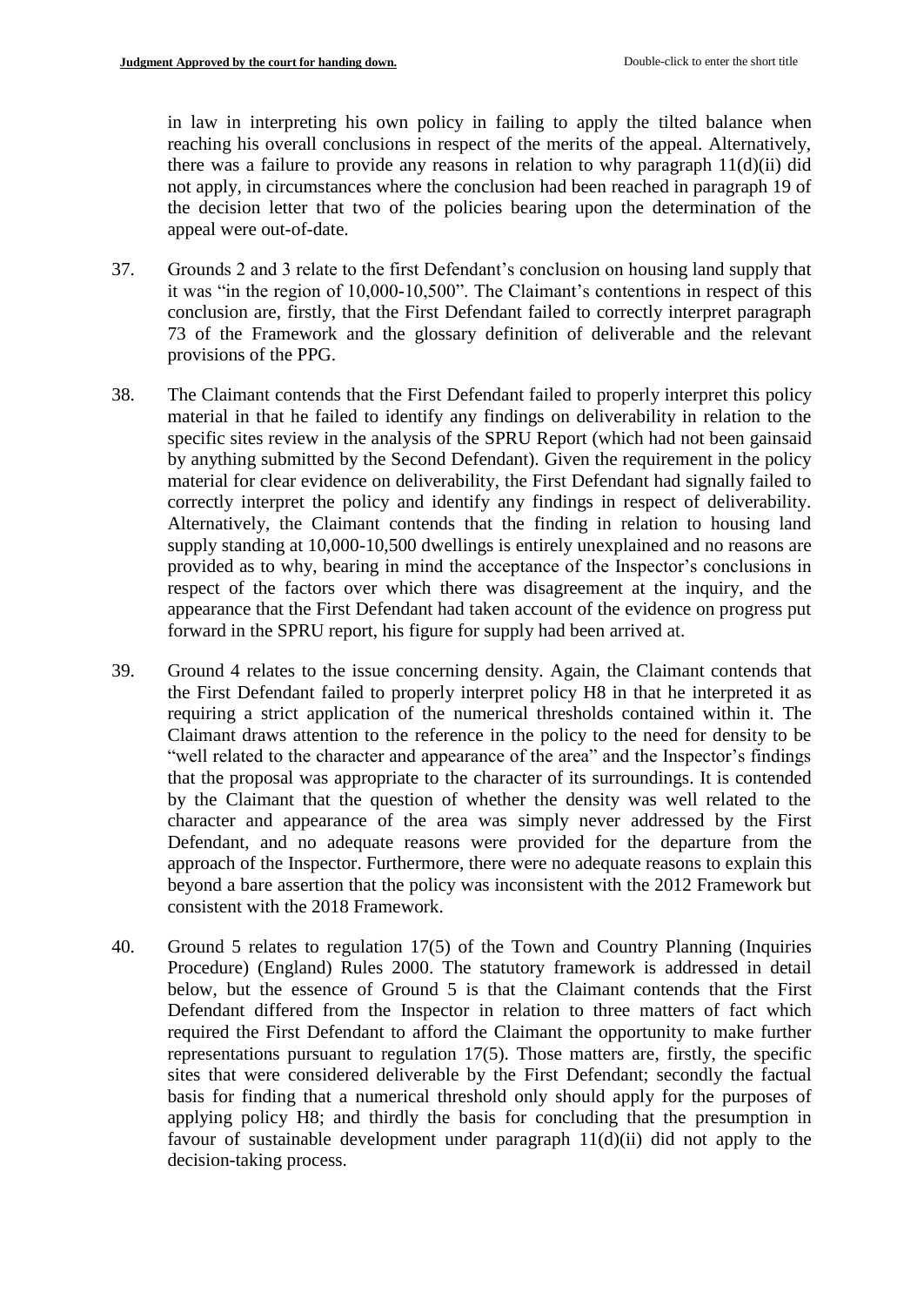in law in interpreting his own policy in failing to apply the tilted balance when reaching his overall conclusions in respect of the merits of the appeal. Alternatively, there was a failure to provide any reasons in relation to why paragraph 11(d)(ii) did not apply, in circumstances where the conclusion had been reached in paragraph 19 of the decision letter that two of the policies bearing upon the determination of the appeal were out-of-date.

37. Grounds 2 and 3 relate to the first Defendant's conclusion on housing land supply that it was "in the region of 10,000-10,500". The Claimant's contentions in respect of this conclusion are, firstly, that the First Defendant failed to correctly interpret paragraph 73 of the Framework and the glossary definition of deliverable and the relevant provisions of the PPG.

38. The Claimant contends that the First Defendant failed to properly interpret this policy material in that he failed to identify any findings on deliverability in relation to the specific sites review in the analysis of the SPRU Report (which had not been gainsaid by anything submitted by the Second Defendant). Given the requirement in the policy material for clear evidence on deliverability, the First Defendant had signally failed to correctly interpret the policy and identify any findings in respect of deliverability. Alternatively, the Claimant contends that the finding in relation to housing land supply standing at 10,000-10,500 dwellings is entirely unexplained and no reasons are provided as to why, bearing in mind the acceptance of the Inspector's conclusions in respect of the factors over which there was disagreement at the inquiry, and the appearance that the First Defendant had taken account of the evidence on progress put forward in the SPRU report, his figure for supply had been arrived at.

39. Ground 4 relates to the issue concerning density. Again, the Claimant contends that the First Defendant failed to properly interpret policy H8 in that he interpreted it as requiring a strict application of the numerical thresholds contained within it. The Claimant draws attention to the reference in the policy to the need for density to be "well related to the character and appearance of the area" and the Inspector's findings that the proposal was appropriate to the character of its surroundings. It is contended by the Claimant that the question of whether the density was well related to the character and appearance of the area was simply never addressed by the First Defendant, and no adequate reasons were provided for the departure from the approach of the Inspector. Furthermore, there were no adequate reasons to explain this beyond a bare assertion that the policy was inconsistent with the 2012 Framework but consistent with the 2018 Framework.

40. Ground 5 relates to regulation 17(5) of the Town and Country Planning (Inquiries Procedure) (England) Rules 2000. The statutory framework is addressed in detail below, but the essence of Ground 5 is that the Claimant contends that the First Defendant differed from the Inspector in relation to three matters of fact which required the First Defendant to afford the Claimant the opportunity to make further representations pursuant to regulation 17(5). Those matters are, firstly, the specific sites that were considered deliverable by the First Defendant; secondly the factual basis for finding that a numerical threshold only should apply for the purposes of applying policy H8; and thirdly the basis for concluding that the presumption in favour of sustainable development under paragraph 11(d)(ii) did not apply to the decision-taking process.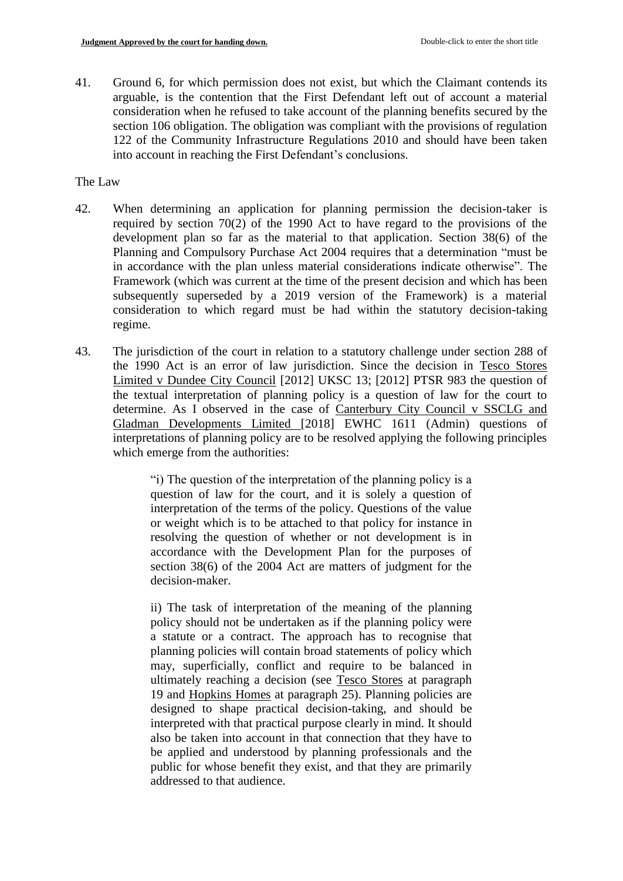41. Ground 6, for which permission does not exist, but which the Claimant contends its arguable, is the contention that the First Defendant left out of account a material consideration when he refused to take account of the planning benefits secured by the section 106 obligation. The obligation was compliant with the provisions of regulation 122 of the Community Infrastructure Regulations 2010 and should have been taken into account in reaching the First Defendant's conclusions.

The Law

42. When determining an application for planning permission the decision-taker is required by section 70(2) of the 1990 Act to have regard to the provisions of the development plan so far as the material to that application. Section 38(6) of the Planning and Compulsory Purchase Act 2004 requires that a determination "must be in accordance with the plan unless material considerations indicate otherwise". The Framework (which was current at the time of the present decision and which has been subsequently superseded by a 2019 version of the Framework) is a material consideration to which regard must be had within the statutory decision-taking regime.

43. The jurisdiction of the court in relation to a statutory challenge under section 288 of the 1990 Act is an error of law jurisdiction. Since the decision in Tesco Stores Limited v Dundee City Council [2012] UKSC 13; [2012] PTSR 983 the question of the textual interpretation of planning policy is a question of law for the court to determine. As I observed in the case of Canterbury City Council v SSCLG and Gladman Developments Limited [2018] EWHC 1611 (Admin) questions of interpretations of planning policy are to be resolved applying the following principles which emerge from the authorities:

> "i) The question of the interpretation of the planning policy is a question of law for the court, and it is solely a question of interpretation of the terms of the policy. Questions of the value or weight which is to be attached to that policy for instance in resolving the question of whether or not development is in accordance with the Development Plan for the purposes of section 38(6) of the 2004 Act are matters of judgment for the decision-maker.
>
> ii) The task of interpretation of the meaning of the planning policy should not be undertaken as if the planning policy were a statute or a contract. The approach has to recognise that planning policies will contain broad statements of policy which may, superficially, conflict and require to be balanced in ultimately reaching a decision (see Tesco Stores at paragraph 19 and Hopkins Homes at paragraph 25). Planning policies are designed to shape practical decision-taking, and should be interpreted with that practical purpose clearly in mind. It should also be taken into account in that connection that they have to be applied and understood by planning professionals and the public for whose benefit they exist, and that they are primarily addressed to that audience.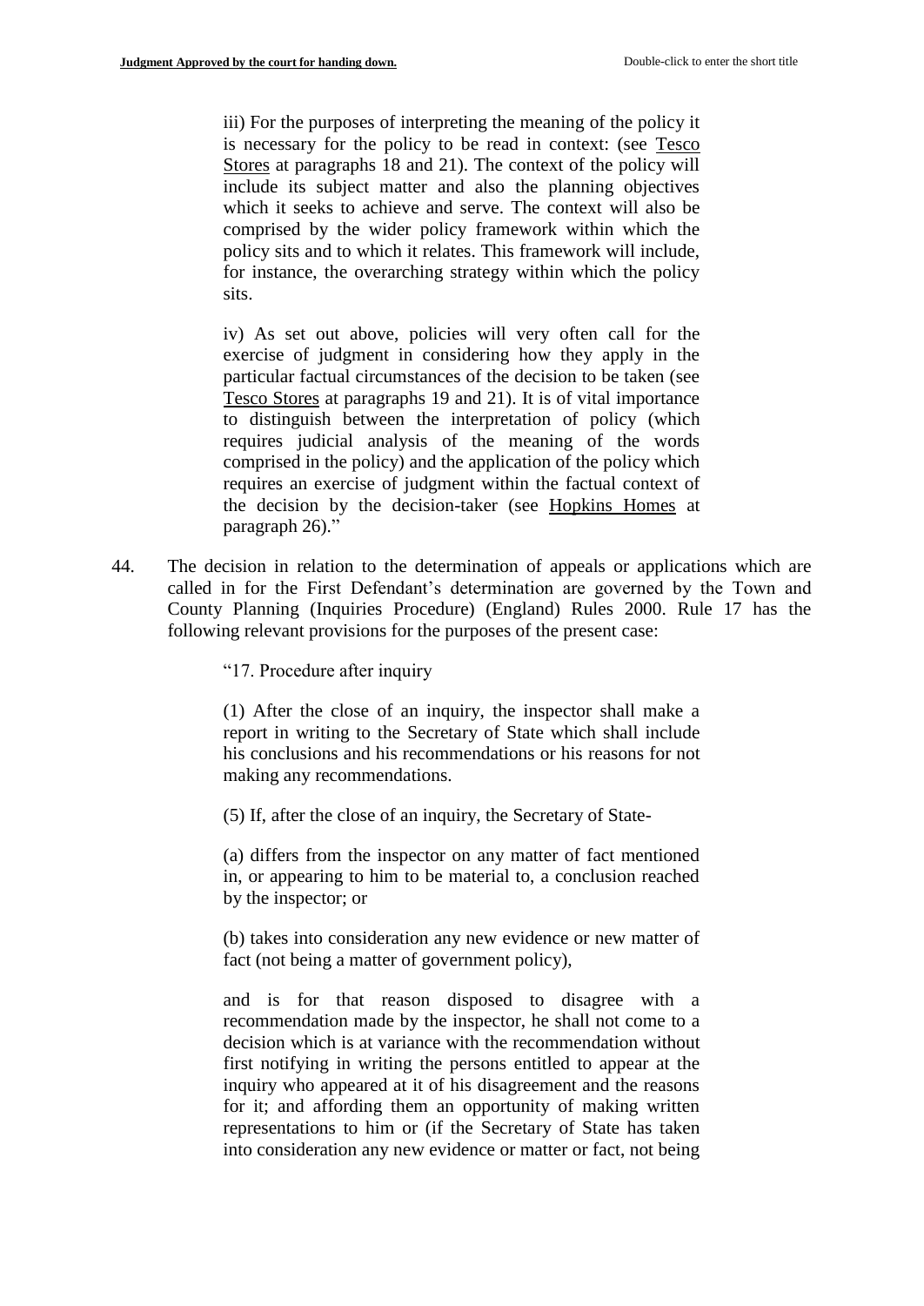iii) For the purposes of interpreting the meaning of the policy it is necessary for the policy to be read in context: (see Tesco Stores at paragraphs 18 and 21). The context of the policy will include its subject matter and also the planning objectives which it seeks to achieve and serve. The context will also be comprised by the wider policy framework within which the policy sits and to which it relates. This framework will include, for instance, the overarching strategy within which the policy sits.

iv) As set out above, policies will very often call for the exercise of judgment in considering how they apply in the particular factual circumstances of the decision to be taken (see Tesco Stores at paragraphs 19 and 21). It is of vital importance to distinguish between the interpretation of policy (which requires judicial analysis of the meaning of the words comprised in the policy) and the application of the policy which requires an exercise of judgment within the factual context of the decision by the decision-taker (see Hopkins Homes at paragraph 26)."

44. The decision in relation to the determination of appeals or applications which are called in for the First Defendant's determination are governed by the Town and County Planning (Inquiries Procedure) (England) Rules 2000. Rule 17 has the following relevant provisions for the purposes of the present case:

"17. Procedure after inquiry

(1) After the close of an inquiry, the inspector shall make a report in writing to the Secretary of State which shall include his conclusions and his recommendations or his reasons for not making any recommendations.

(5) If, after the close of an inquiry, the Secretary of State-

(a) differs from the inspector on any matter of fact mentioned in, or appearing to him to be material to, a conclusion reached by the inspector; or

(b) takes into consideration any new evidence or new matter of fact (not being a matter of government policy),

and is for that reason disposed to disagree with a recommendation made by the inspector, he shall not come to a decision which is at variance with the recommendation without first notifying in writing the persons entitled to appear at the inquiry who appeared at it of his disagreement and the reasons for it; and affording them an opportunity of making written representations to him or (if the Secretary of State has taken into consideration any new evidence or matter or fact, not being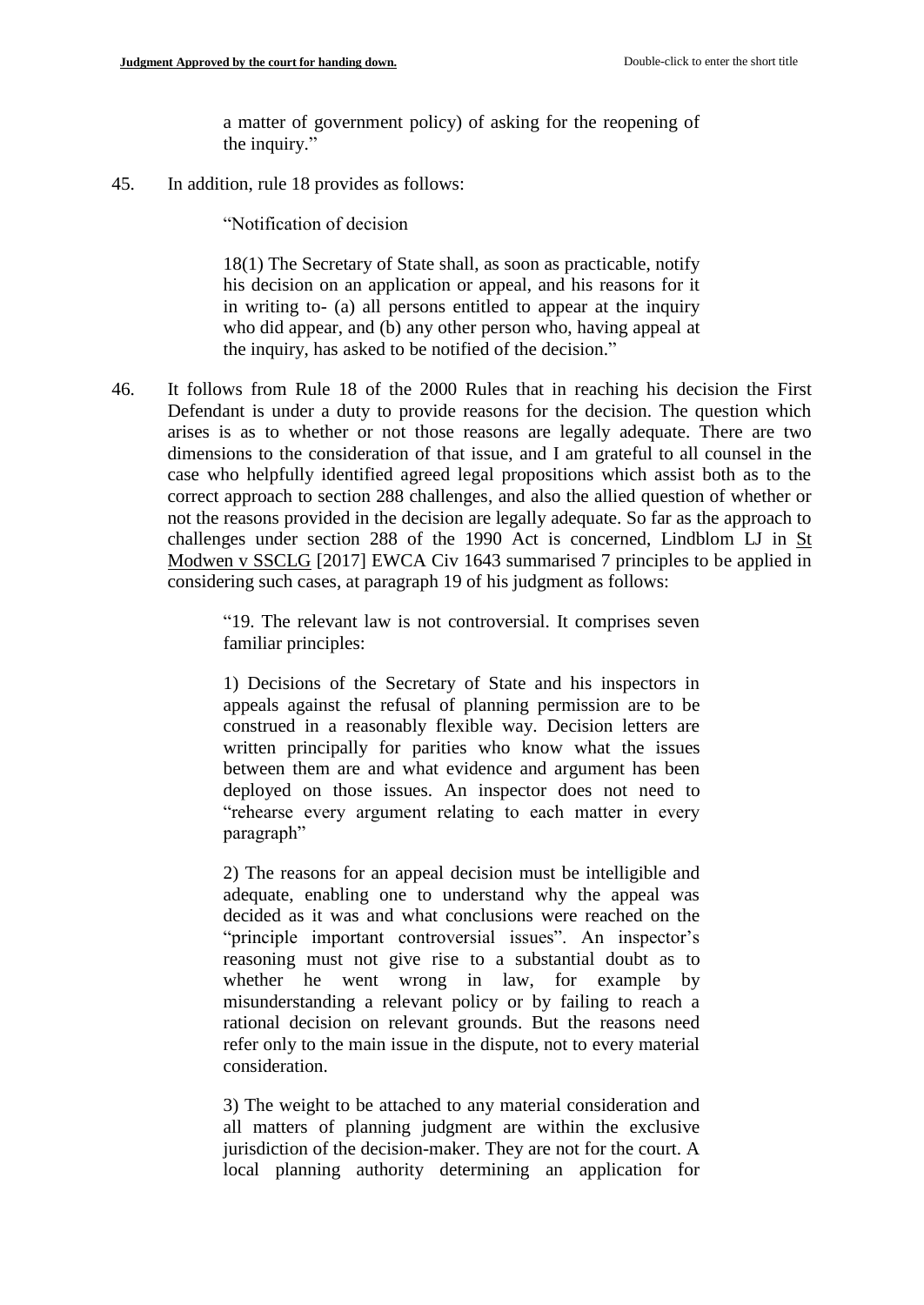a matter of government policy) of asking for the reopening of the inquiry."

45. In addition, rule 18 provides as follows:

> "Notification of decision
>
> 18(1) The Secretary of State shall, as soon as practicable, notify his decision on an application or appeal, and his reasons for it in writing to- (a) all persons entitled to appear at the inquiry who did appear, and (b) any other person who, having appeal at the inquiry, has asked to be notified of the decision."

46. It follows from Rule 18 of the 2000 Rules that in reaching his decision the First Defendant is under a duty to provide reasons for the decision. The question which arises is as to whether or not those reasons are legally adequate. There are two dimensions to the consideration of that issue, and I am grateful to all counsel in the case who helpfully identified agreed legal propositions which assist both as to the correct approach to section 288 challenges, and also the allied question of whether or not the reasons provided in the decision are legally adequate. So far as the approach to challenges under section 288 of the 1990 Act is concerned, Lindblom LJ in St Modwen v SSCLG [2017] EWCA Civ 1643 summarised 7 principles to be applied in considering such cases, at paragraph 19 of his judgment as follows:

> "19. The relevant law is not controversial. It comprises seven familiar principles:
>
> 1) Decisions of the Secretary of State and his inspectors in appeals against the refusal of planning permission are to be construed in a reasonably flexible way. Decision letters are written principally for parities who know what the issues between them are and what evidence and argument has been deployed on those issues. An inspector does not need to "rehearse every argument relating to each matter in every paragraph"
>
> 2) The reasons for an appeal decision must be intelligible and adequate, enabling one to understand why the appeal was decided as it was and what conclusions were reached on the "principle important controversial issues". An inspector's reasoning must not give rise to a substantial doubt as to whether he went wrong in law, for example by misunderstanding a relevant policy or by failing to reach a rational decision on relevant grounds. But the reasons need refer only to the main issue in the dispute, not to every material consideration.
>
> 3) The weight to be attached to any material consideration and all matters of planning judgment are within the exclusive jurisdiction of the decision-maker. They are not for the court. A local planning authority determining an application for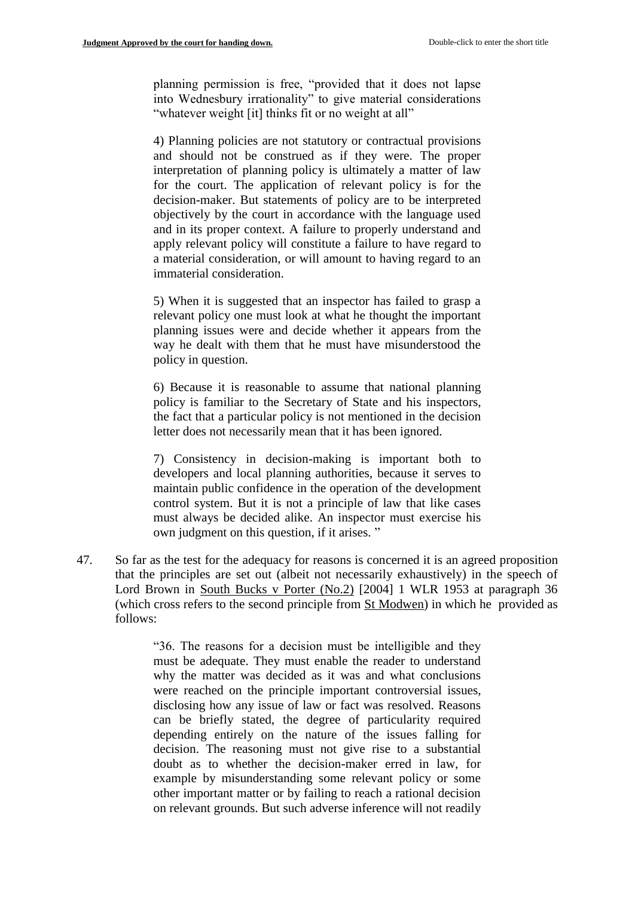planning permission is free, "provided that it does not lapse into Wednesbury irrationality" to give material considerations "whatever weight [it] thinks fit or no weight at all"

> 4) Planning policies are not statutory or contractual provisions and should not be construed as if they were. The proper interpretation of planning policy is ultimately a matter of law for the court. The application of relevant policy is for the decision-maker. But statements of policy are to be interpreted objectively by the court in accordance with the language used and in its proper context. A failure to properly understand and apply relevant policy will constitute a failure to have regard to a material consideration, or will amount to having regard to an immaterial consideration.
>
> 5) When it is suggested that an inspector has failed to grasp a relevant policy one must look at what he thought the important planning issues were and decide whether it appears from the way he dealt with them that he must have misunderstood the policy in question.
>
> 6) Because it is reasonable to assume that national planning policy is familiar to the Secretary of State and his inspectors, the fact that a particular policy is not mentioned in the decision letter does not necessarily mean that it has been ignored.
>
> 7) Consistency in decision-making is important both to developers and local planning authorities, because it serves to maintain public confidence in the operation of the development control system. But it is not a principle of law that like cases must always be decided alike. An inspector must exercise his own judgment on this question, if it arises. "

47. So far as the test for the adequacy for reasons is concerned it is an agreed proposition that the principles are set out (albeit not necessarily exhaustively) in the speech of Lord Brown in South Bucks v Porter (No.2) [2004] 1 WLR 1953 at paragraph 36 (which cross refers to the second principle from St Modwen) in which he provided as follows:

> "36. The reasons for a decision must be intelligible and they must be adequate. They must enable the reader to understand why the matter was decided as it was and what conclusions were reached on the principle important controversial issues, disclosing how any issue of law or fact was resolved. Reasons can be briefly stated, the degree of particularity required depending entirely on the nature of the issues falling for decision. The reasoning must not give rise to a substantial doubt as to whether the decision-maker erred in law, for example by misunderstanding some relevant policy or some other important matter or by failing to reach a rational decision on relevant grounds. But such adverse inference will not readily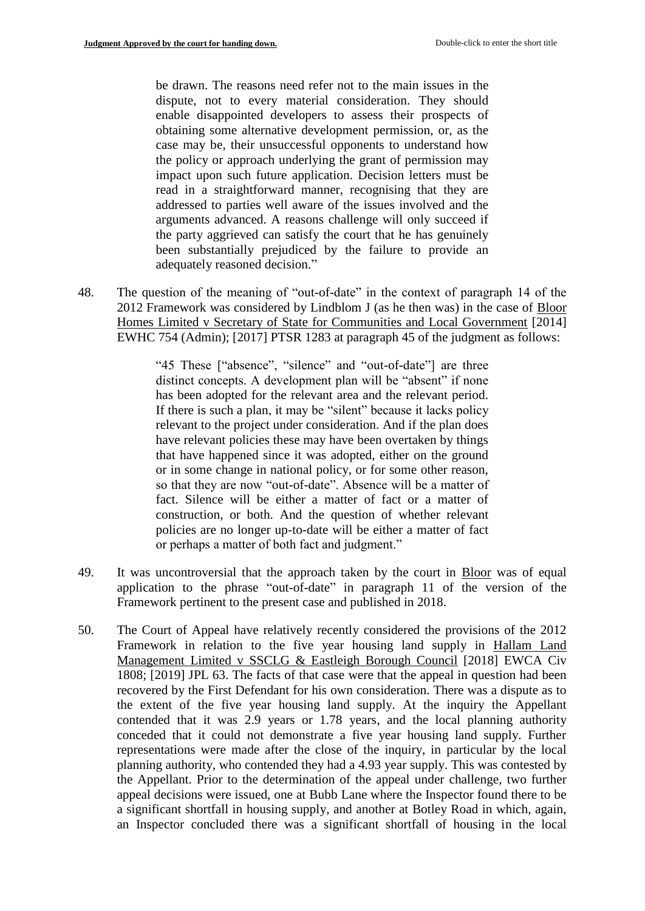> be drawn. The reasons need refer not to the main issues in the dispute, not to every material consideration. They should enable disappointed developers to assess their prospects of obtaining some alternative development permission, or, as the case may be, their unsuccessful opponents to understand how the policy or approach underlying the grant of permission may impact upon such future application. Decision letters must be read in a straightforward manner, recognising that they are addressed to parties well aware of the issues involved and the arguments advanced. A reasons challenge will only succeed if the party aggrieved can satisfy the court that he has genuinely been substantially prejudiced by the failure to provide an adequately reasoned decision."

48. The question of the meaning of "out-of-date" in the context of paragraph 14 of the 2012 Framework was considered by Lindblom J (as he then was) in the case of Bloor Homes Limited v Secretary of State for Communities and Local Government [2014] EWHC 754 (Admin); [2017] PTSR 1283 at paragraph 45 of the judgment as follows:

> "45 These ["absence", "silence" and "out-of-date"] are three distinct concepts. A development plan will be "absent" if none has been adopted for the relevant area and the relevant period. If there is such a plan, it may be "silent" because it lacks policy relevant to the project under consideration. And if the plan does have relevant policies these may have been overtaken by things that have happened since it was adopted, either on the ground or in some change in national policy, or for some other reason, so that they are now "out-of-date". Absence will be a matter of fact. Silence will be either a matter of fact or a matter of construction, or both. And the question of whether relevant policies are no longer up-to-date will be either a matter of fact or perhaps a matter of both fact and judgment."

49. It was uncontroversial that the approach taken by the court in Bloor was of equal application to the phrase "out-of-date" in paragraph 11 of the version of the Framework pertinent to the present case and published in 2018.

50. The Court of Appeal have relatively recently considered the provisions of the 2012 Framework in relation to the five year housing land supply in Hallam Land Management Limited v SSCLG & Eastleigh Borough Council [2018] EWCA Civ 1808; [2019] JPL 63. The facts of that case were that the appeal in question had been recovered by the First Defendant for his own consideration. There was a dispute as to the extent of the five year housing land supply. At the inquiry the Appellant contended that it was 2.9 years or 1.78 years, and the local planning authority conceded that it could not demonstrate a five year housing land supply. Further representations were made after the close of the inquiry, in particular by the local planning authority, who contended they had a 4.93 year supply. This was contested by the Appellant. Prior to the determination of the appeal under challenge, two further appeal decisions were issued, one at Bubb Lane where the Inspector found there to be a significant shortfall in housing supply, and another at Botley Road in which, again, an Inspector concluded there was a significant shortfall of housing in the local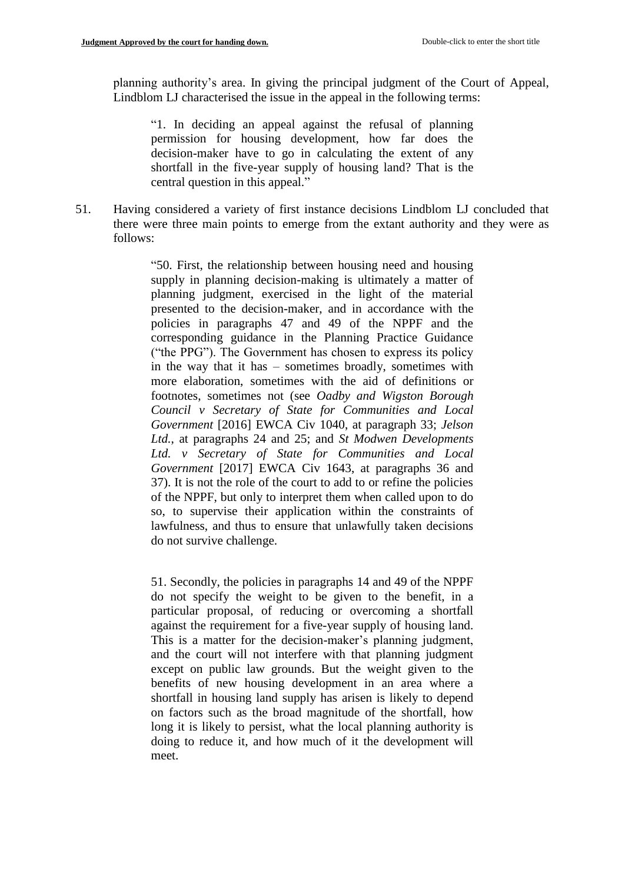planning authority's area. In giving the principal judgment of the Court of Appeal, Lindblom LJ characterised the issue in the appeal in the following terms:

> "1. In deciding an appeal against the refusal of planning permission for housing development, how far does the decision-maker have to go in calculating the extent of any shortfall in the five-year supply of housing land? That is the central question in this appeal."

51. Having considered a variety of first instance decisions Lindblom LJ concluded that there were three main points to emerge from the extant authority and they were as follows:

> "50. First, the relationship between housing need and housing supply in planning decision-making is ultimately a matter of planning judgment, exercised in the light of the material presented to the decision-maker, and in accordance with the policies in paragraphs 47 and 49 of the NPPF and the corresponding guidance in the Planning Practice Guidance ("the PPG"). The Government has chosen to express its policy in the way that it has – sometimes broadly, sometimes with more elaboration, sometimes with the aid of definitions or footnotes, sometimes not (see *Oadby and Wigston Borough Council v Secretary of State for Communities and Local Government* [2016] EWCA Civ 1040, at paragraph 33; *Jelson Ltd.*, at paragraphs 24 and 25; and *St Modwen Developments Ltd. v Secretary of State for Communities and Local Government* [2017] EWCA Civ 1643, at paragraphs 36 and 37). It is not the role of the court to add to or refine the policies of the NPPF, but only to interpret them when called upon to do so, to supervise their application within the constraints of lawfulness, and thus to ensure that unlawfully taken decisions do not survive challenge.
>
> 51. Secondly, the policies in paragraphs 14 and 49 of the NPPF do not specify the weight to be given to the benefit, in a particular proposal, of reducing or overcoming a shortfall against the requirement for a five-year supply of housing land. This is a matter for the decision-maker's planning judgment, and the court will not interfere with that planning judgment except on public law grounds. But the weight given to the benefits of new housing development in an area where a shortfall in housing land supply has arisen is likely to depend on factors such as the broad magnitude of the shortfall, how long it is likely to persist, what the local planning authority is doing to reduce it, and how much of it the development will meet.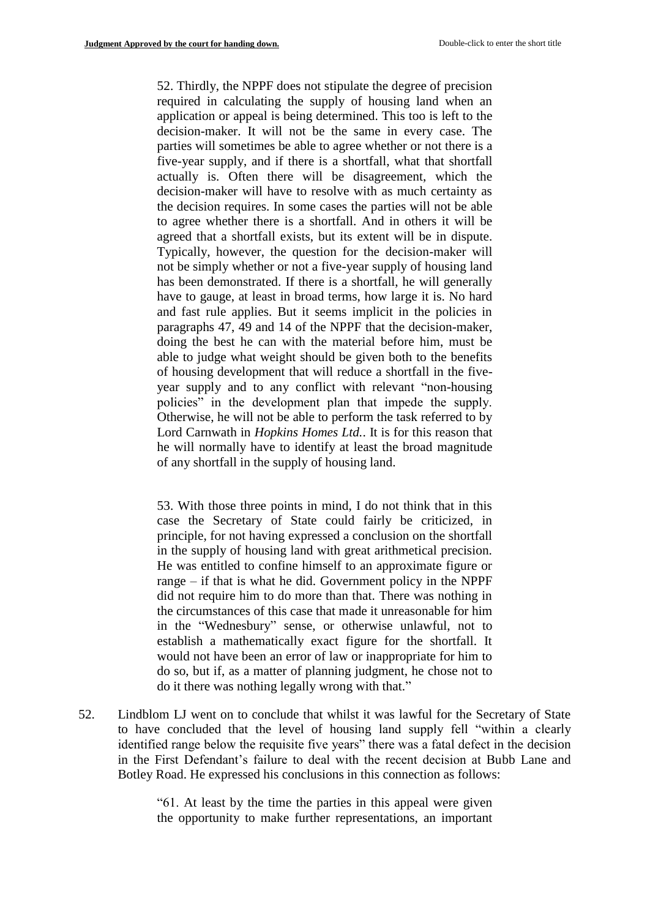> 52. Thirdly, the NPPF does not stipulate the degree of precision required in calculating the supply of housing land when an application or appeal is being determined. This too is left to the decision-maker. It will not be the same in every case. The parties will sometimes be able to agree whether or not there is a five-year supply, and if there is a shortfall, what that shortfall actually is. Often there will be disagreement, which the decision-maker will have to resolve with as much certainty as the decision requires. In some cases the parties will not be able to agree whether there is a shortfall. And in others it will be agreed that a shortfall exists, but its extent will be in dispute. Typically, however, the question for the decision-maker will not be simply whether or not a five-year supply of housing land has been demonstrated. If there is a shortfall, he will generally have to gauge, at least in broad terms, how large it is. No hard and fast rule applies. But it seems implicit in the policies in paragraphs 47, 49 and 14 of the NPPF that the decision-maker, doing the best he can with the material before him, must be able to judge what weight should be given both to the benefits of housing development that will reduce a shortfall in the five-year supply and to any conflict with relevant "non-housing policies" in the development plan that impede the supply. Otherwise, he will not be able to perform the task referred to by Lord Carnwath in *Hopkins Homes Ltd.*. It is for this reason that he will normally have to identify at least the broad magnitude of any shortfall in the supply of housing land.
>
> 53. With those three points in mind, I do not think that in this case the Secretary of State could fairly be criticized, in principle, for not having expressed a conclusion on the shortfall in the supply of housing land with great arithmetical precision. He was entitled to confine himself to an approximate figure or range – if that is what he did. Government policy in the NPPF did not require him to do more than that. There was nothing in the circumstances of this case that made it unreasonable for him in the "Wednesbury" sense, or otherwise unlawful, not to establish a mathematically exact figure for the shortfall. It would not have been an error of law or inappropriate for him to do so, but if, as a matter of planning judgment, he chose not to do it there was nothing legally wrong with that."

52. Lindblom LJ went on to conclude that whilst it was lawful for the Secretary of State to have concluded that the level of housing land supply fell "within a clearly identified range below the requisite five years" there was a fatal defect in the decision in the First Defendant's failure to deal with the recent decision at Bubb Lane and Botley Road. He expressed his conclusions in this connection as follows:

> "61. At least by the time the parties in this appeal were given the opportunity to make further representations, an important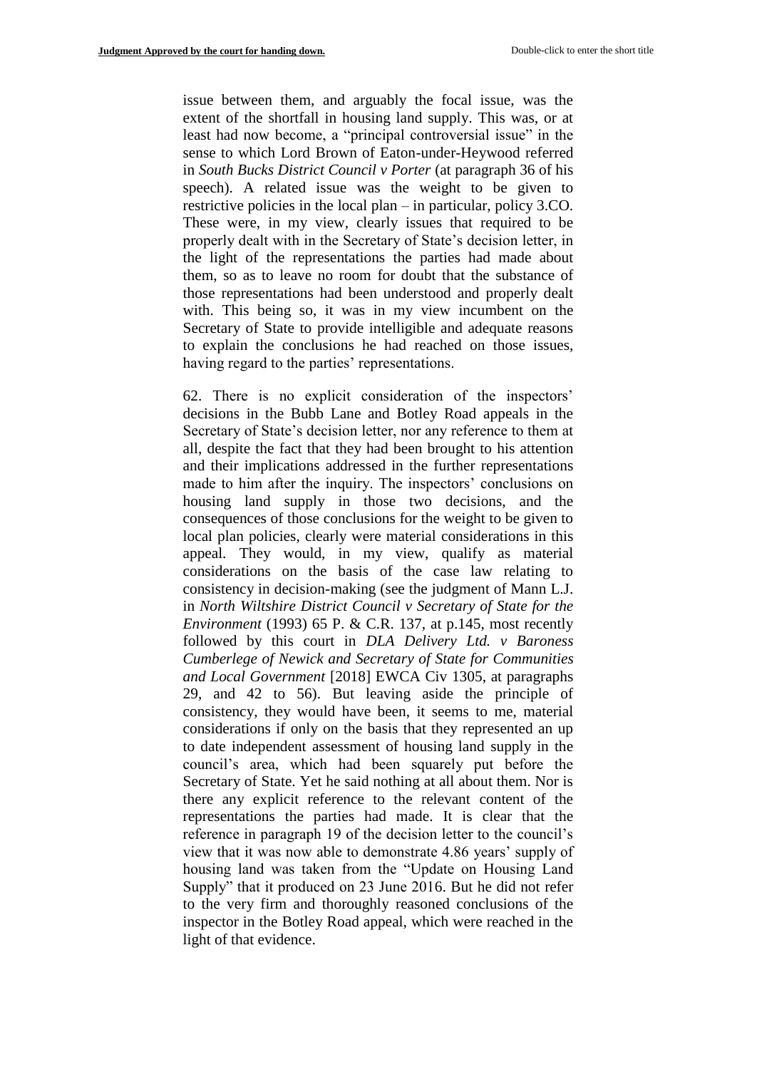issue between them, and arguably the focal issue, was the extent of the shortfall in housing land supply. This was, or at least had now become, a "principal controversial issue" in the sense to which Lord Brown of Eaton-under-Heywood referred in *South Bucks District Council v Porter* (at paragraph 36 of his speech). A related issue was the weight to be given to restrictive policies in the local plan – in particular, policy 3.CO. These were, in my view, clearly issues that required to be properly dealt with in the Secretary of State's decision letter, in the light of the representations the parties had made about them, so as to leave no room for doubt that the substance of those representations had been understood and properly dealt with. This being so, it was in my view incumbent on the Secretary of State to provide intelligible and adequate reasons to explain the conclusions he had reached on those issues, having regard to the parties' representations.

62. There is no explicit consideration of the inspectors' decisions in the Bubb Lane and Botley Road appeals in the Secretary of State's decision letter, nor any reference to them at all, despite the fact that they had been brought to his attention and their implications addressed in the further representations made to him after the inquiry. The inspectors' conclusions on housing land supply in those two decisions, and the consequences of those conclusions for the weight to be given to local plan policies, clearly were material considerations in this appeal. They would, in my view, qualify as material considerations on the basis of the case law relating to consistency in decision-making (see the judgment of Mann L.J. in *North Wiltshire District Council v Secretary of State for the Environment* (1993) 65 P. & C.R. 137, at p.145, most recently followed by this court in *DLA Delivery Ltd. v Baroness Cumberlege of Newick and Secretary of State for Communities and Local Government* [2018] EWCA Civ 1305, at paragraphs 29, and 42 to 56). But leaving aside the principle of consistency, they would have been, it seems to me, material considerations if only on the basis that they represented an up to date independent assessment of housing land supply in the council's area, which had been squarely put before the Secretary of State. Yet he said nothing at all about them. Nor is there any explicit reference to the relevant content of the representations the parties had made. It is clear that the reference in paragraph 19 of the decision letter to the council's view that it was now able to demonstrate 4.86 years' supply of housing land was taken from the "Update on Housing Land Supply" that it produced on 23 June 2016. But he did not refer to the very firm and thoroughly reasoned conclusions of the inspector in the Botley Road appeal, which were reached in the light of that evidence.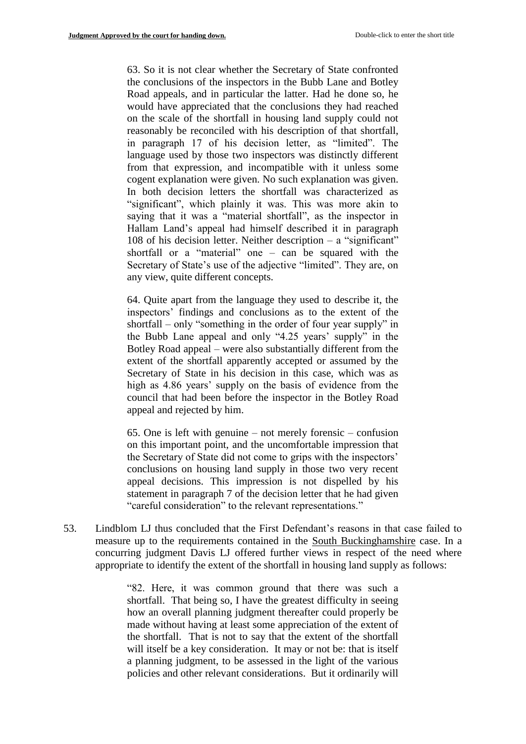> 63. So it is not clear whether the Secretary of State confronted the conclusions of the inspectors in the Bubb Lane and Botley Road appeals, and in particular the latter. Had he done so, he would have appreciated that the conclusions they had reached on the scale of the shortfall in housing land supply could not reasonably be reconciled with his description of that shortfall, in paragraph 17 of his decision letter, as "limited". The language used by those two inspectors was distinctly different from that expression, and incompatible with it unless some cogent explanation were given. No such explanation was given. In both decision letters the shortfall was characterized as "significant", which plainly it was. This was more akin to saying that it was a "material shortfall", as the inspector in Hallam Land's appeal had himself described it in paragraph 108 of his decision letter. Neither description – a "significant" shortfall or a "material" one – can be squared with the Secretary of State's use of the adjective "limited". They are, on any view, quite different concepts.
>
> 64. Quite apart from the language they used to describe it, the inspectors' findings and conclusions as to the extent of the shortfall – only "something in the order of four year supply" in the Bubb Lane appeal and only "4.25 years' supply" in the Botley Road appeal – were also substantially different from the extent of the shortfall apparently accepted or assumed by the Secretary of State in his decision in this case, which was as high as 4.86 years' supply on the basis of evidence from the council that had been before the inspector in the Botley Road appeal and rejected by him.
>
> 65. One is left with genuine – not merely forensic – confusion on this important point, and the uncomfortable impression that the Secretary of State did not come to grips with the inspectors' conclusions on housing land supply in those two very recent appeal decisions. This impression is not dispelled by his statement in paragraph 7 of the decision letter that he had given "careful consideration" to the relevant representations."

53. Lindblom LJ thus concluded that the First Defendant's reasons in that case failed to measure up to the requirements contained in the South Buckinghamshire case. In a concurring judgment Davis LJ offered further views in respect of the need where appropriate to identify the extent of the shortfall in housing land supply as follows:

> "82. Here, it was common ground that there was such a shortfall. That being so, I have the greatest difficulty in seeing how an overall planning judgment thereafter could properly be made without having at least some appreciation of the extent of the shortfall. That is not to say that the extent of the shortfall will itself be a key consideration. It may or not be: that is itself a planning judgment, to be assessed in the light of the various policies and other relevant considerations. But it ordinarily will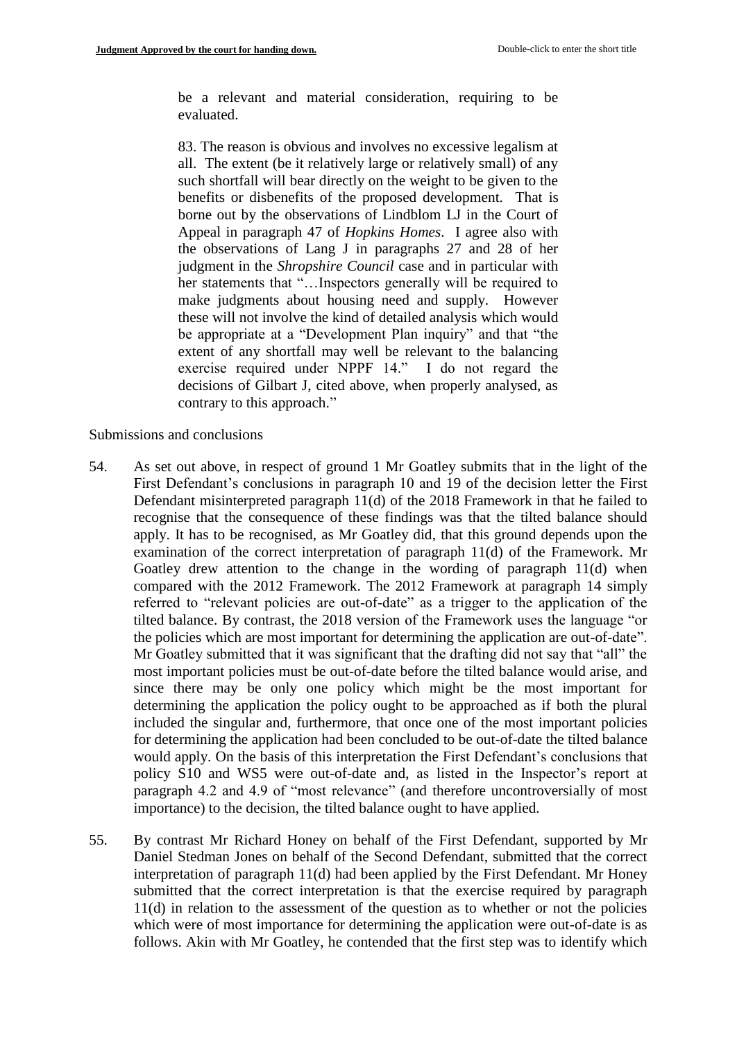be a relevant and material consideration, requiring to be evaluated.

83. The reason is obvious and involves no excessive legalism at all. The extent (be it relatively large or relatively small) of any such shortfall will bear directly on the weight to be given to the benefits or disbenefits of the proposed development. That is borne out by the observations of Lindblom LJ in the Court of Appeal in paragraph 47 of *Hopkins Homes*. I agree also with the observations of Lang J in paragraphs 27 and 28 of her judgment in the *Shropshire Council* case and in particular with her statements that "…Inspectors generally will be required to make judgments about housing need and supply. However these will not involve the kind of detailed analysis which would be appropriate at a "Development Plan inquiry" and that "the extent of any shortfall may well be relevant to the balancing exercise required under NPPF 14." I do not regard the decisions of Gilbart J, cited above, when properly analysed, as contrary to this approach."

Submissions and conclusions

54. As set out above, in respect of ground 1 Mr Goatley submits that in the light of the First Defendant's conclusions in paragraph 10 and 19 of the decision letter the First Defendant misinterpreted paragraph 11(d) of the 2018 Framework in that he failed to recognise that the consequence of these findings was that the tilted balance should apply. It has to be recognised, as Mr Goatley did, that this ground depends upon the examination of the correct interpretation of paragraph 11(d) of the Framework. Mr Goatley drew attention to the change in the wording of paragraph 11(d) when compared with the 2012 Framework. The 2012 Framework at paragraph 14 simply referred to "relevant policies are out-of-date" as a trigger to the application of the tilted balance. By contrast, the 2018 version of the Framework uses the language "or the policies which are most important for determining the application are out-of-date". Mr Goatley submitted that it was significant that the drafting did not say that "all" the most important policies must be out-of-date before the tilted balance would arise, and since there may be only one policy which might be the most important for determining the application the policy ought to be approached as if both the plural included the singular and, furthermore, that once one of the most important policies for determining the application had been concluded to be out-of-date the tilted balance would apply. On the basis of this interpretation the First Defendant's conclusions that policy S10 and WS5 were out-of-date and, as listed in the Inspector's report at paragraph 4.2 and 4.9 of "most relevance" (and therefore uncontroversially of most importance) to the decision, the tilted balance ought to have applied.

55. By contrast Mr Richard Honey on behalf of the First Defendant, supported by Mr Daniel Stedman Jones on behalf of the Second Defendant, submitted that the correct interpretation of paragraph 11(d) had been applied by the First Defendant. Mr Honey submitted that the correct interpretation is that the exercise required by paragraph 11(d) in relation to the assessment of the question as to whether or not the policies which were of most importance for determining the application were out-of-date is as follows. Akin with Mr Goatley, he contended that the first step was to identify which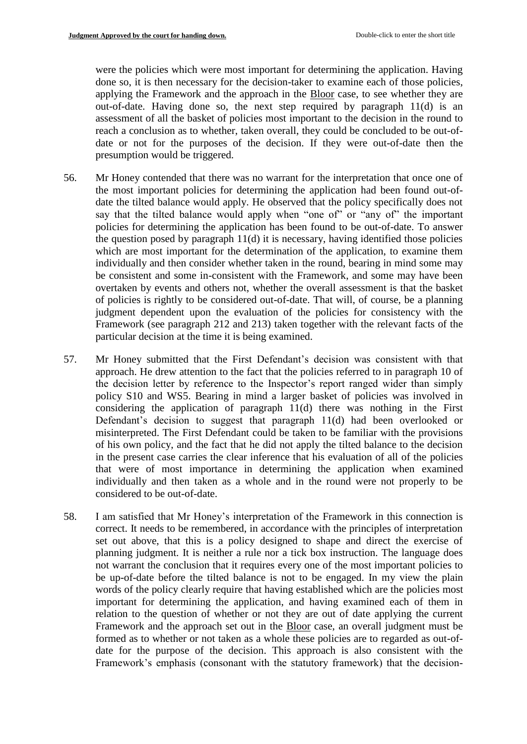were the policies which were most important for determining the application. Having done so, it is then necessary for the decision-taker to examine each of those policies, applying the Framework and the approach in the Bloor case, to see whether they are out-of-date. Having done so, the next step required by paragraph 11(d) is an assessment of all the basket of policies most important to the decision in the round to reach a conclusion as to whether, taken overall, they could be concluded to be out-of-date or not for the purposes of the decision. If they were out-of-date then the presumption would be triggered.

56. Mr Honey contended that there was no warrant for the interpretation that once one of the most important policies for determining the application had been found out-of-date the tilted balance would apply. He observed that the policy specifically does not say that the tilted balance would apply when "one of" or "any of" the important policies for determining the application has been found to be out-of-date. To answer the question posed by paragraph 11(d) it is necessary, having identified those policies which are most important for the determination of the application, to examine them individually and then consider whether taken in the round, bearing in mind some may be consistent and some in-consistent with the Framework, and some may have been overtaken by events and others not, whether the overall assessment is that the basket of policies is rightly to be considered out-of-date. That will, of course, be a planning judgment dependent upon the evaluation of the policies for consistency with the Framework (see paragraph 212 and 213) taken together with the relevant facts of the particular decision at the time it is being examined.

57. Mr Honey submitted that the First Defendant's decision was consistent with that approach. He drew attention to the fact that the policies referred to in paragraph 10 of the decision letter by reference to the Inspector's report ranged wider than simply policy S10 and WS5. Bearing in mind a larger basket of policies was involved in considering the application of paragraph 11(d) there was nothing in the First Defendant's decision to suggest that paragraph 11(d) had been overlooked or misinterpreted. The First Defendant could be taken to be familiar with the provisions of his own policy, and the fact that he did not apply the tilted balance to the decision in the present case carries the clear inference that his evaluation of all of the policies that were of most importance in determining the application when examined individually and then taken as a whole and in the round were not properly to be considered to be out-of-date.

58. I am satisfied that Mr Honey's interpretation of the Framework in this connection is correct. It needs to be remembered, in accordance with the principles of interpretation set out above, that this is a policy designed to shape and direct the exercise of planning judgment. It is neither a rule nor a tick box instruction. The language does not warrant the conclusion that it requires every one of the most important policies to be up-of-date before the tilted balance is not to be engaged. In my view the plain words of the policy clearly require that having established which are the policies most important for determining the application, and having examined each of them in relation to the question of whether or not they are out of date applying the current Framework and the approach set out in the Bloor case, an overall judgment must be formed as to whether or not taken as a whole these policies are to regarded as out-of-date for the purpose of the decision. This approach is also consistent with the Framework's emphasis (consonant with the statutory framework) that the decision-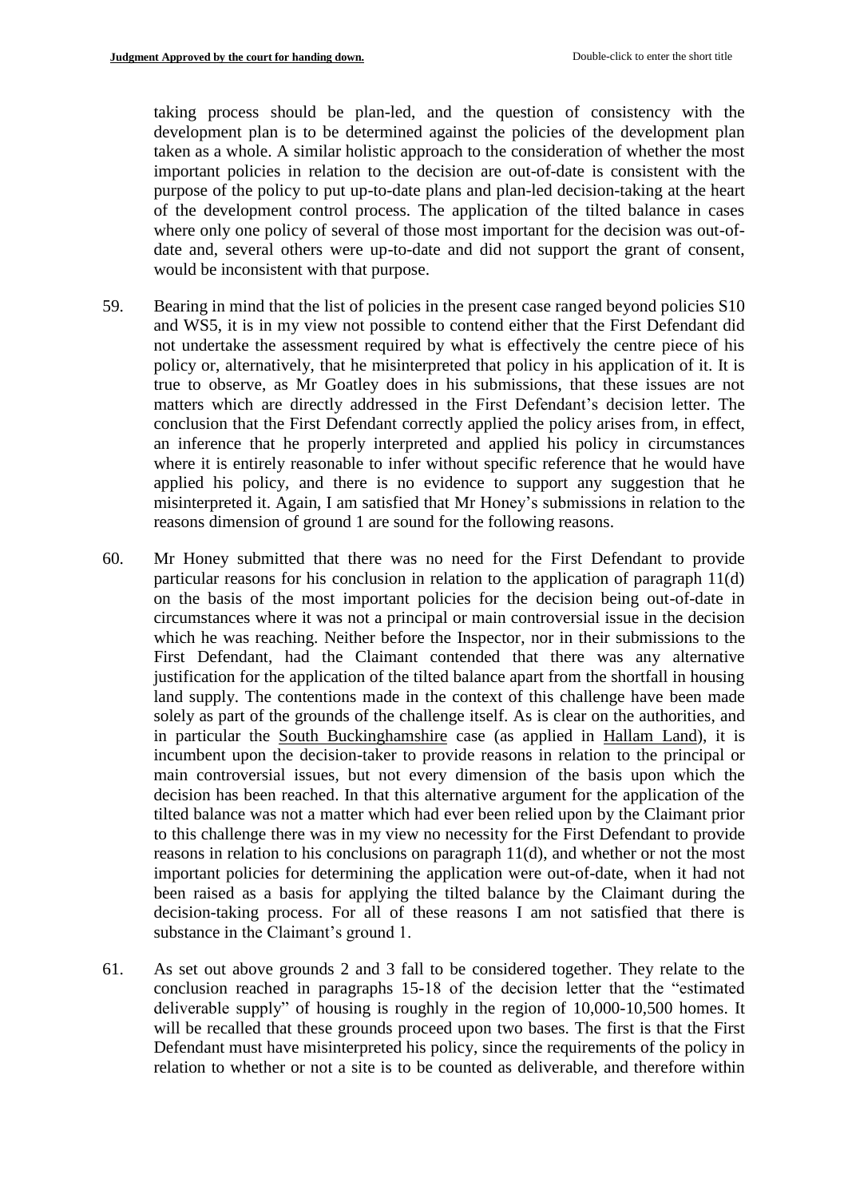taking process should be plan-led, and the question of consistency with the development plan is to be determined against the policies of the development plan taken as a whole. A similar holistic approach to the consideration of whether the most important policies in relation to the decision are out-of-date is consistent with the purpose of the policy to put up-to-date plans and plan-led decision-taking at the heart of the development control process. The application of the tilted balance in cases where only one policy of several of those most important for the decision was out-of-date and, several others were up-to-date and did not support the grant of consent, would be inconsistent with that purpose.

59. Bearing in mind that the list of policies in the present case ranged beyond policies S10 and WS5, it is in my view not possible to contend either that the First Defendant did not undertake the assessment required by what is effectively the centre piece of his policy or, alternatively, that he misinterpreted that policy in his application of it. It is true to observe, as Mr Goatley does in his submissions, that these issues are not matters which are directly addressed in the First Defendant's decision letter. The conclusion that the First Defendant correctly applied the policy arises from, in effect, an inference that he properly interpreted and applied his policy in circumstances where it is entirely reasonable to infer without specific reference that he would have applied his policy, and there is no evidence to support any suggestion that he misinterpreted it. Again, I am satisfied that Mr Honey's submissions in relation to the reasons dimension of ground 1 are sound for the following reasons.

60. Mr Honey submitted that there was no need for the First Defendant to provide particular reasons for his conclusion in relation to the application of paragraph 11(d) on the basis of the most important policies for the decision being out-of-date in circumstances where it was not a principal or main controversial issue in the decision which he was reaching. Neither before the Inspector, nor in their submissions to the First Defendant, had the Claimant contended that there was any alternative justification for the application of the tilted balance apart from the shortfall in housing land supply. The contentions made in the context of this challenge have been made solely as part of the grounds of the challenge itself. As is clear on the authorities, and in particular the <u>South Buckinghamshire</u> case (as applied in <u>Hallam Land</u>), it is incumbent upon the decision-taker to provide reasons in relation to the principal or main controversial issues, but not every dimension of the basis upon which the decision has been reached. In that this alternative argument for the application of the tilted balance was not a matter which had ever been relied upon by the Claimant prior to this challenge there was in my view no necessity for the First Defendant to provide reasons in relation to his conclusions on paragraph 11(d), and whether or not the most important policies for determining the application were out-of-date, when it had not been raised as a basis for applying the tilted balance by the Claimant during the decision-taking process. For all of these reasons I am not satisfied that there is substance in the Claimant's ground 1.

61. As set out above grounds 2 and 3 fall to be considered together. They relate to the conclusion reached in paragraphs 15-18 of the decision letter that the "estimated deliverable supply" of housing is roughly in the region of 10,000-10,500 homes. It will be recalled that these grounds proceed upon two bases. The first is that the First Defendant must have misinterpreted his policy, since the requirements of the policy in relation to whether or not a site is to be counted as deliverable, and therefore within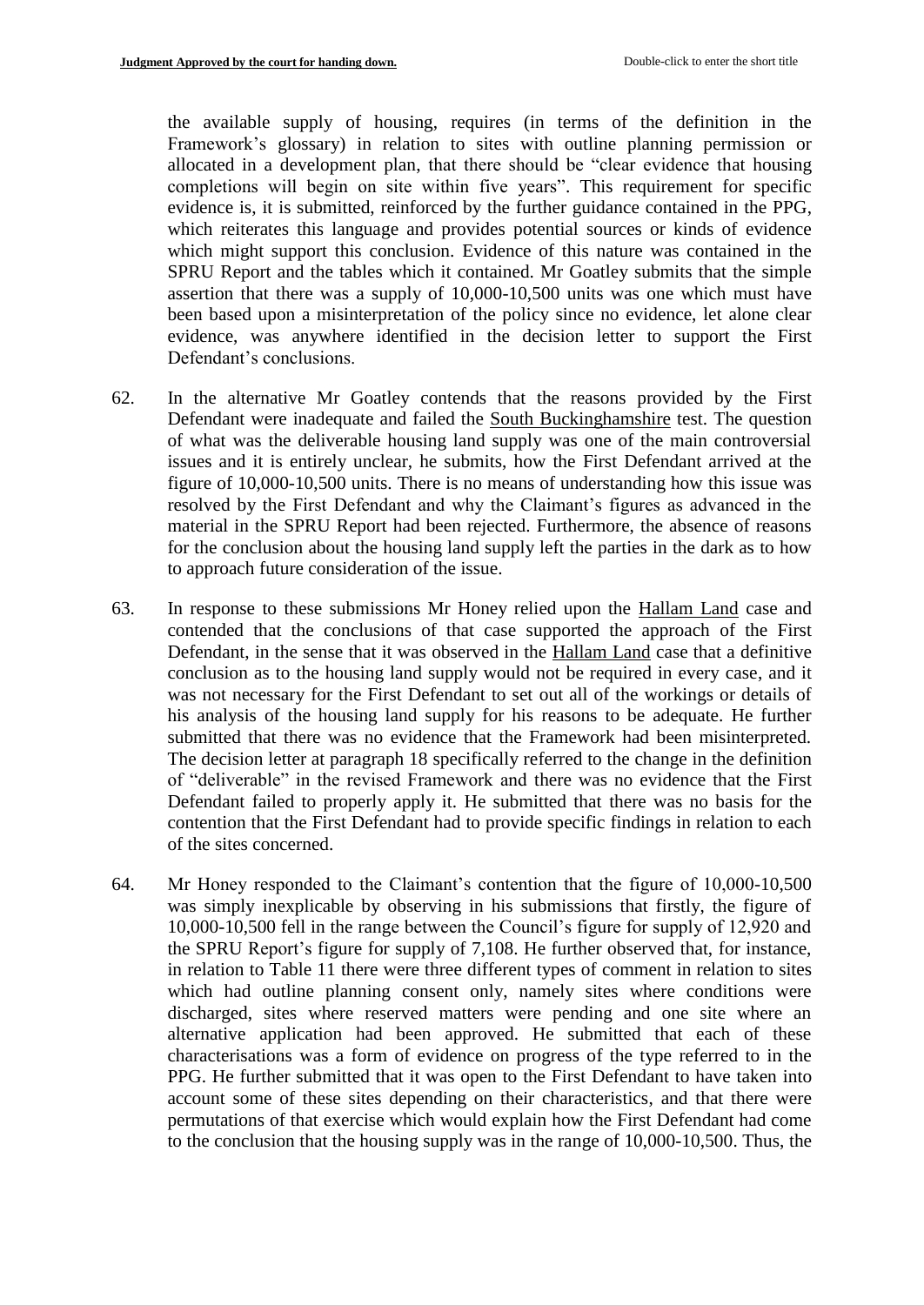the available supply of housing, requires (in terms of the definition in the Framework's glossary) in relation to sites with outline planning permission or allocated in a development plan, that there should be "clear evidence that housing completions will begin on site within five years". This requirement for specific evidence is, it is submitted, reinforced by the further guidance contained in the PPG, which reiterates this language and provides potential sources or kinds of evidence which might support this conclusion. Evidence of this nature was contained in the SPRU Report and the tables which it contained. Mr Goatley submits that the simple assertion that there was a supply of 10,000-10,500 units was one which must have been based upon a misinterpretation of the policy since no evidence, let alone clear evidence, was anywhere identified in the decision letter to support the First Defendant's conclusions.

62. In the alternative Mr Goatley contends that the reasons provided by the First Defendant were inadequate and failed the South Buckinghamshire test. The question of what was the deliverable housing land supply was one of the main controversial issues and it is entirely unclear, he submits, how the First Defendant arrived at the figure of 10,000-10,500 units. There is no means of understanding how this issue was resolved by the First Defendant and why the Claimant's figures as advanced in the material in the SPRU Report had been rejected. Furthermore, the absence of reasons for the conclusion about the housing land supply left the parties in the dark as to how to approach future consideration of the issue.

63. In response to these submissions Mr Honey relied upon the Hallam Land case and contended that the conclusions of that case supported the approach of the First Defendant, in the sense that it was observed in the Hallam Land case that a definitive conclusion as to the housing land supply would not be required in every case, and it was not necessary for the First Defendant to set out all of the workings or details of his analysis of the housing land supply for his reasons to be adequate. He further submitted that there was no evidence that the Framework had been misinterpreted. The decision letter at paragraph 18 specifically referred to the change in the definition of "deliverable" in the revised Framework and there was no evidence that the First Defendant failed to properly apply it. He submitted that there was no basis for the contention that the First Defendant had to provide specific findings in relation to each of the sites concerned.

64. Mr Honey responded to the Claimant's contention that the figure of 10,000-10,500 was simply inexplicable by observing in his submissions that firstly, the figure of 10,000-10,500 fell in the range between the Council's figure for supply of 12,920 and the SPRU Report's figure for supply of 7,108. He further observed that, for instance, in relation to Table 11 there were three different types of comment in relation to sites which had outline planning consent only, namely sites where conditions were discharged, sites where reserved matters were pending and one site where an alternative application had been approved. He submitted that each of these characterisations was a form of evidence on progress of the type referred to in the PPG. He further submitted that it was open to the First Defendant to have taken into account some of these sites depending on their characteristics, and that there were permutations of that exercise which would explain how the First Defendant had come to the conclusion that the housing supply was in the range of 10,000-10,500. Thus, the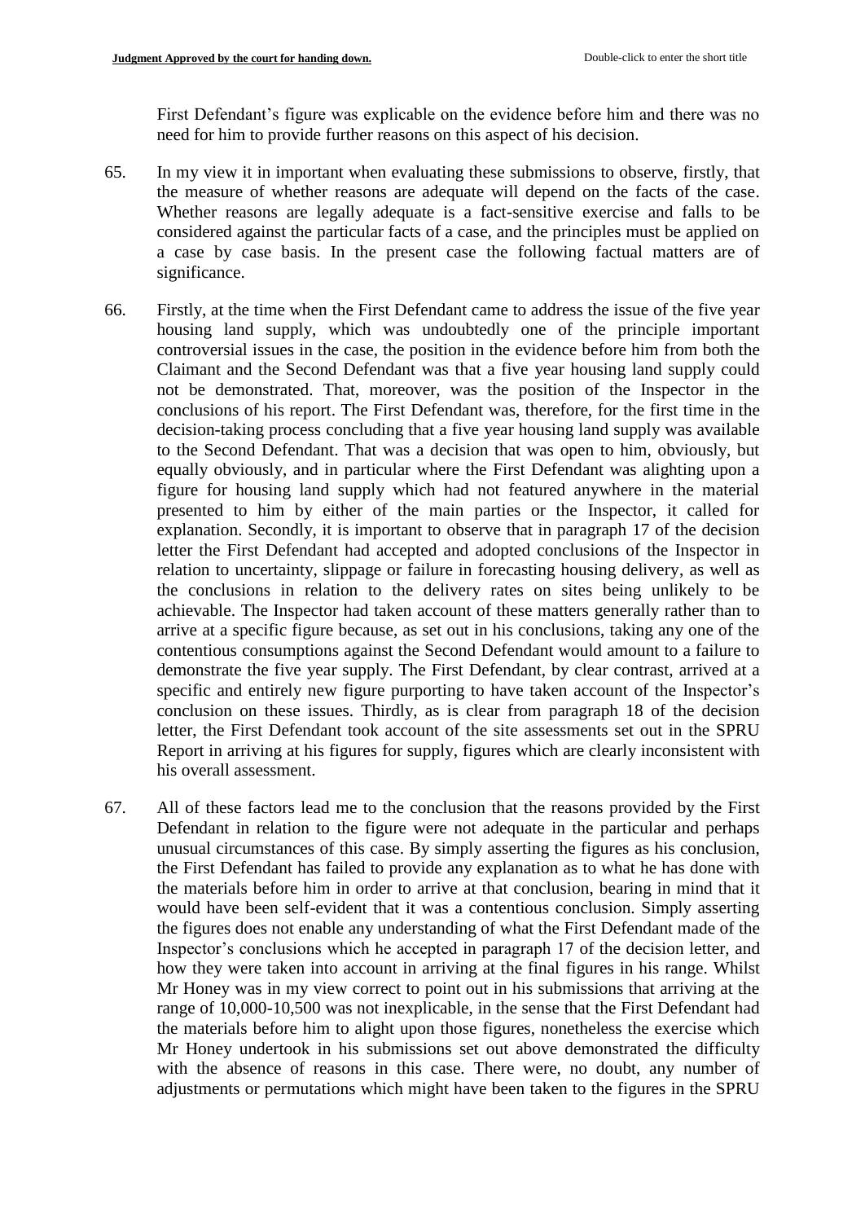First Defendant's figure was explicable on the evidence before him and there was no need for him to provide further reasons on this aspect of his decision.

65. In my view it in important when evaluating these submissions to observe, firstly, that the measure of whether reasons are adequate will depend on the facts of the case. Whether reasons are legally adequate is a fact-sensitive exercise and falls to be considered against the particular facts of a case, and the principles must be applied on a case by case basis. In the present case the following factual matters are of significance.

66. Firstly, at the time when the First Defendant came to address the issue of the five year housing land supply, which was undoubtedly one of the principle important controversial issues in the case, the position in the evidence before him from both the Claimant and the Second Defendant was that a five year housing land supply could not be demonstrated. That, moreover, was the position of the Inspector in the conclusions of his report. The First Defendant was, therefore, for the first time in the decision-taking process concluding that a five year housing land supply was available to the Second Defendant. That was a decision that was open to him, obviously, but equally obviously, and in particular where the First Defendant was alighting upon a figure for housing land supply which had not featured anywhere in the material presented to him by either of the main parties or the Inspector, it called for explanation. Secondly, it is important to observe that in paragraph 17 of the decision letter the First Defendant had accepted and adopted conclusions of the Inspector in relation to uncertainty, slippage or failure in forecasting housing delivery, as well as the conclusions in relation to the delivery rates on sites being unlikely to be achievable. The Inspector had taken account of these matters generally rather than to arrive at a specific figure because, as set out in his conclusions, taking any one of the contentious consumptions against the Second Defendant would amount to a failure to demonstrate the five year supply. The First Defendant, by clear contrast, arrived at a specific and entirely new figure purporting to have taken account of the Inspector's conclusion on these issues. Thirdly, as is clear from paragraph 18 of the decision letter, the First Defendant took account of the site assessments set out in the SPRU Report in arriving at his figures for supply, figures which are clearly inconsistent with his overall assessment.

67. All of these factors lead me to the conclusion that the reasons provided by the First Defendant in relation to the figure were not adequate in the particular and perhaps unusual circumstances of this case. By simply asserting the figures as his conclusion, the First Defendant has failed to provide any explanation as to what he has done with the materials before him in order to arrive at that conclusion, bearing in mind that it would have been self-evident that it was a contentious conclusion. Simply asserting the figures does not enable any understanding of what the First Defendant made of the Inspector's conclusions which he accepted in paragraph 17 of the decision letter, and how they were taken into account in arriving at the final figures in his range. Whilst Mr Honey was in my view correct to point out in his submissions that arriving at the range of 10,000-10,500 was not inexplicable, in the sense that the First Defendant had the materials before him to alight upon those figures, nonetheless the exercise which Mr Honey undertook in his submissions set out above demonstrated the difficulty with the absence of reasons in this case. There were, no doubt, any number of adjustments or permutations which might have been taken to the figures in the SPRU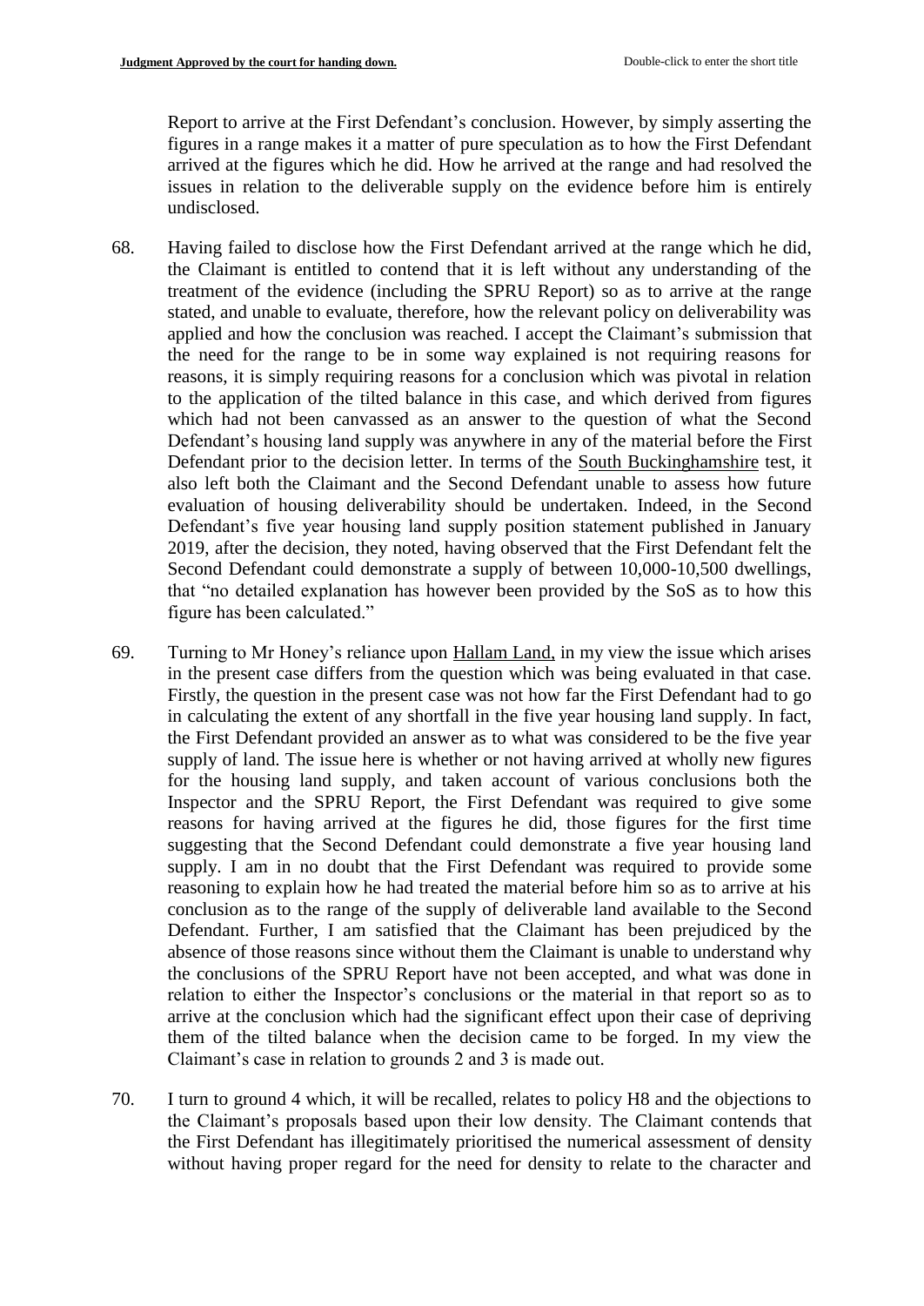Report to arrive at the First Defendant's conclusion. However, by simply asserting the figures in a range makes it a matter of pure speculation as to how the First Defendant arrived at the figures which he did. How he arrived at the range and had resolved the issues in relation to the deliverable supply on the evidence before him is entirely undisclosed.

68. Having failed to disclose how the First Defendant arrived at the range which he did, the Claimant is entitled to contend that it is left without any understanding of the treatment of the evidence (including the SPRU Report) so as to arrive at the range stated, and unable to evaluate, therefore, how the relevant policy on deliverability was applied and how the conclusion was reached. I accept the Claimant's submission that the need for the range to be in some way explained is not requiring reasons for reasons, it is simply requiring reasons for a conclusion which was pivotal in relation to the application of the tilted balance in this case, and which derived from figures which had not been canvassed as an answer to the question of what the Second Defendant's housing land supply was anywhere in any of the material before the First Defendant prior to the decision letter. In terms of the South Buckinghamshire test, it also left both the Claimant and the Second Defendant unable to assess how future evaluation of housing deliverability should be undertaken. Indeed, in the Second Defendant's five year housing land supply position statement published in January 2019, after the decision, they noted, having observed that the First Defendant felt the Second Defendant could demonstrate a supply of between 10,000-10,500 dwellings, that "no detailed explanation has however been provided by the SoS as to how this figure has been calculated."

69. Turning to Mr Honey's reliance upon Hallam Land, in my view the issue which arises in the present case differs from the question which was being evaluated in that case. Firstly, the question in the present case was not how far the First Defendant had to go in calculating the extent of any shortfall in the five year housing land supply. In fact, the First Defendant provided an answer as to what was considered to be the five year supply of land. The issue here is whether or not having arrived at wholly new figures for the housing land supply, and taken account of various conclusions both the Inspector and the SPRU Report, the First Defendant was required to give some reasons for having arrived at the figures he did, those figures for the first time suggesting that the Second Defendant could demonstrate a five year housing land supply. I am in no doubt that the First Defendant was required to provide some reasoning to explain how he had treated the material before him so as to arrive at his conclusion as to the range of the supply of deliverable land available to the Second Defendant. Further, I am satisfied that the Claimant has been prejudiced by the absence of those reasons since without them the Claimant is unable to understand why the conclusions of the SPRU Report have not been accepted, and what was done in relation to either the Inspector's conclusions or the material in that report so as to arrive at the conclusion which had the significant effect upon their case of depriving them of the tilted balance when the decision came to be forged. In my view the Claimant's case in relation to grounds 2 and 3 is made out.

70. I turn to ground 4 which, it will be recalled, relates to policy H8 and the objections to the Claimant's proposals based upon their low density. The Claimant contends that the First Defendant has illegitimately prioritised the numerical assessment of density without having proper regard for the need for density to relate to the character and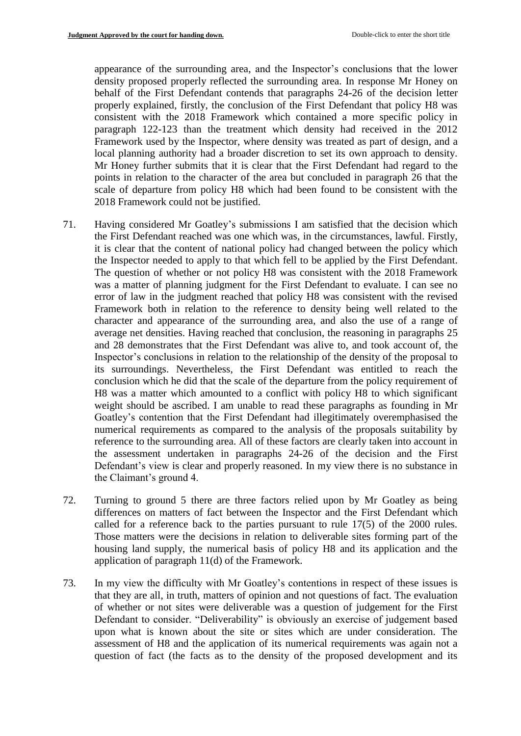appearance of the surrounding area, and the Inspector's conclusions that the lower density proposed properly reflected the surrounding area. In response Mr Honey on behalf of the First Defendant contends that paragraphs 24-26 of the decision letter properly explained, firstly, the conclusion of the First Defendant that policy H8 was consistent with the 2018 Framework which contained a more specific policy in paragraph 122-123 than the treatment which density had received in the 2012 Framework used by the Inspector, where density was treated as part of design, and a local planning authority had a broader discretion to set its own approach to density. Mr Honey further submits that it is clear that the First Defendant had regard to the points in relation to the character of the area but concluded in paragraph 26 that the scale of departure from policy H8 which had been found to be consistent with the 2018 Framework could not be justified.

71. Having considered Mr Goatley's submissions I am satisfied that the decision which the First Defendant reached was one which was, in the circumstances, lawful. Firstly, it is clear that the content of national policy had changed between the policy which the Inspector needed to apply to that which fell to be applied by the First Defendant. The question of whether or not policy H8 was consistent with the 2018 Framework was a matter of planning judgment for the First Defendant to evaluate. I can see no error of law in the judgment reached that policy H8 was consistent with the revised Framework both in relation to the reference to density being well related to the character and appearance of the surrounding area, and also the use of a range of average net densities. Having reached that conclusion, the reasoning in paragraphs 25 and 28 demonstrates that the First Defendant was alive to, and took account of, the Inspector's conclusions in relation to the relationship of the density of the proposal to its surroundings. Nevertheless, the First Defendant was entitled to reach the conclusion which he did that the scale of the departure from the policy requirement of H8 was a matter which amounted to a conflict with policy H8 to which significant weight should be ascribed. I am unable to read these paragraphs as founding in Mr Goatley's contention that the First Defendant had illegitimately overemphasised the numerical requirements as compared to the analysis of the proposals suitability by reference to the surrounding area. All of these factors are clearly taken into account in the assessment undertaken in paragraphs 24-26 of the decision and the First Defendant's view is clear and properly reasoned. In my view there is no substance in the Claimant's ground 4.

72. Turning to ground 5 there are three factors relied upon by Mr Goatley as being differences on matters of fact between the Inspector and the First Defendant which called for a reference back to the parties pursuant to rule 17(5) of the 2000 rules. Those matters were the decisions in relation to deliverable sites forming part of the housing land supply, the numerical basis of policy H8 and its application and the application of paragraph 11(d) of the Framework.

73. In my view the difficulty with Mr Goatley's contentions in respect of these issues is that they are all, in truth, matters of opinion and not questions of fact. The evaluation of whether or not sites were deliverable was a question of judgement for the First Defendant to consider. "Deliverability" is obviously an exercise of judgement based upon what is known about the site or sites which are under consideration. The assessment of H8 and the application of its numerical requirements was again not a question of fact (the facts as to the density of the proposed development and its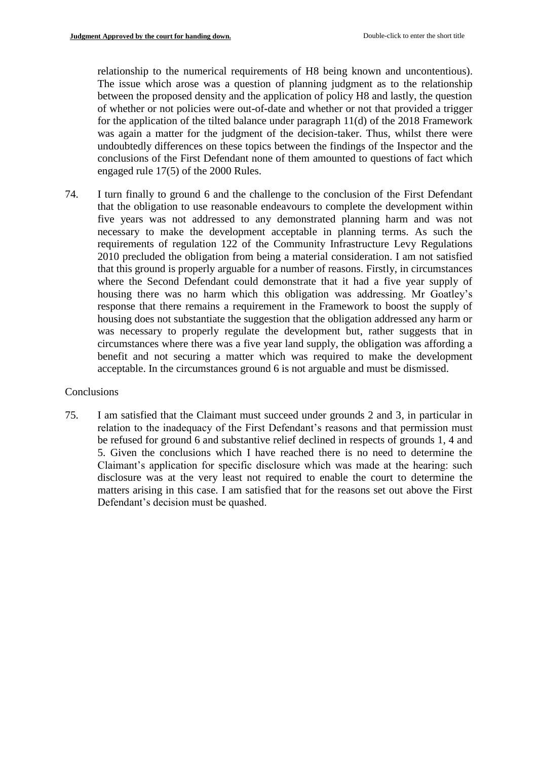relationship to the numerical requirements of H8 being known and uncontentious). The issue which arose was a question of planning judgment as to the relationship between the proposed density and the application of policy H8 and lastly, the question of whether or not policies were out-of-date and whether or not that provided a trigger for the application of the tilted balance under paragraph 11(d) of the 2018 Framework was again a matter for the judgment of the decision-taker. Thus, whilst there were undoubtedly differences on these topics between the findings of the Inspector and the conclusions of the First Defendant none of them amounted to questions of fact which engaged rule 17(5) of the 2000 Rules.

74. I turn finally to ground 6 and the challenge to the conclusion of the First Defendant that the obligation to use reasonable endeavours to complete the development within five years was not addressed to any demonstrated planning harm and was not necessary to make the development acceptable in planning terms. As such the requirements of regulation 122 of the Community Infrastructure Levy Regulations 2010 precluded the obligation from being a material consideration. I am not satisfied that this ground is properly arguable for a number of reasons. Firstly, in circumstances where the Second Defendant could demonstrate that it had a five year supply of housing there was no harm which this obligation was addressing. Mr Goatley's response that there remains a requirement in the Framework to boost the supply of housing does not substantiate the suggestion that the obligation addressed any harm or was necessary to properly regulate the development but, rather suggests that in circumstances where there was a five year land supply, the obligation was affording a benefit and not securing a matter which was required to make the development acceptable. In the circumstances ground 6 is not arguable and must be dismissed.

Conclusions

75. I am satisfied that the Claimant must succeed under grounds 2 and 3, in particular in relation to the inadequacy of the First Defendant's reasons and that permission must be refused for ground 6 and substantive relief declined in respects of grounds 1, 4 and 5. Given the conclusions which I have reached there is no need to determine the Claimant's application for specific disclosure which was made at the hearing: such disclosure was at the very least not required to enable the court to determine the matters arising in this case. I am satisfied that for the reasons set out above the First Defendant's decision must be quashed.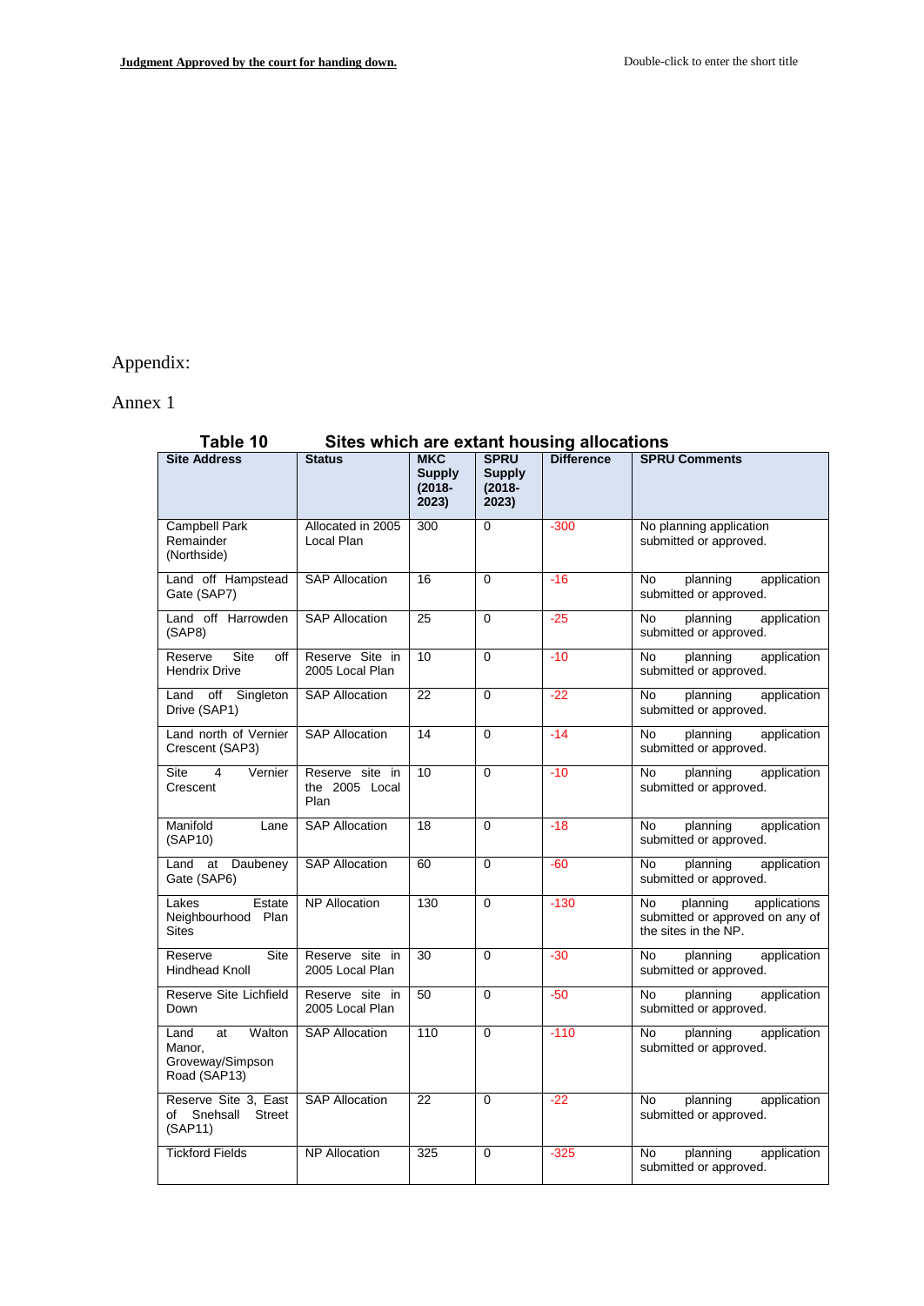Appendix:

Annex 1

**Table 10 Sites which are extant housing allocations**

| Site Address | Status | MKC Supply (2018-2023) | SPRU Supply (2018-2023) | Difference | SPRU Comments |
|---|---|---|---|---|---|
| Campbell Park Remainder (Northside) | Allocated in 2005 Local Plan | 300 | 0 | -300 | No planning application submitted or approved. |
| Land off Hampstead Gate (SAP7) | SAP Allocation | 16 | 0 | -16 | No planning application submitted or approved. |
| Land off Harrowden (SAP8) | SAP Allocation | 25 | 0 | -25 | No planning application submitted or approved. |
| Reserve Site off Hendrix Drive | Reserve Site in 2005 Local Plan | 10 | 0 | -10 | No planning application submitted or approved. |
| Land off Singleton Drive (SAP1) | SAP Allocation | 22 | 0 | -22 | No planning application submitted or approved. |
| Land north of Vernier Crescent (SAP3) | SAP Allocation | 14 | 0 | -14 | No planning application submitted or approved. |
| Site 4 Vernier Crescent | Reserve site in the 2005 Local Plan | 10 | 0 | -10 | No planning application submitted or approved. |
| Manifold Lane (SAP10) | SAP Allocation | 18 | 0 | -18 | No planning application submitted or approved. |
| Land at Daubeney Gate (SAP6) | SAP Allocation | 60 | 0 | -60 | No planning application submitted or approved. |
| Lakes Estate Neighbourhood Plan Sites | NP Allocation | 130 | 0 | -130 | No planning applications submitted or approved on any of the sites in the NP. |
| Reserve Site Hindhead Knoll | Reserve site in 2005 Local Plan | 30 | 0 | -30 | No planning application submitted or approved. |
| Reserve Site Lichfield Down | Reserve site in 2005 Local Plan | 50 | 0 | -50 | No planning application submitted or approved. |
| Land at Walton Manor, Groveway/Simpson Road (SAP13) | SAP Allocation | 110 | 0 | -110 | No planning application submitted or approved. |
| Reserve Site 3, East of Snehsall Street (SAP11) | SAP Allocation | 22 | 0 | -22 | No planning application submitted or approved. |
| Tickford Fields | NP Allocation | 325 | 0 | -325 | No planning application submitted or approved. |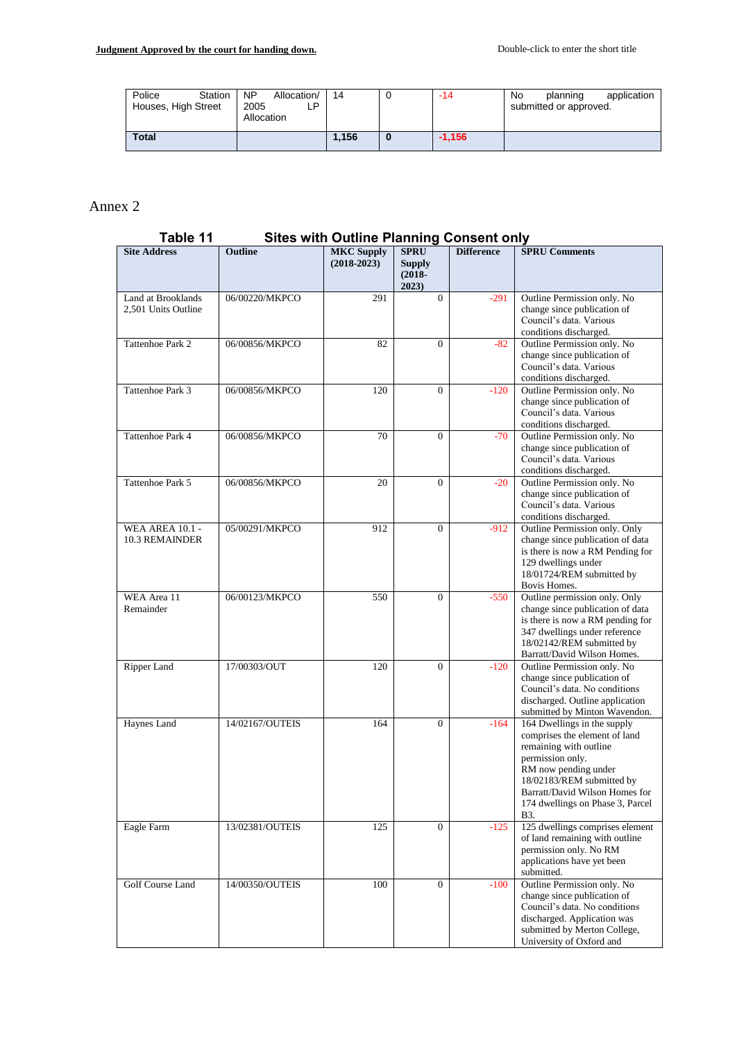| Police Station Houses, High Street | NP Allocation/ 2005 LP Allocation | 14 | 0 | -14 | No planning application submitted or approved. |
|---|---|---|---|---|---|
| **Total** | | **1,156** | **0** | **-1,156** | |

Annex 2

**Table 11 Sites with Outline Planning Consent only**

| Site Address | Outline | MKC Supply (2018-2023) | SPRU Supply (2018-2023) | Difference | SPRU Comments |
|---|---|---|---|---|---|
| Land at Brooklands 2,501 Units Outline | 06/00220/MKPCO | 291 | 0 | -291 | Outline Permission only. No change since publication of Council's data. Various conditions discharged. |
| Tattenhoe Park 2 | 06/00856/MKPCO | 82 | 0 | -82 | Outline Permission only. No change since publication of Council's data. Various conditions discharged. |
| Tattenhoe Park 3 | 06/00856/MKPCO | 120 | 0 | -120 | Outline Permission only. No change since publication of Council's data. Various conditions discharged. |
| Tattenhoe Park 4 | 06/00856/MKPCO | 70 | 0 | -70 | Outline Permission only. No change since publication of Council's data. Various conditions discharged. |
| Tattenhoe Park 5 | 06/00856/MKPCO | 20 | 0 | -20 | Outline Permission only. No change since publication of Council's data. Various conditions discharged. |
| WEA AREA 10.1 - 10.3 REMAINDER | 05/00291/MKPCO | 912 | 0 | -912 | Outline Permission only. Only change since publication of data is there is now a RM Pending for 129 dwellings under 18/01724/REM submitted by Bovis Homes. |
| WEA Area 11 Remainder | 06/00123/MKPCO | 550 | 0 | -550 | Outline permission only. Only change since publication of data is there is now a RM pending for 347 dwellings under reference 18/02142/REM submitted by Barratt/David Wilson Homes. |
| Ripper Land | 17/00303/OUT | 120 | 0 | -120 | Outline Permission only. No change since publication of Council's data. No conditions discharged. Outline application submitted by Minton Wavendon. |
| Haynes Land | 14/02167/OUTEIS | 164 | 0 | -164 | 164 Dwellings in the supply comprises the element of land remaining with outline permission only. RM now pending under 18/02183/REM submitted by Barratt/David Wilson Homes for 174 dwellings on Phase 3, Parcel B3. |
| Eagle Farm | 13/02381/OUTEIS | 125 | 0 | -125 | 125 dwellings comprises element of land remaining with outline permission only. No RM applications have yet been submitted. |
| Golf Course Land | 14/00350/OUTEIS | 100 | 0 | -100 | Outline Permission only. No change since publication of Council's data. No conditions discharged. Application was submitted by Merton College, University of Oxford and |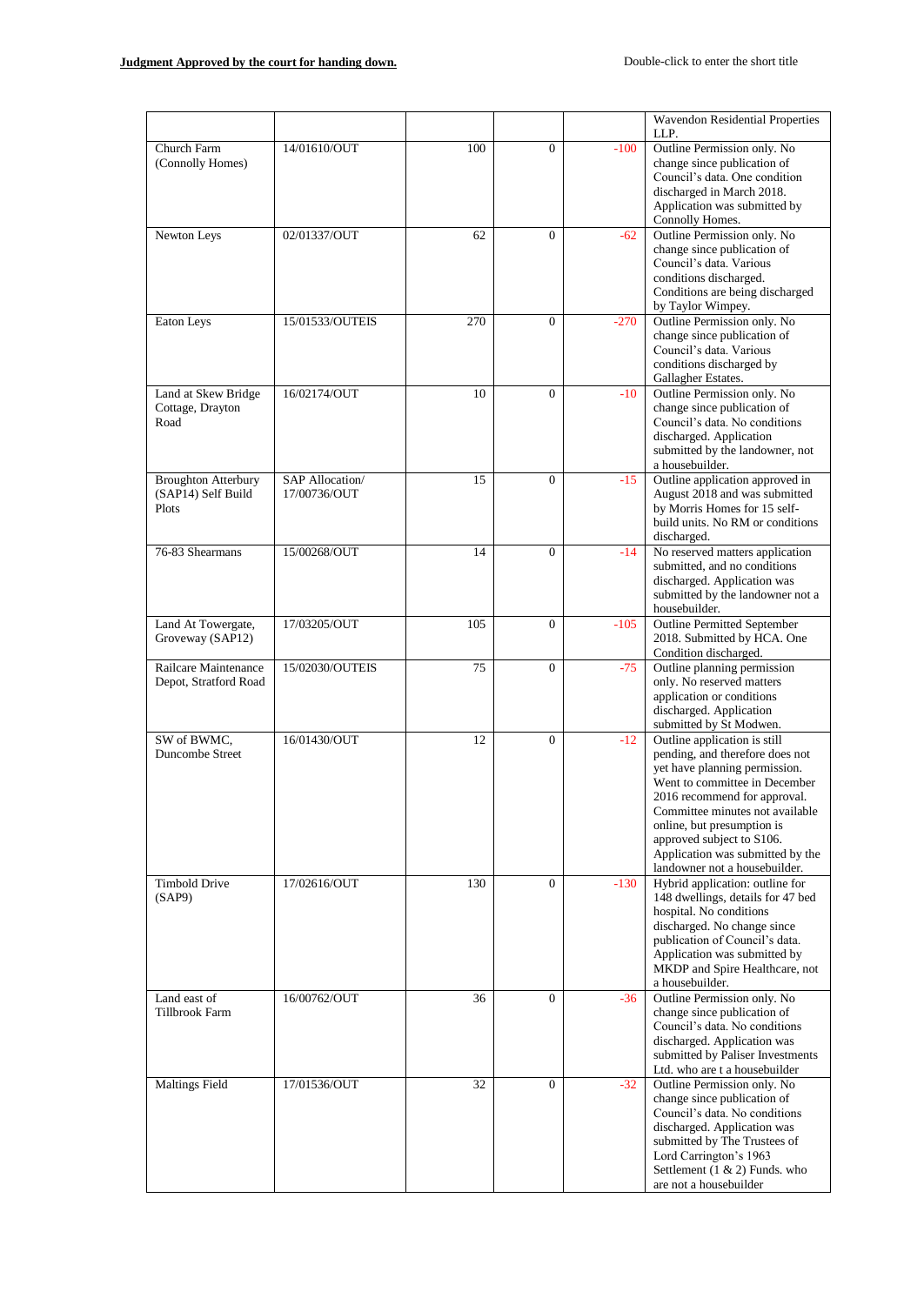| | | | | | |
|---|---|---|---|---|---|
| | | | | | Wavendon Residential Properties LLP. |
| Church Farm (Connolly Homes) | 14/01610/OUT | 100 | 0 | -100 | Outline Permission only. No change since publication of Council's data. One condition discharged in March 2018. Application was submitted by Connolly Homes. |
| Newton Leys | 02/01337/OUT | 62 | 0 | -62 | Outline Permission only. No change since publication of Council's data. Various conditions discharged. Conditions are being discharged by Taylor Wimpey. |
| Eaton Leys | 15/01533/OUTEIS | 270 | 0 | -270 | Outline Permission only. No change since publication of Council's data. Various conditions discharged by Gallagher Estates. |
| Land at Skew Bridge Cottage, Drayton Road | 16/02174/OUT | 10 | 0 | -10 | Outline Permission only. No change since publication of Council's data. No conditions discharged. Application submitted by the landowner, not a housebuilder. |
| Broughton Atterbury (SAP14) Self Build Plots | SAP Allocation/ 17/00736/OUT | 15 | 0 | -15 | Outline application approved in August 2018 and was submitted by Morris Homes for 15 self-build units. No RM or conditions discharged. |
| 76-83 Shearmans | 15/00268/OUT | 14 | 0 | -14 | No reserved matters application submitted, and no conditions discharged. Application was submitted by the landowner not a housebuilder. |
| Land At Towergate, Groveway (SAP12) | 17/03205/OUT | 105 | 0 | -105 | Outline Permitted September 2018. Submitted by HCA. One Condition discharged. |
| Railcare Maintenance Depot, Stratford Road | 15/02030/OUTEIS | 75 | 0 | -75 | Outline planning permission only. No reserved matters application or conditions discharged. Application submitted by St Modwen. |
| SW of BWMC, Duncombe Street | 16/01430/OUT | 12 | 0 | -12 | Outline application is still pending, and therefore does not yet have planning permission. Went to committee in December 2016 recommend for approval. Committee minutes not available online, but presumption is approved subject to S106. Application was submitted by the landowner not a housebuilder. |
| Timbold Drive (SAP9) | 17/02616/OUT | 130 | 0 | -130 | Hybrid application: outline for 148 dwellings, details for 47 bed hospital. No conditions discharged. No change since publication of Council's data. Application was submitted by MKDP and Spire Healthcare, not a housebuilder. |
| Land east of Tillbrook Farm | 16/00762/OUT | 36 | 0 | -36 | Outline Permission only. No change since publication of Council's data. No conditions discharged. Application was submitted by Paliser Investments Ltd. who are t a housebuilder |
| Maltings Field | 17/01536/OUT | 32 | 0 | -32 | Outline Permission only. No change since publication of Council's data. No conditions discharged. Application was submitted by The Trustees of Lord Carrington's 1963 Settlement (1 & 2) Funds. who are not a housebuilder |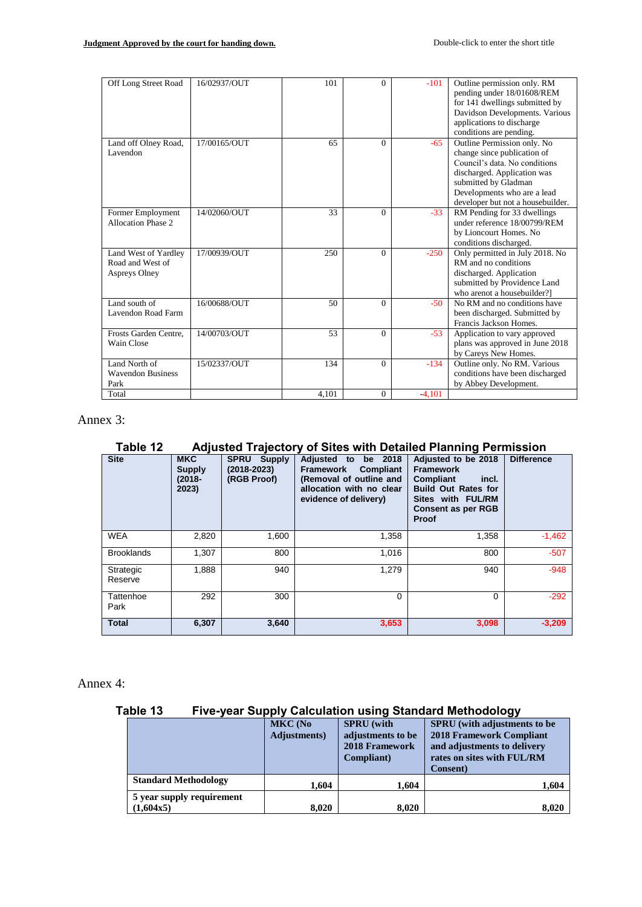| | | | | | |
|---|---|---|---|---|---|
| Off Long Street Road | 16/02937/OUT | 101 | 0 | -101 | Outline permission only. RM pending under 18/01608/REM for 141 dwellings submitted by Davidson Developments. Various applications to discharge conditions are pending. |
| Land off Olney Road, Lavendon | 17/00165/OUT | 65 | 0 | -65 | Outline Permission only. No change since publication of Council's data. No conditions discharged. Application was submitted by Gladman Developments who are a lead developer but not a housebuilder. |
| Former Employment Allocation Phase 2 | 14/02060/OUT | 33 | 0 | -33 | RM Pending for 33 dwellings under reference 18/00799/REM by Lioncourt Homes. No conditions discharged. |
| Land West of Yardley Road and West of Aspreys Olney | 17/00939/OUT | 250 | 0 | -250 | Only permitted in July 2018. No RM and no conditions discharged. Application submitted by Providence Land who arenot a housebuilder?] |
| Land south of Lavendon Road Farm | 16/00688/OUT | 50 | 0 | -50 | No RM and no conditions have been discharged. Submitted by Francis Jackson Homes. |
| Frosts Garden Centre, Wain Close | 14/00703/OUT | 53 | 0 | -53 | Application to vary approved plans was approved in June 2018 by Careys New Homes. |
| Land North of Wavendon Business Park | 15/02337/OUT | 134 | 0 | -134 | Outline only. No RM. Various conditions have been discharged by Abbey Development. |
| Total | | 4,101 | 0 | -4,101 | |

Annex 3:

**Table 12 Adjusted Trajectory of Sites with Detailed Planning Permission**

| Site | MKC Supply (2018-2023) | SPRU Supply (2018-2023) (RGB Proof) | Adjusted to be 2018 Framework Compliant (Removal of outline and allocation with no clear evidence of delivery) | Adjusted to be 2018 Framework Compliant incl. Build Out Rates for Sites with FUL/RM Consent as per RGB Proof | Difference |
|---|---|---|---|---|---|
| WEA | 2,820 | 1,600 | 1,358 | 1,358 | -1,462 |
| Brooklands | 1,307 | 800 | 1,016 | 800 | -507 |
| Strategic Reserve | 1,888 | 940 | 1,279 | 940 | -948 |
| Tattenhoe Park | 292 | 300 | 0 | 0 | -292 |
| **Total** | **6,307** | **3,640** | **3,653** | **3,098** | **-3,209** |

Annex 4:

**Table 13 Five-year Supply Calculation using Standard Methodology**

| | MKC (No Adjustments) | SPRU (with adjustments to be 2018 Framework Compliant) | SPRU (with adjustments to be 2018 Framework Compliant and adjustments to delivery rates on sites with FUL/RM Consent) |
|---|---|---|---|
| **Standard Methodology** | **1,604** | **1,604** | **1,604** |
| **5 year supply requirement (1,604x5)** | **8,020** | **8,020** | **8,020** |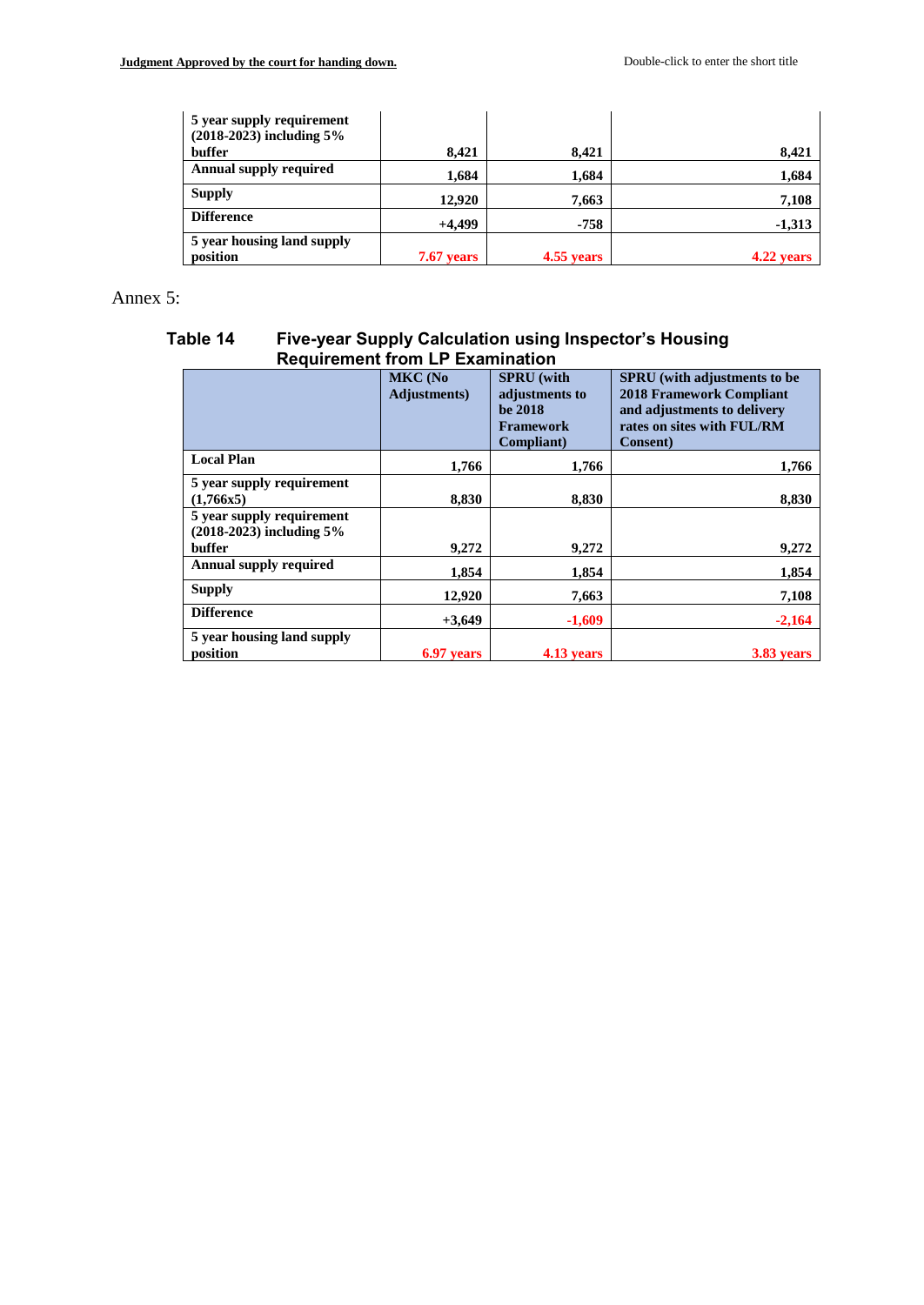| | | | |
|---|---|---|---|
| **5 year supply requirement (2018-2023) including 5% buffer** | **8,421** | **8,421** | **8,421** |
| **Annual supply required** | **1,684** | **1,684** | **1,684** |
| **Supply** | **12,920** | **7,663** | **7,108** |
| **Difference** | **+4,499** | **-758** | **-1,313** |
| **5 year housing land supply position** | **7.67 years** | **4.55 years** | **4.22 years** |

Annex 5:

**Table 14 Five-year Supply Calculation using Inspector's Housing Requirement from LP Examination**

| | **MKC (No Adjustments)** | **SPRU (with adjustments to be 2018 Framework Compliant)** | **SPRU (with adjustments to be 2018 Framework Compliant and adjustments to delivery rates on sites with FUL/RM Consent)** |
|---|---|---|---|
| **Local Plan** | **1,766** | **1,766** | **1,766** |
| **5 year supply requirement (1,766x5)** | **8,830** | **8,830** | **8,830** |
| **5 year supply requirement (2018-2023) including 5% buffer** | **9,272** | **9,272** | **9,272** |
| **Annual supply required** | **1,854** | **1,854** | **1,854** |
| **Supply** | **12,920** | **7,663** | **7,108** |
| **Difference** | **+3,649** | **-1,609** | **-2,164** |
| **5 year housing land supply position** | **6.97 years** | **4.13 years** | **3.83 years** |